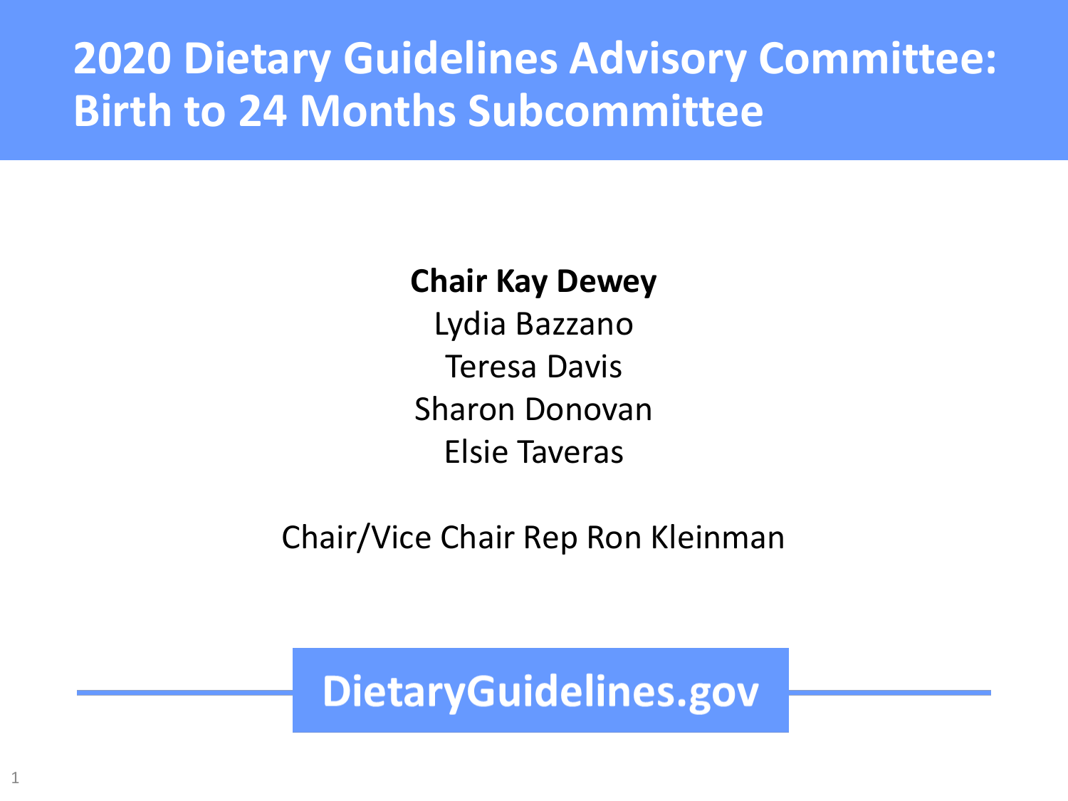# 2020 Dietary Guidelines Advisory Committee: Birth to 24 Months Subcommittee

**Chair Kay Dewey**

Lydia Bazzano

Teresa Davis

Sharon Donovan

Elsie Taveras

Chair/Vice Chair Rep Ron Kleinman

DietaryGuidelines.gov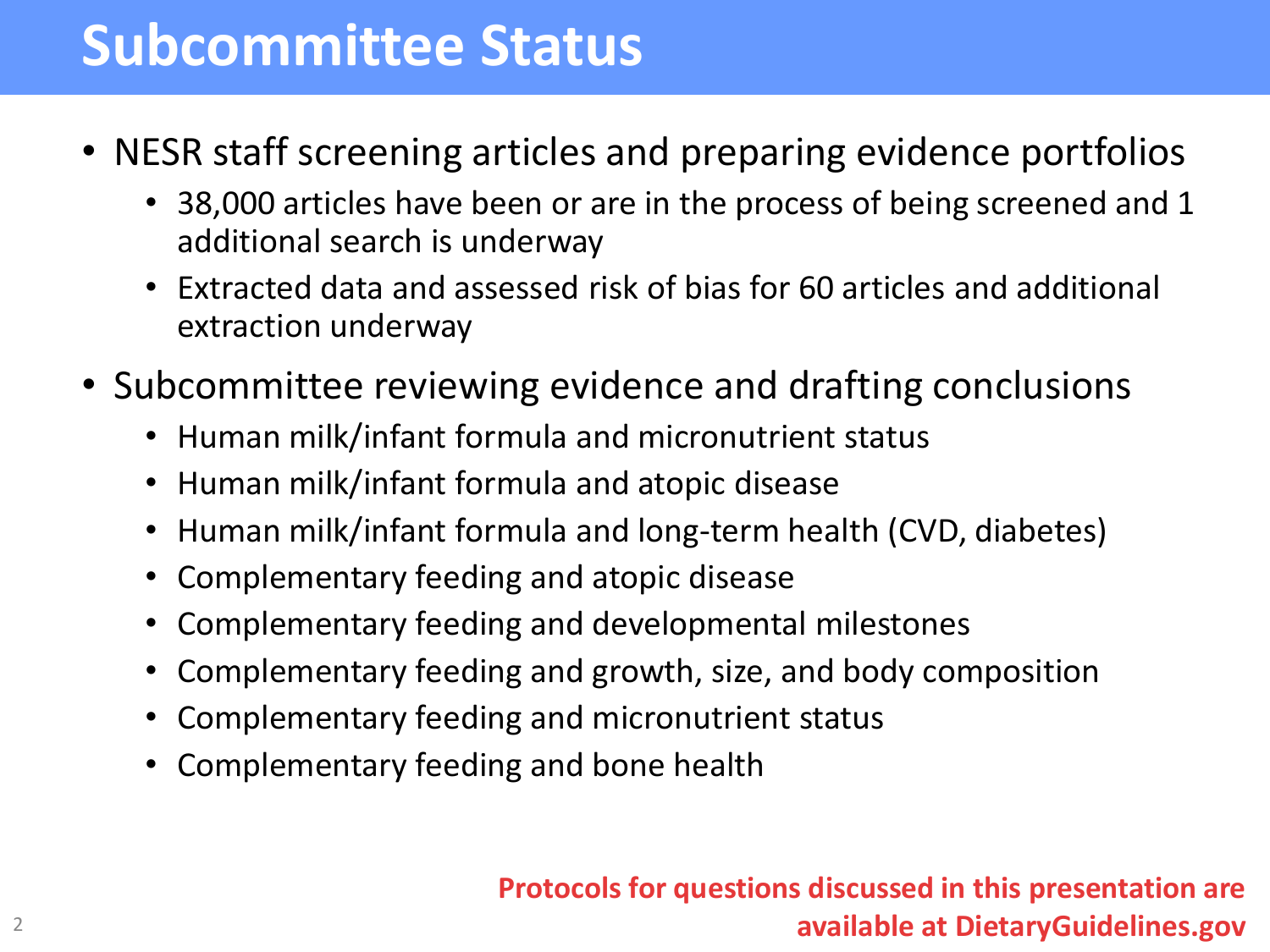# Subcommittee Status

- NESR staff screening articles and preparing evidence portfolios
  - 38,000 articles have been or are in the process of being screened and 1 additional search is underway
  - Extracted data and assessed risk of bias for 60 articles and additional extraction underway
- Subcommittee reviewing evidence and drafting conclusions
  - Human milk/infant formula and micronutrient status
  - Human milk/infant formula and atopic disease
  - Human milk/infant formula and long-term health (CVD, diabetes)
  - Complementary feeding and atopic disease
  - Complementary feeding and developmental milestones
  - Complementary feeding and growth, size, and body composition
  - Complementary feeding and micronutrient status
  - Complementary feeding and bone health

**Protocols for questions discussed in this presentation are available at DietaryGuidelines.gov**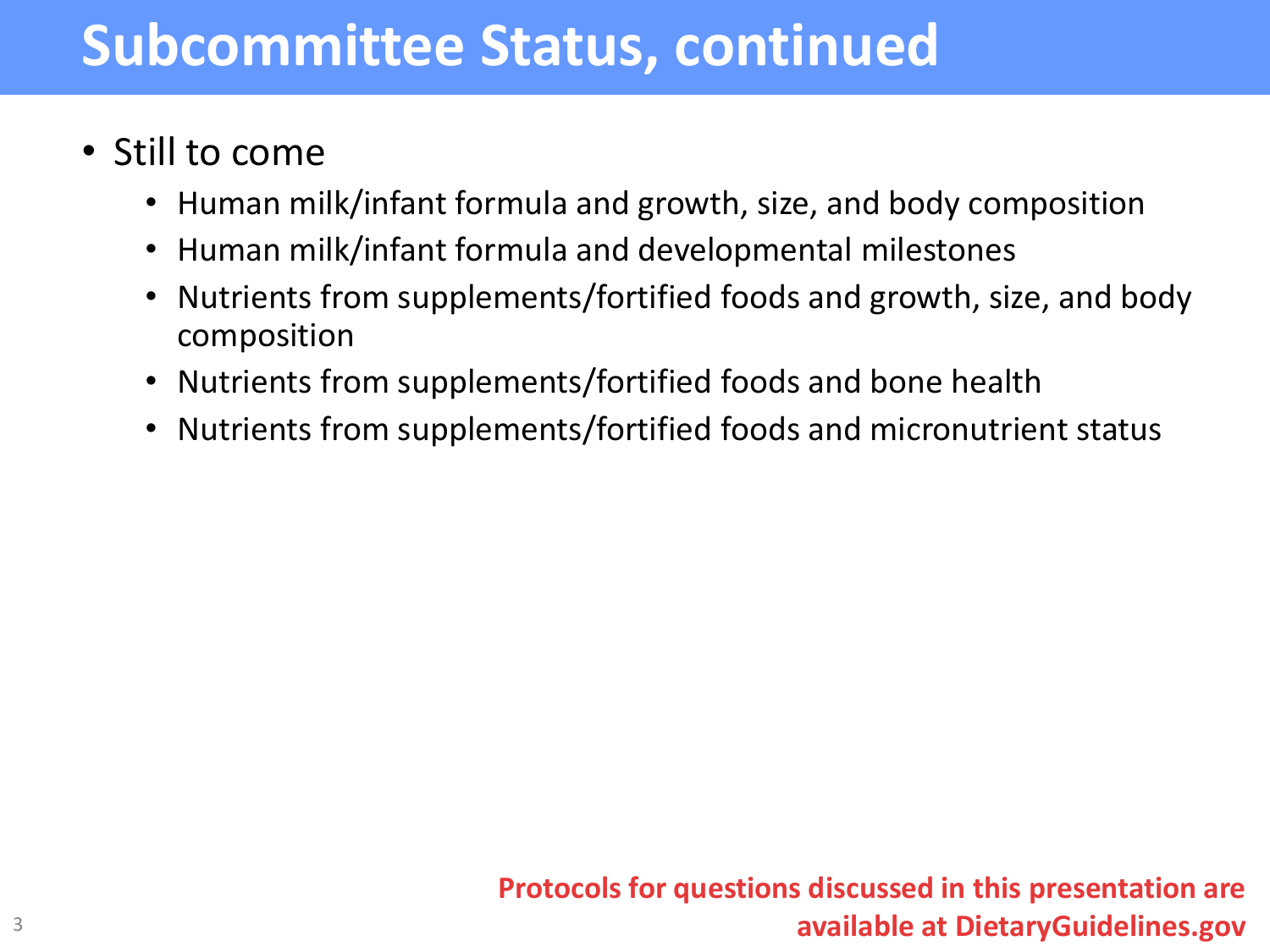# Subcommittee Status, continued

- Still to come
  - Human milk/infant formula and growth, size, and body composition
  - Human milk/infant formula and developmental milestones
  - Nutrients from supplements/fortified foods and growth, size, and body composition
  - Nutrients from supplements/fortified foods and bone health
  - Nutrients from supplements/fortified foods and micronutrient status

**Protocols for questions discussed in this presentation are available at DietaryGuidelines.gov**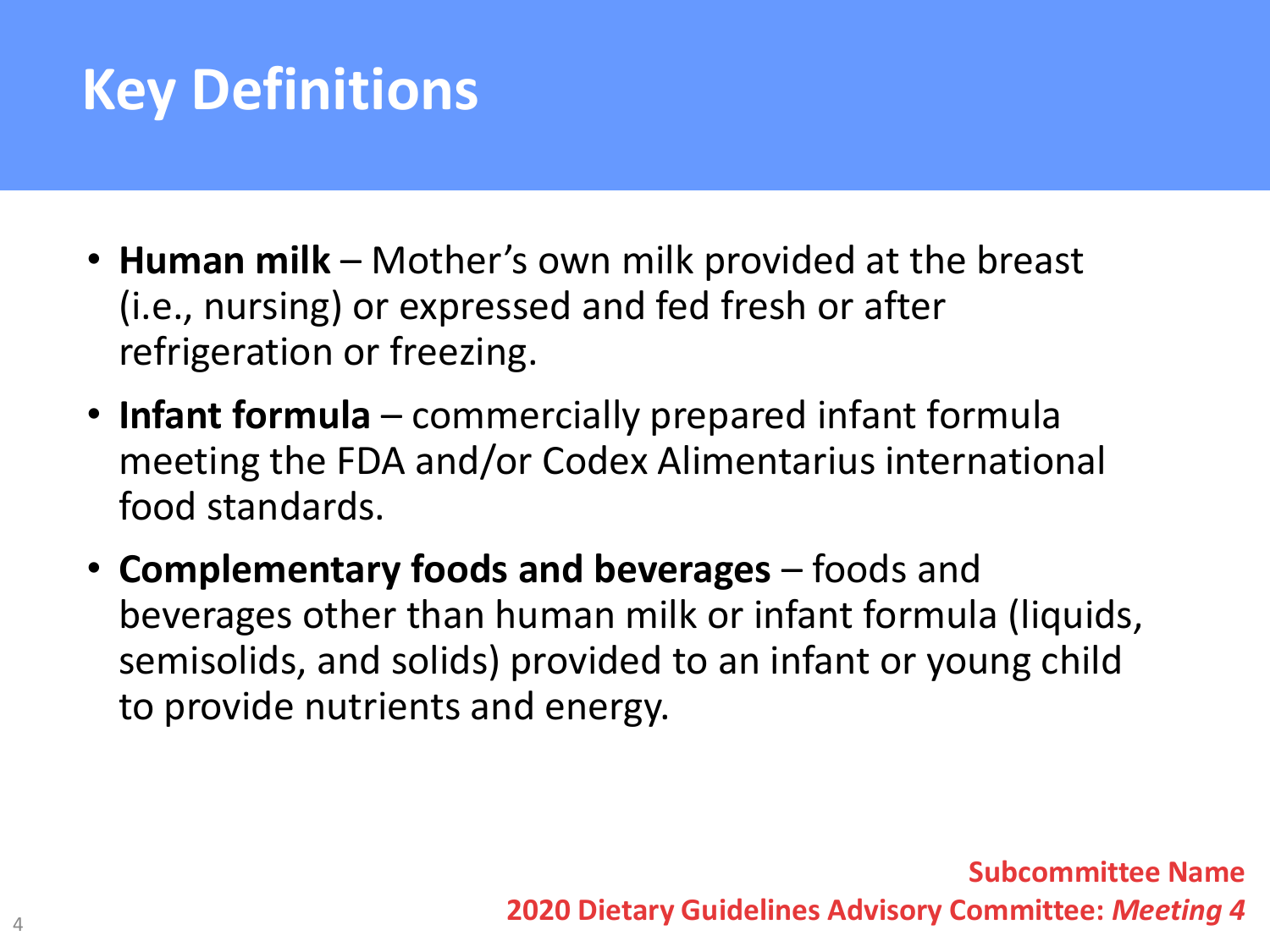# Key Definitions

- **Human milk** – Mother's own milk provided at the breast (i.e., nursing) or expressed and fed fresh or after refrigeration or freezing.
- **Infant formula** – commercially prepared infant formula meeting the FDA and/or Codex Alimentarius international food standards.
- **Complementary foods and beverages** – foods and beverages other than human milk or infant formula (liquids, semisolids, and solids) provided to an infant or young child to provide nutrients and energy.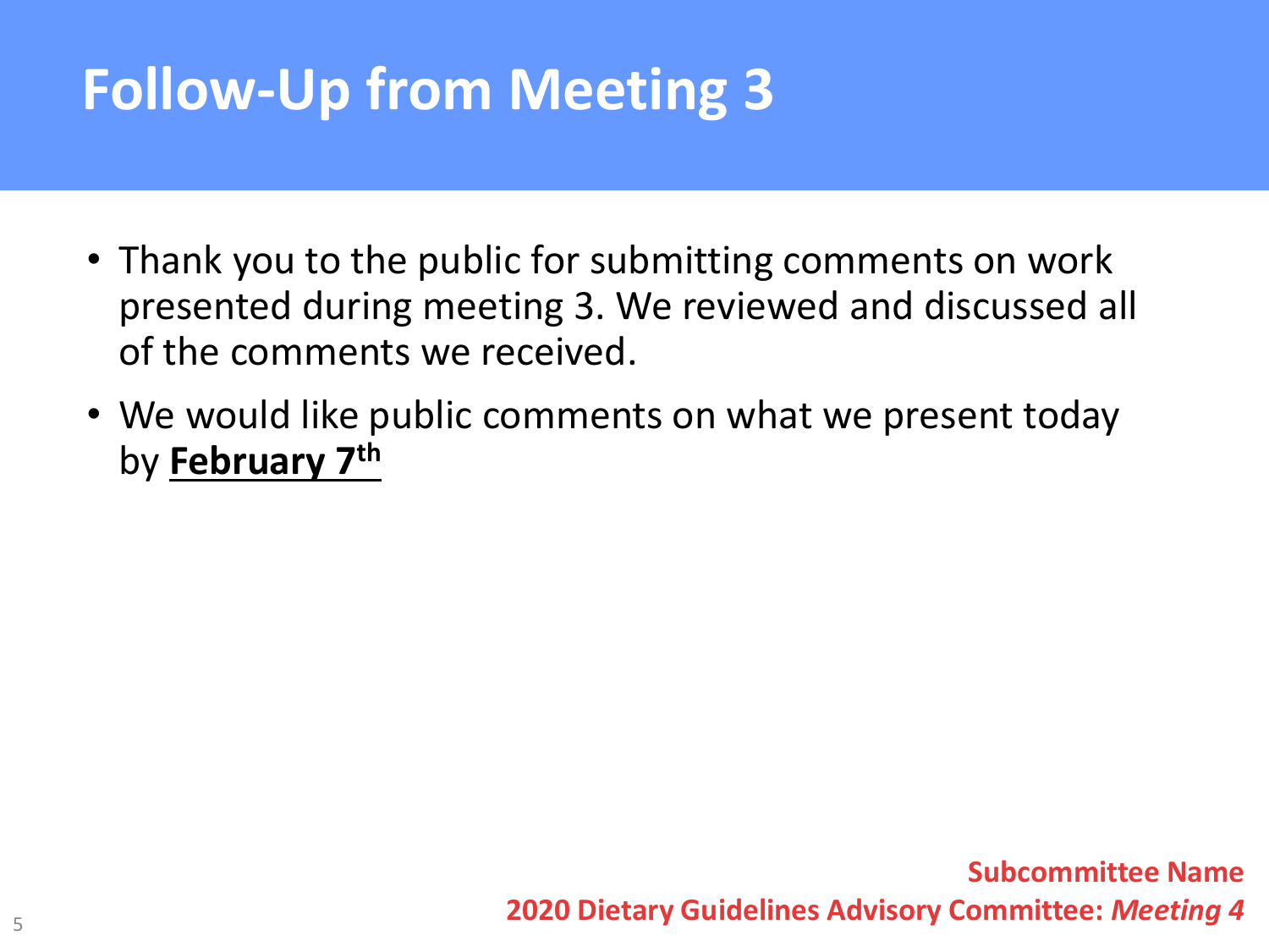# Follow-Up from Meeting 3

- Thank you to the public for submitting comments on work presented during meeting 3. We reviewed and discussed all of the comments we received.
- We would like public comments on what we present today by **February 7th**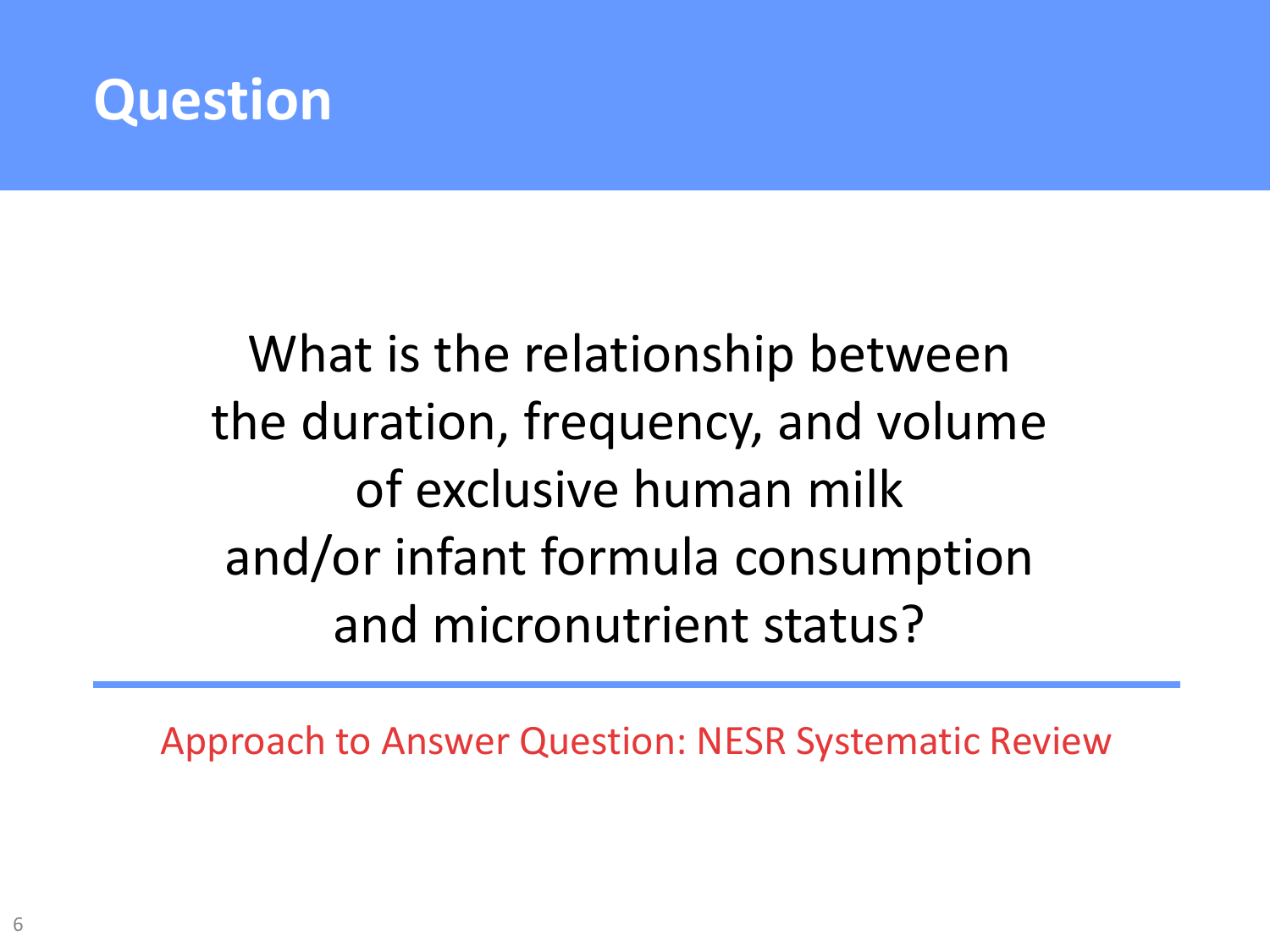# Question

What is the relationship between the duration, frequency, and volume of exclusive human milk and/or infant formula consumption and micronutrient status?

Approach to Answer Question: NESR Systematic Review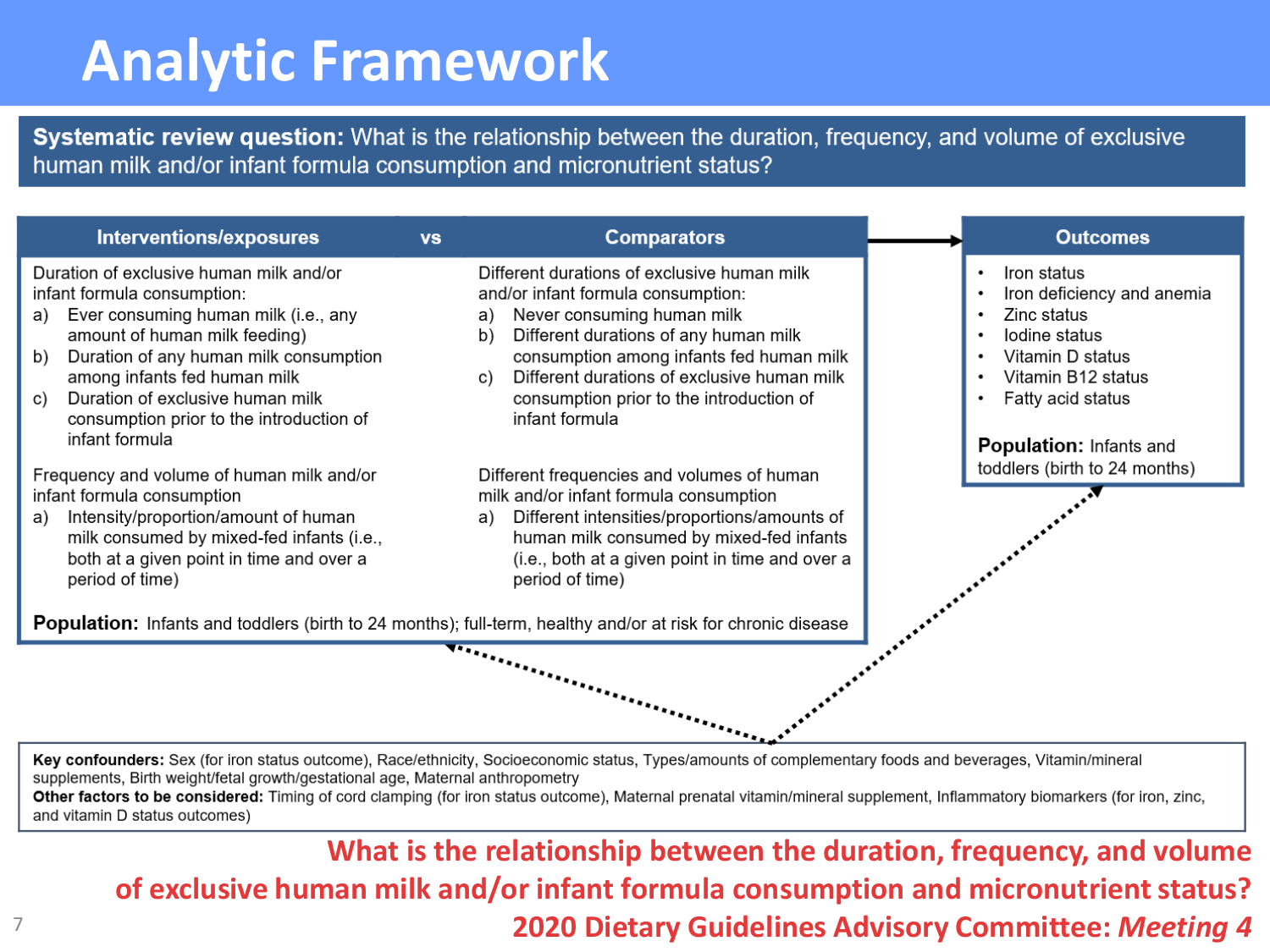# Analytic Framework

**Systematic review question:** What is the relationship between the duration, frequency, and volume of exclusive human milk and/or infant formula consumption and micronutrient status?

| Interventions/exposures | vs | Comparators |
|---|---|---|
| Duration of exclusive human milk and/or infant formula consumption:<br>a) Ever consuming human milk (i.e., any amount of human milk feeding)<br>b) Duration of any human milk consumption among infants fed human milk<br>c) Duration of exclusive human milk consumption prior to the introduction of infant formula | | Different durations of exclusive human milk and/or infant formula consumption:<br>a) Never consuming human milk<br>b) Different durations of any human milk consumption among infants fed human milk<br>c) Different durations of exclusive human milk consumption prior to the introduction of infant formula |
| Frequency and volume of human milk and/or infant formula consumption<br>a) Intensity/proportion/amount of human milk consumed by mixed-fed infants (i.e., both at a given point in time and over a period of time) | | Different frequencies and volumes of human milk and/or infant formula consumption<br>a) Different intensities/proportions/amounts of human milk consumed by mixed-fed infants (i.e., both at a given point in time and over a period of time) |

**Population:** Infants and toddlers (birth to 24 months); full-term, healthy and/or at risk for chronic disease

**Outcomes**

- Iron status
- Iron deficiency and anemia
- Zinc status
- Iodine status
- Vitamin D status
- Vitamin B12 status
- Fatty acid status

**Population:** Infants and toddlers (birth to 24 months)

**Key confounders:** Sex (for iron status outcome), Race/ethnicity, Socioeconomic status, Types/amounts of complementary foods and beverages, Vitamin/mineral supplements, Birth weight/fetal growth/gestational age, Maternal anthropometry

**Other factors to be considered:** Timing of cord clamping (for iron status outcome), Maternal prenatal vitamin/mineral supplement, Inflammatory biomarkers (for iron, zinc, and vitamin D status outcomes)

**What is the relationship between the duration, frequency, and volume of exclusive human milk and/or infant formula consumption and micronutrient status?**

**2020 Dietary Guidelines Advisory Committee: *Meeting 4***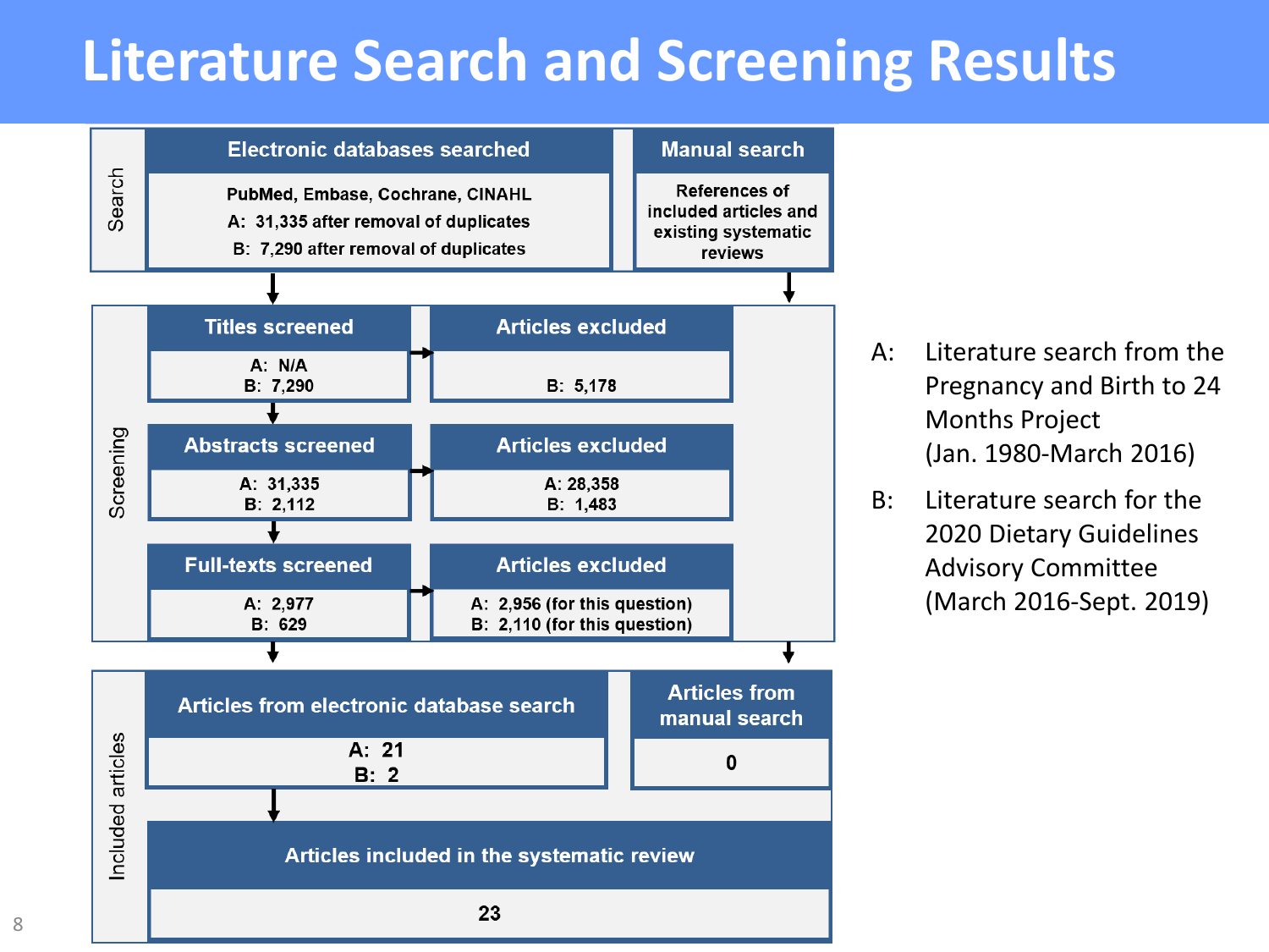# Literature Search and Screening Results

## Search

**Electronic databases searched**

PubMed, Embase, Cochrane, CINAHL
A: 31,335 after removal of duplicates
B: 7,290 after removal of duplicates

**Manual search**

References of included articles and existing systematic reviews

## Screening

| Screened | Articles excluded |
| --- | --- |
| **Titles screened**<br>A: N/A<br>B: 7,290 | B: 5,178 |
| **Abstracts screened**<br>A: 31,335<br>B: 2,112 | A: 28,358<br>B: 1,483 |
| **Full-texts screened**<br>A: 2,977<br>B: 629 | A: 2,956 (for this question)<br>B: 2,110 (for this question) |

## Included articles

**Articles from electronic database search**

A: 21
B: 2

**Articles from manual search**

0

**Articles included in the systematic review**

23

---

A: Literature search from the Pregnancy and Birth to 24 Months Project (Jan. 1980-March 2016)

B: Literature search for the 2020 Dietary Guidelines Advisory Committee (March 2016-Sept. 2019)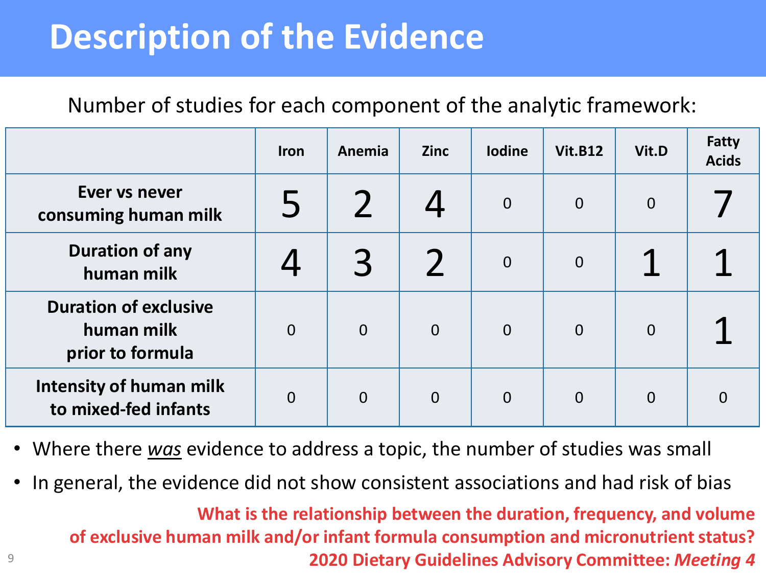# Description of the Evidence

Number of studies for each component of the analytic framework:

| | Iron | Anemia | Zinc | Iodine | Vit.B12 | Vit.D | Fatty Acids |
|---|---|---|---|---|---|---|---|
| **Ever vs never consuming human milk** | 5 | 2 | 4 | 0 | 0 | 0 | 7 |
| **Duration of any human milk** | 4 | 3 | 2 | 0 | 0 | 1 | 1 |
| **Duration of exclusive human milk prior to formula** | 0 | 0 | 0 | 0 | 0 | 0 | 1 |
| **Intensity of human milk to mixed-fed infants** | 0 | 0 | 0 | 0 | 0 | 0 | 0 |

- Where there *was* evidence to address a topic, the number of studies was small
- In general, the evidence did not show consistent associations and had risk of bias

**What is the relationship between the duration, frequency, and volume of exclusive human milk and/or infant formula consumption and micronutrient status?**

**2020 Dietary Guidelines Advisory Committee: *Meeting 4***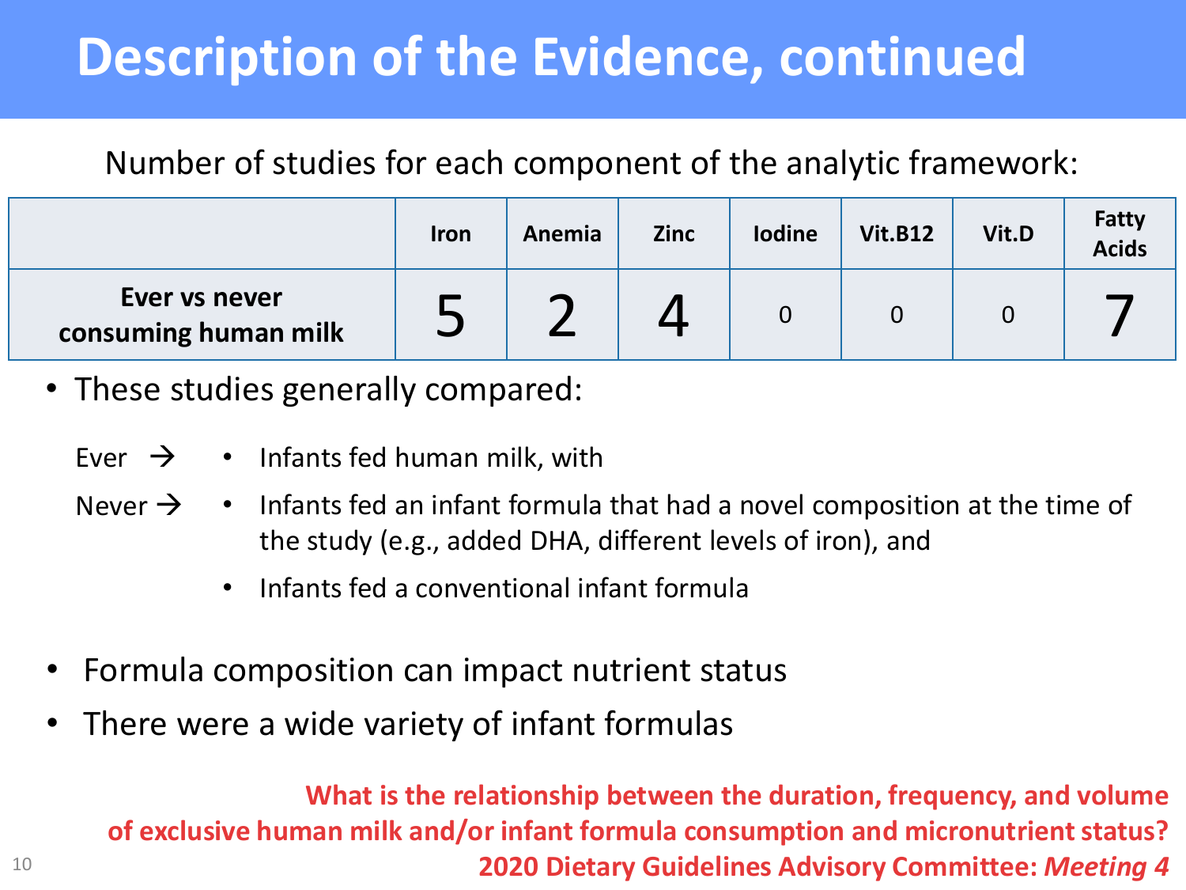# Description of the Evidence, continued

Number of studies for each component of the analytic framework:

| | Iron | Anemia | Zinc | Iodine | Vit.B12 | Vit.D | Fatty Acids |
|---|---|---|---|---|---|---|---|
| **Ever vs never consuming human milk** | 5 | 2 | 4 | 0 | 0 | 0 | 7 |

- These studies generally compared:

  Ever → • Infants fed human milk, with

  Never → • Infants fed an infant formula that had a novel composition at the time of the study (e.g., added DHA, different levels of iron), and

  • Infants fed a conventional infant formula

- Formula composition can impact nutrient status
- There were a wide variety of infant formulas

**What is the relationship between the duration, frequency, and volume of exclusive human milk and/or infant formula consumption and micronutrient status?**

**2020 Dietary Guidelines Advisory Committee: *Meeting 4***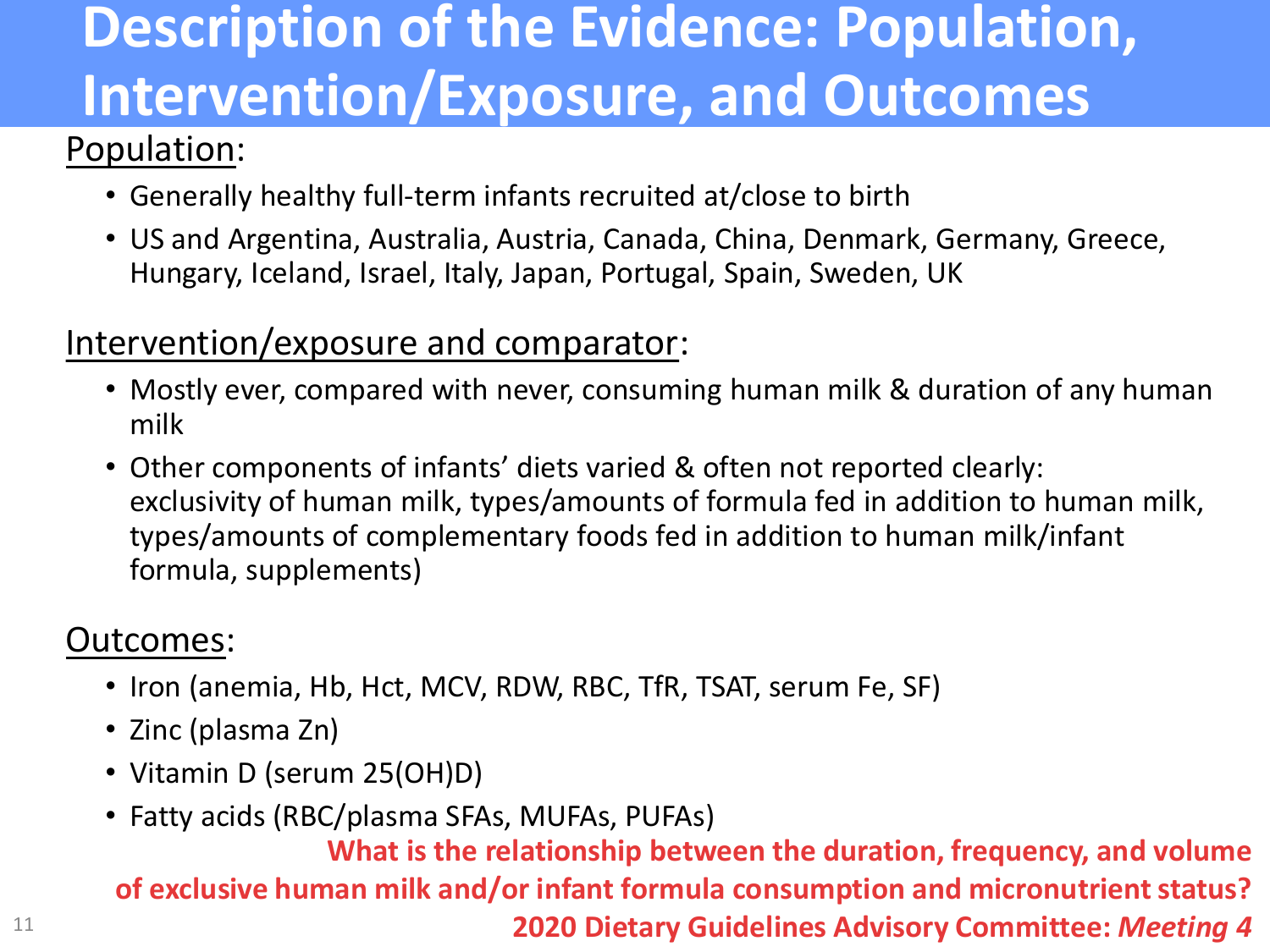# Description of the Evidence: Population, Intervention/Exposure, and Outcomes

Population:

- Generally healthy full-term infants recruited at/close to birth
- US and Argentina, Australia, Austria, Canada, China, Denmark, Germany, Greece, Hungary, Iceland, Israel, Italy, Japan, Portugal, Spain, Sweden, UK

Intervention/exposure and comparator:

- Mostly ever, compared with never, consuming human milk & duration of any human milk
- Other components of infants' diets varied & often not reported clearly: exclusivity of human milk, types/amounts of formula fed in addition to human milk, types/amounts of complementary foods fed in addition to human milk/infant formula, supplements)

Outcomes:

- Iron (anemia, Hb, Hct, MCV, RDW, RBC, TfR, TSAT, serum Fe, SF)
- Zinc (plasma Zn)
- Vitamin D (serum 25(OH)D)
- Fatty acids (RBC/plasma SFAs, MUFAs, PUFAs)

**What is the relationship between the duration, frequency, and volume of exclusive human milk and/or infant formula consumption and micronutrient status?**

**2020 Dietary Guidelines Advisory Committee: *Meeting 4***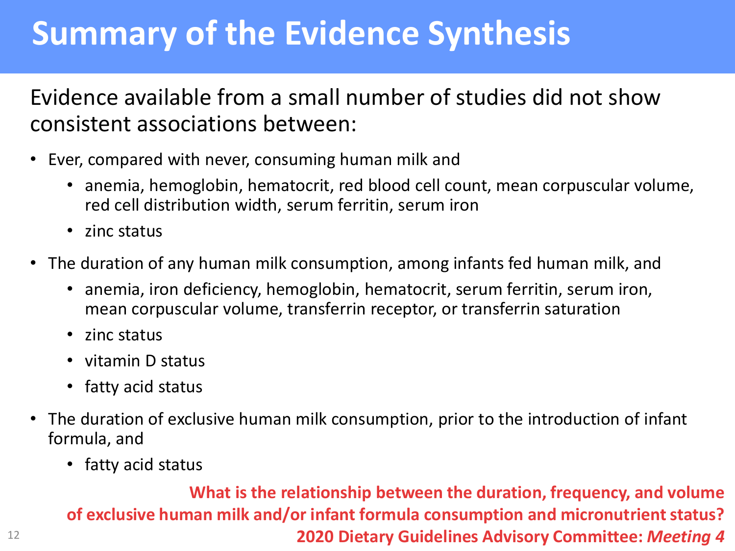# Summary of the Evidence Synthesis

Evidence available from a small number of studies did not show consistent associations between:

- Ever, compared with never, consuming human milk and
  - anemia, hemoglobin, hematocrit, red blood cell count, mean corpuscular volume, red cell distribution width, serum ferritin, serum iron
  - zinc status
- The duration of any human milk consumption, among infants fed human milk, and
  - anemia, iron deficiency, hemoglobin, hematocrit, serum ferritin, serum iron, mean corpuscular volume, transferrin receptor, or transferrin saturation
  - zinc status
  - vitamin D status
  - fatty acid status
- The duration of exclusive human milk consumption, prior to the introduction of infant formula, and
  - fatty acid status

**What is the relationship between the duration, frequency, and volume of exclusive human milk and/or infant formula consumption and micronutrient status?**

**2020 Dietary Guidelines Advisory Committee: *Meeting 4***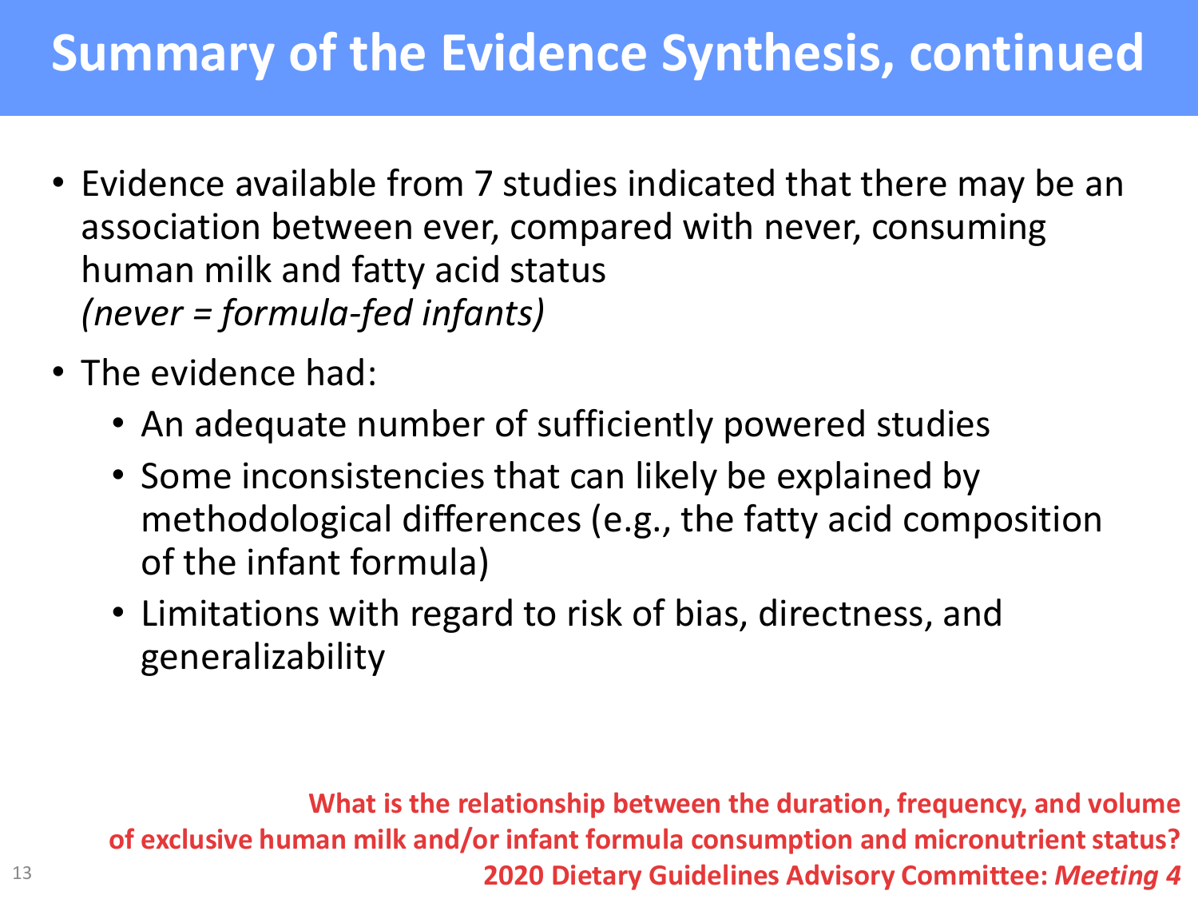# Summary of the Evidence Synthesis, continued

- Evidence available from 7 studies indicated that there may be an association between ever, compared with never, consuming human milk and fatty acid status
  *(never = formula-fed infants)*
- The evidence had:
  - An adequate number of sufficiently powered studies
  - Some inconsistencies that can likely be explained by methodological differences (e.g., the fatty acid composition of the infant formula)
  - Limitations with regard to risk of bias, directness, and generalizability

**What is the relationship between the duration, frequency, and volume of exclusive human milk and/or infant formula consumption and micronutrient status?**
**2020 Dietary Guidelines Advisory Committee: *Meeting 4***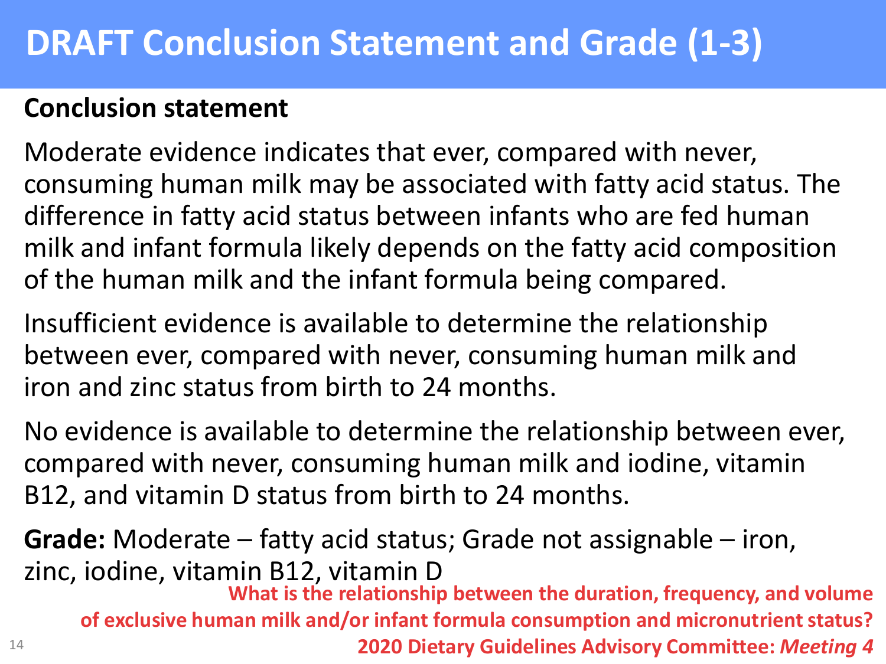# DRAFT Conclusion Statement and Grade (1-3)

**Conclusion statement**

Moderate evidence indicates that ever, compared with never, consuming human milk may be associated with fatty acid status. The difference in fatty acid status between infants who are fed human milk and infant formula likely depends on the fatty acid composition of the human milk and the infant formula being compared.

Insufficient evidence is available to determine the relationship between ever, compared with never, consuming human milk and iron and zinc status from birth to 24 months.

No evidence is available to determine the relationship between ever, compared with never, consuming human milk and iodine, vitamin B12, and vitamin D status from birth to 24 months.

**Grade:** Moderate – fatty acid status; Grade not assignable – iron, zinc, iodine, vitamin B12, vitamin D

**What is the relationship between the duration, frequency, and volume of exclusive human milk and/or infant formula consumption and micronutrient status?**

**2020 Dietary Guidelines Advisory Committee: *Meeting 4***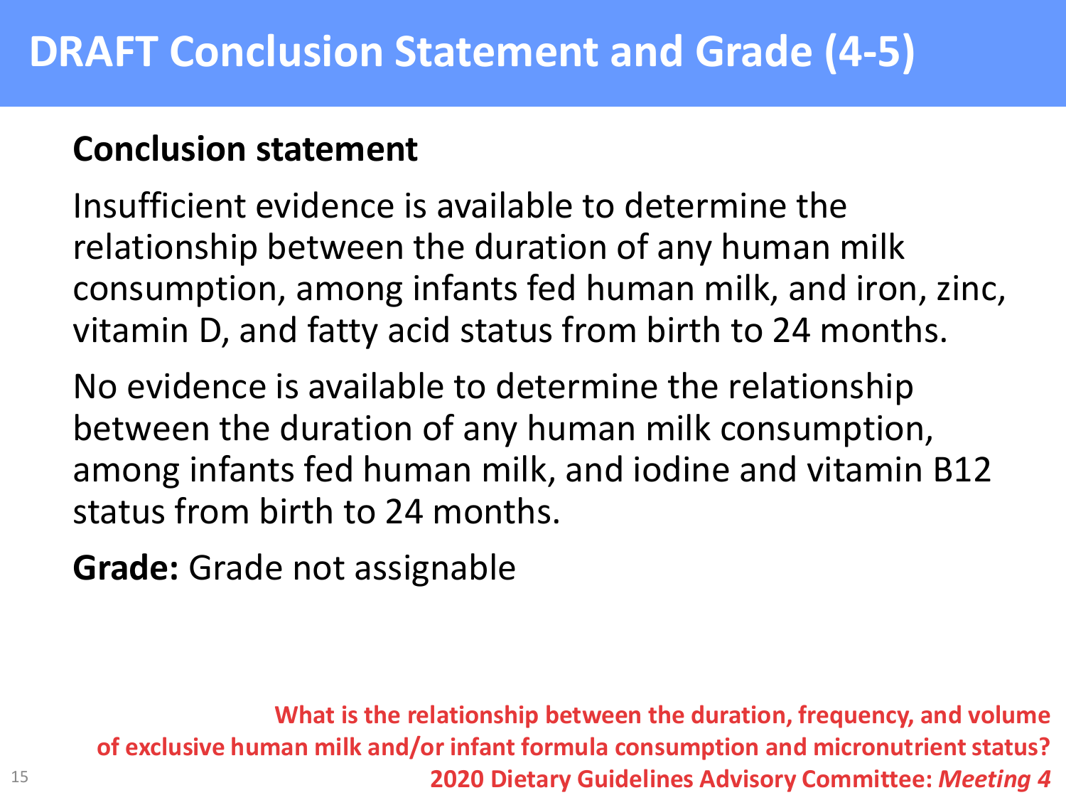# DRAFT Conclusion Statement and Grade (4-5)

**Conclusion statement**

Insufficient evidence is available to determine the relationship between the duration of any human milk consumption, among infants fed human milk, and iron, zinc, vitamin D, and fatty acid status from birth to 24 months.

No evidence is available to determine the relationship between the duration of any human milk consumption, among infants fed human milk, and iodine and vitamin B12 status from birth to 24 months.

**Grade:** Grade not assignable

**What is the relationship between the duration, frequency, and volume of exclusive human milk and/or infant formula consumption and micronutrient status?**
**2020 Dietary Guidelines Advisory Committee: *Meeting 4***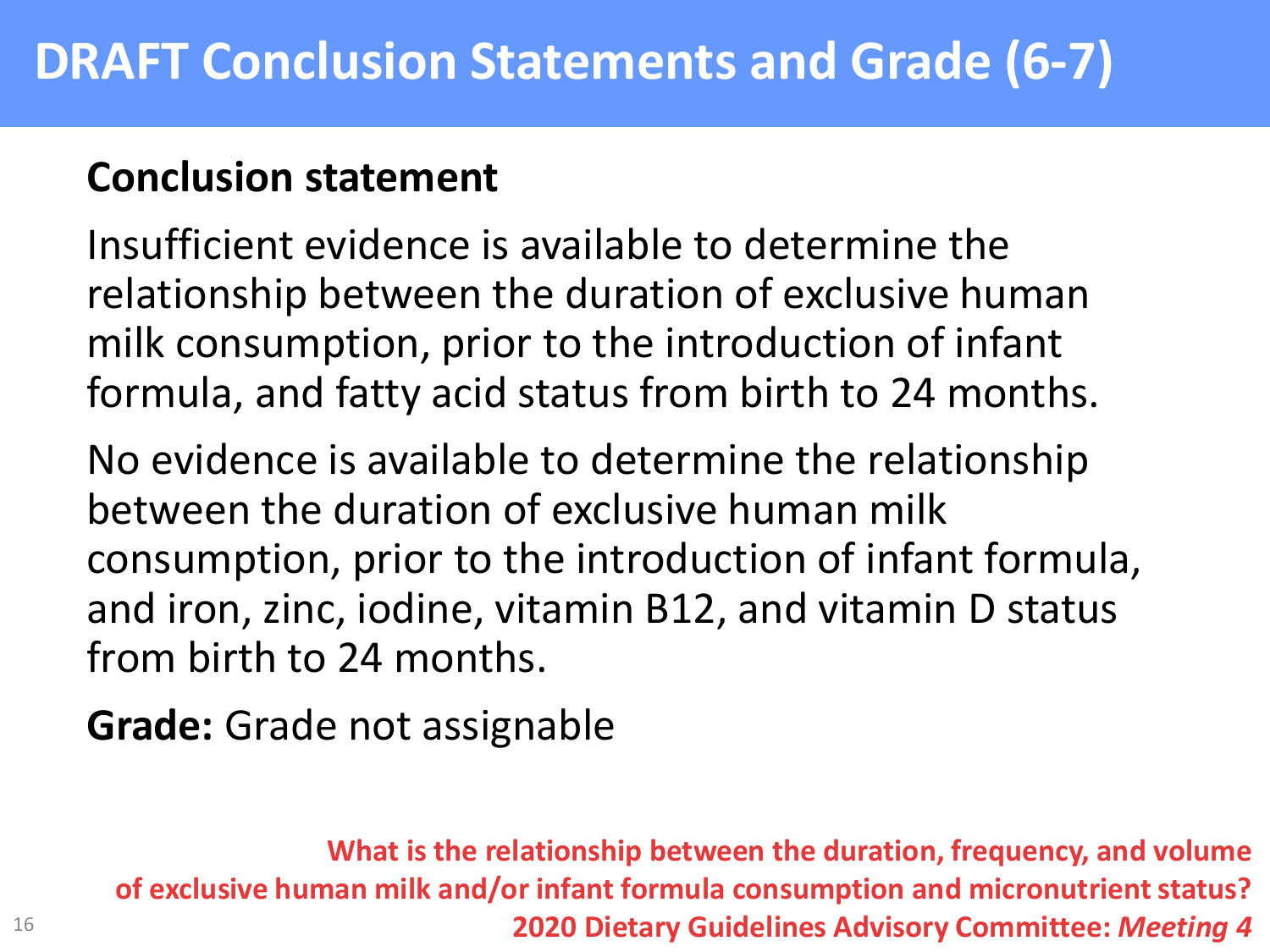# DRAFT Conclusion Statements and Grade (6-7)

**Conclusion statement**

Insufficient evidence is available to determine the relationship between the duration of exclusive human milk consumption, prior to the introduction of infant formula, and fatty acid status from birth to 24 months.

No evidence is available to determine the relationship between the duration of exclusive human milk consumption, prior to the introduction of infant formula, and iron, zinc, iodine, vitamin B12, and vitamin D status from birth to 24 months.

**Grade:** Grade not assignable

**What is the relationship between the duration, frequency, and volume of exclusive human milk and/or infant formula consumption and micronutrient status?**
**2020 Dietary Guidelines Advisory Committee: *Meeting 4***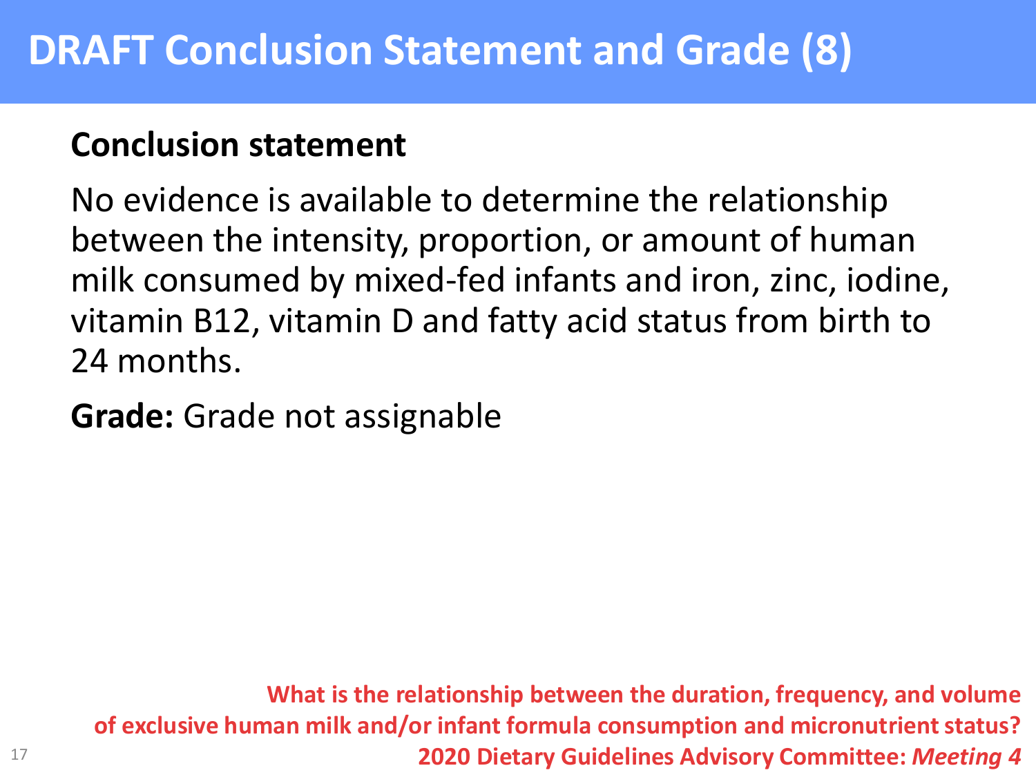# DRAFT Conclusion Statement and Grade (8)

**Conclusion statement**

No evidence is available to determine the relationship between the intensity, proportion, or amount of human milk consumed by mixed-fed infants and iron, zinc, iodine, vitamin B12, vitamin D and fatty acid status from birth to 24 months.

**Grade:** Grade not assignable

**What is the relationship between the duration, frequency, and volume of exclusive human milk and/or infant formula consumption and micronutrient status?**

**2020 Dietary Guidelines Advisory Committee: *Meeting 4***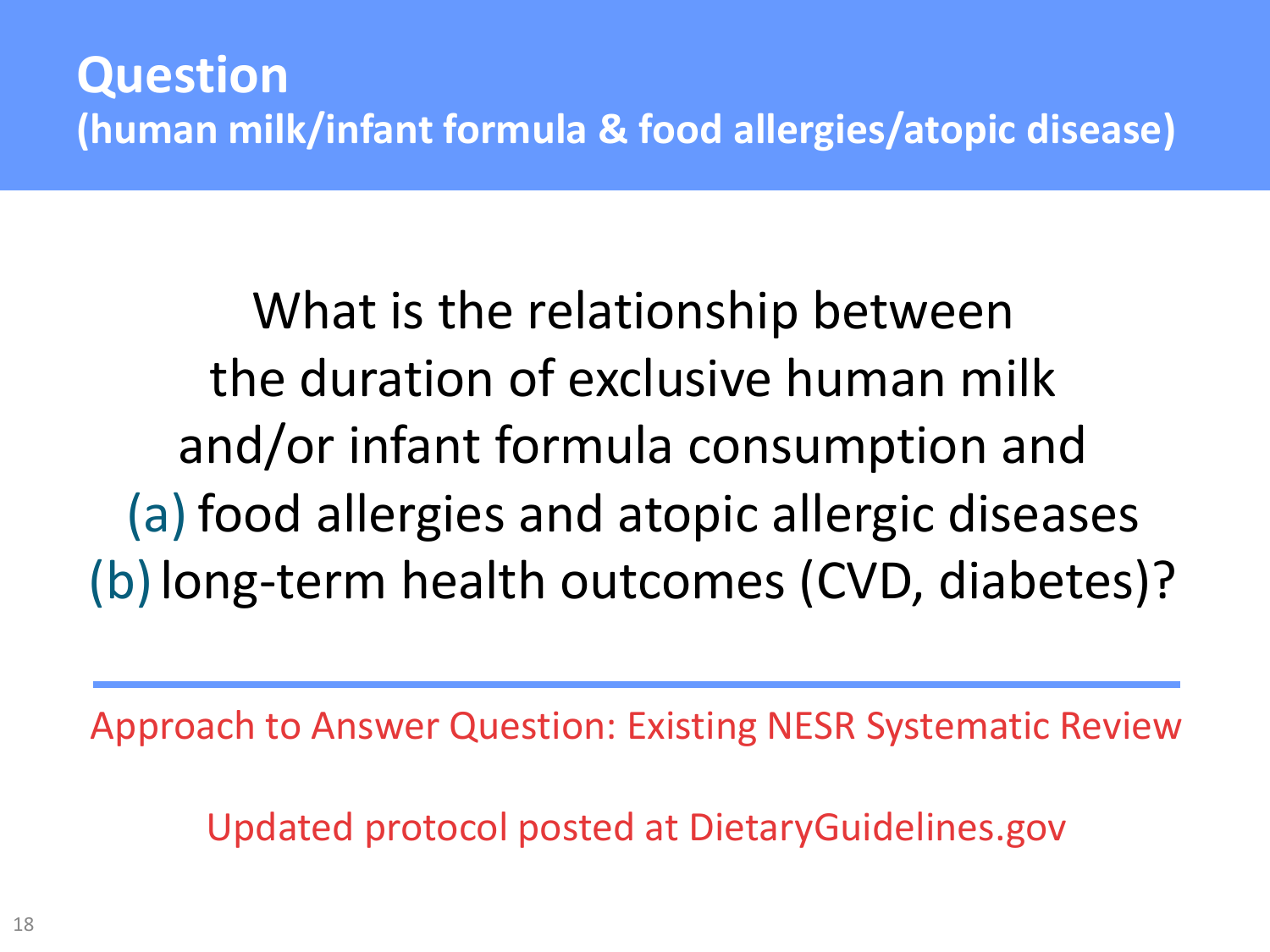# Question

## (human milk/infant formula & food allergies/atopic disease)

What is the relationship between the duration of exclusive human milk and/or infant formula consumption and

(a) food allergies and atopic allergic diseases

(b) long-term health outcomes (CVD, diabetes)?

---

Approach to Answer Question: Existing NESR Systematic Review

Updated protocol posted at DietaryGuidelines.gov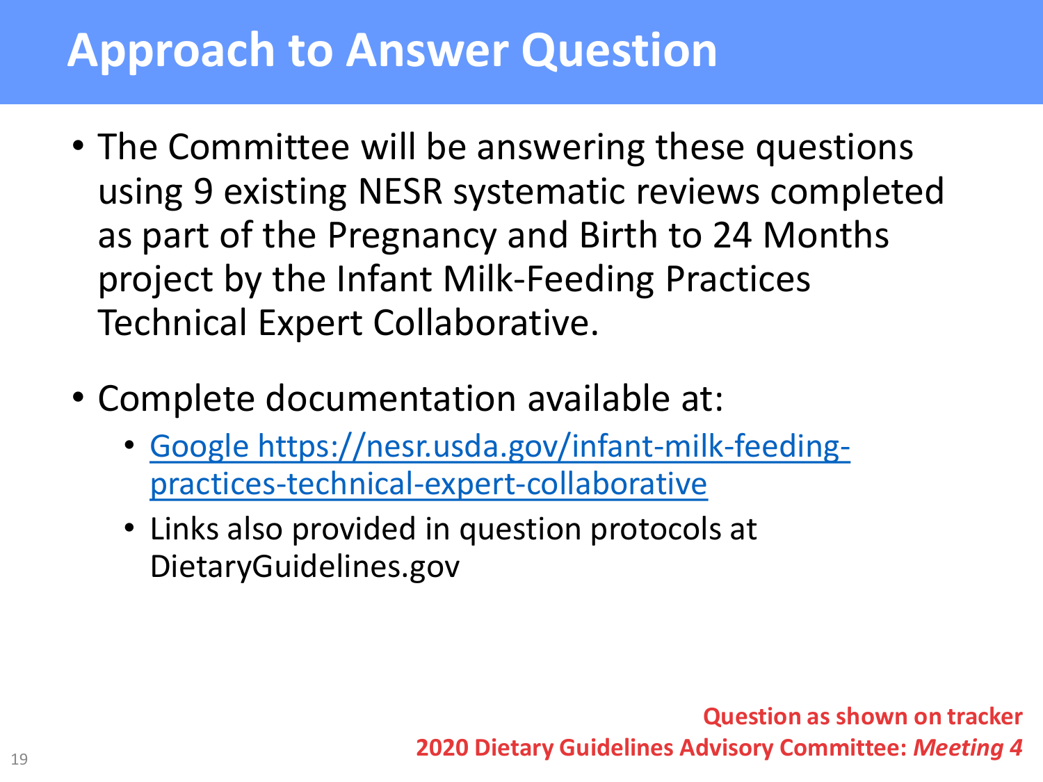# Approach to Answer Question

- The Committee will be answering these questions using 9 existing NESR systematic reviews completed as part of the Pregnancy and Birth to 24 Months project by the Infant Milk-Feeding Practices Technical Expert Collaborative.
- Complete documentation available at:
  - Google https://nesr.usda.gov/infant-milk-feeding-practices-technical-expert-collaborative
  - Links also provided in question protocols at DietaryGuidelines.gov

**Question as shown on tracker**
**2020 Dietary Guidelines Advisory Committee: *Meeting 4***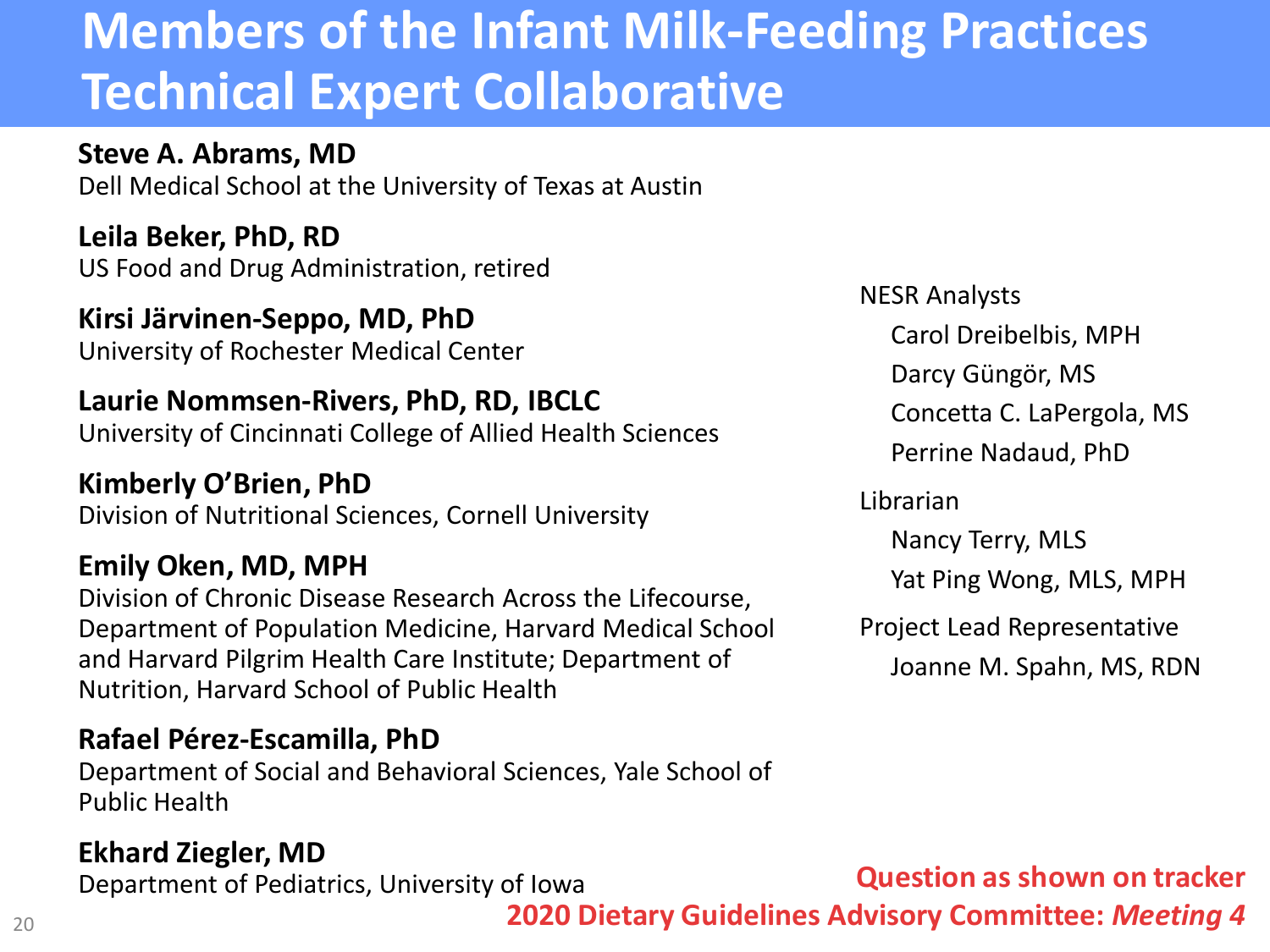# Members of the Infant Milk-Feeding Practices Technical Expert Collaborative

**Steve A. Abrams, MD**
Dell Medical School at the University of Texas at Austin

**Leila Beker, PhD, RD**
US Food and Drug Administration, retired

**Kirsi Järvinen-Seppo, MD, PhD**
University of Rochester Medical Center

**Laurie Nommsen-Rivers, PhD, RD, IBCLC**
University of Cincinnati College of Allied Health Sciences

**Kimberly O'Brien, PhD**
Division of Nutritional Sciences, Cornell University

**Emily Oken, MD, MPH**
Division of Chronic Disease Research Across the Lifecourse, Department of Population Medicine, Harvard Medical School and Harvard Pilgrim Health Care Institute; Department of Nutrition, Harvard School of Public Health

**Rafael Pérez-Escamilla, PhD**
Department of Social and Behavioral Sciences, Yale School of Public Health

**Ekhard Ziegler, MD**
Department of Pediatrics, University of Iowa

NESR Analysts
- Carol Dreibelbis, MPH
- Darcy Güngör, MS
- Concetta C. LaPergola, MS
- Perrine Nadaud, PhD

Librarian
- Nancy Terry, MLS
- Yat Ping Wong, MLS, MPH

Project Lead Representative
- Joanne M. Spahn, MS, RDN

**Question as shown on tracker**

**2020 Dietary Guidelines Advisory Committee: *Meeting 4***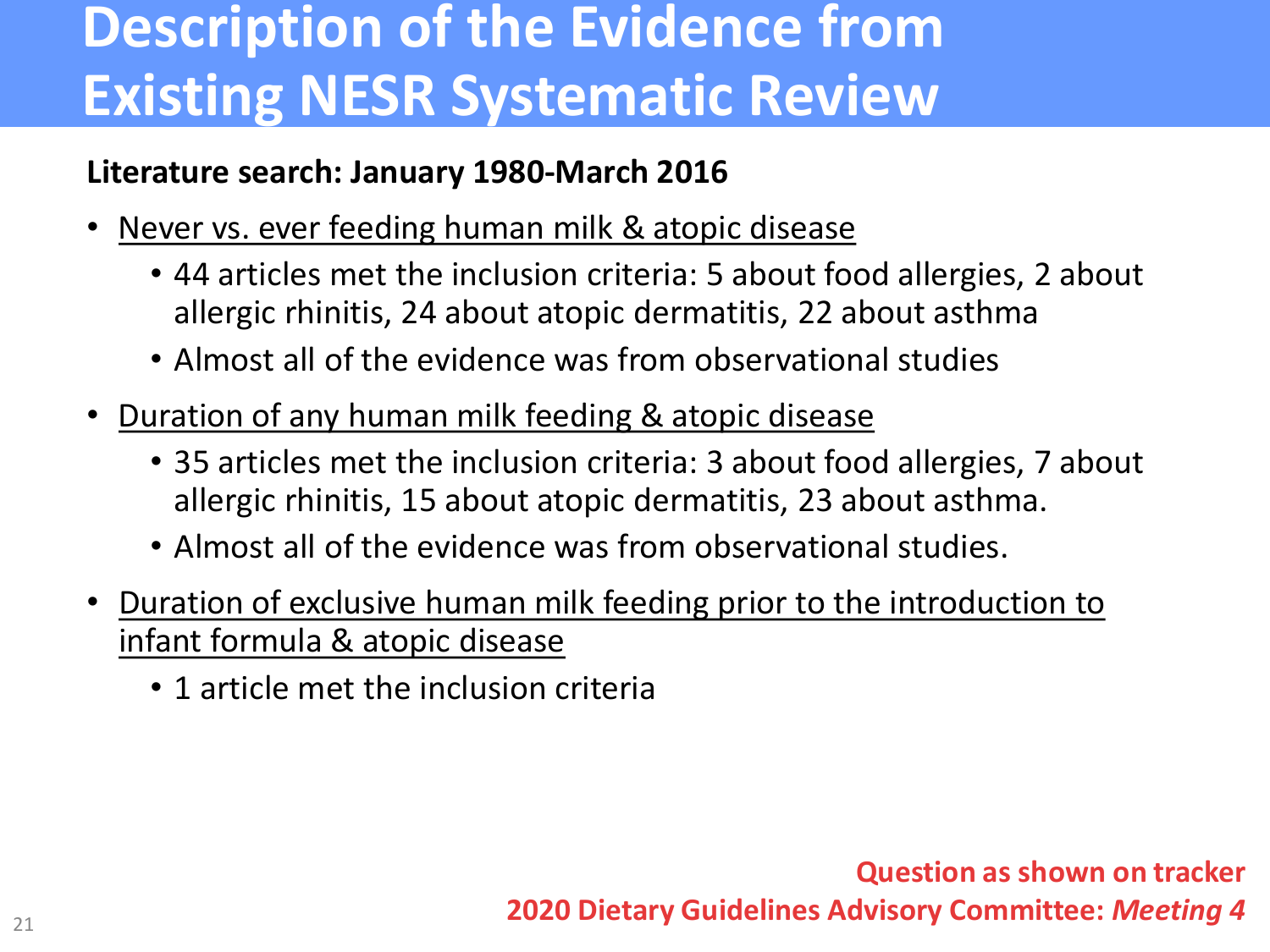# Description of the Evidence from Existing NESR Systematic Review

**Literature search: January 1980-March 2016**

- Never vs. ever feeding human milk & atopic disease
  - 44 articles met the inclusion criteria: 5 about food allergies, 2 about allergic rhinitis, 24 about atopic dermatitis, 22 about asthma
  - Almost all of the evidence was from observational studies
- Duration of any human milk feeding & atopic disease
  - 35 articles met the inclusion criteria: 3 about food allergies, 7 about allergic rhinitis, 15 about atopic dermatitis, 23 about asthma.
  - Almost all of the evidence was from observational studies.
- Duration of exclusive human milk feeding prior to the introduction to infant formula & atopic disease
  - 1 article met the inclusion criteria

**Question as shown on tracker**

**2020 Dietary Guidelines Advisory Committee: *Meeting 4***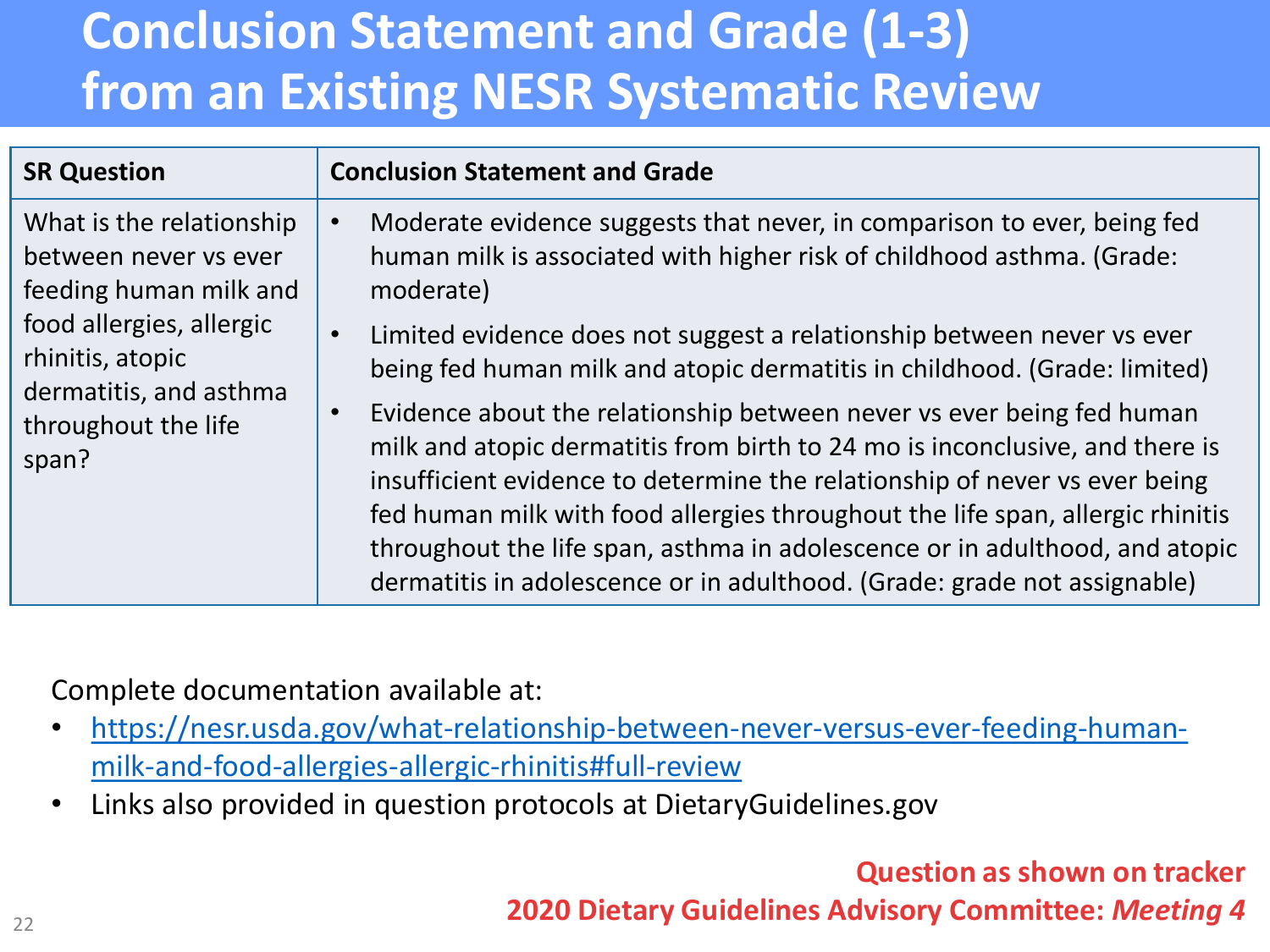# Conclusion Statement and Grade (1-3) from an Existing NESR Systematic Review

| SR Question | Conclusion Statement and Grade |
| --- | --- |
| What is the relationship between never vs ever feeding human milk and food allergies, allergic rhinitis, atopic dermatitis, and asthma throughout the life span? | • Moderate evidence suggests that never, in comparison to ever, being fed human milk is associated with higher risk of childhood asthma. (Grade: moderate)<br>• Limited evidence does not suggest a relationship between never vs ever being fed human milk and atopic dermatitis in childhood. (Grade: limited)<br>• Evidence about the relationship between never vs ever being fed human milk and atopic dermatitis from birth to 24 mo is inconclusive, and there is insufficient evidence to determine the relationship of never vs ever being fed human milk with food allergies throughout the life span, allergic rhinitis throughout the life span, asthma in adolescence or in adulthood, and atopic dermatitis in adolescence or in adulthood. (Grade: grade not assignable) |

Complete documentation available at:

- https://nesr.usda.gov/what-relationship-between-never-versus-ever-feeding-human-milk-and-food-allergies-allergic-rhinitis#full-review
- Links also provided in question protocols at DietaryGuidelines.gov

**Question as shown on tracker**
**2020 Dietary Guidelines Advisory Committee: *Meeting 4***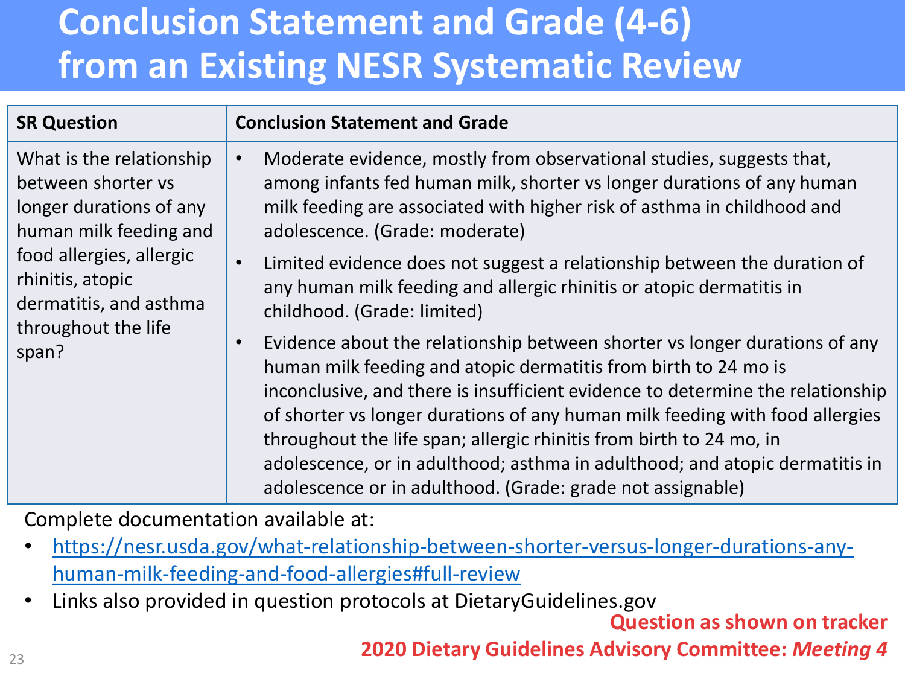# Conclusion Statement and Grade (4-6) from an Existing NESR Systematic Review

| SR Question | Conclusion Statement and Grade |
| --- | --- |
| What is the relationship between shorter vs longer durations of any human milk feeding and food allergies, allergic rhinitis, atopic dermatitis, and asthma throughout the life span? | • Moderate evidence, mostly from observational studies, suggests that, among infants fed human milk, shorter vs longer durations of any human milk feeding are associated with higher risk of asthma in childhood and adolescence. (Grade: moderate)<br>• Limited evidence does not suggest a relationship between the duration of any human milk feeding and allergic rhinitis or atopic dermatitis in childhood. (Grade: limited)<br>• Evidence about the relationship between shorter vs longer durations of any human milk feeding and atopic dermatitis from birth to 24 mo is inconclusive, and there is insufficient evidence to determine the relationship of shorter vs longer durations of any human milk feeding with food allergies throughout the life span; allergic rhinitis from birth to 24 mo, in adolescence, or in adulthood; asthma in adulthood; and atopic dermatitis in adolescence or in adulthood. (Grade: grade not assignable) |

Complete documentation available at:

- https://nesr.usda.gov/what-relationship-between-shorter-versus-longer-durations-any-human-milk-feeding-and-food-allergies#full-review
- Links also provided in question protocols at DietaryGuidelines.gov

**Question as shown on tracker**

**2020 Dietary Guidelines Advisory Committee: *Meeting 4***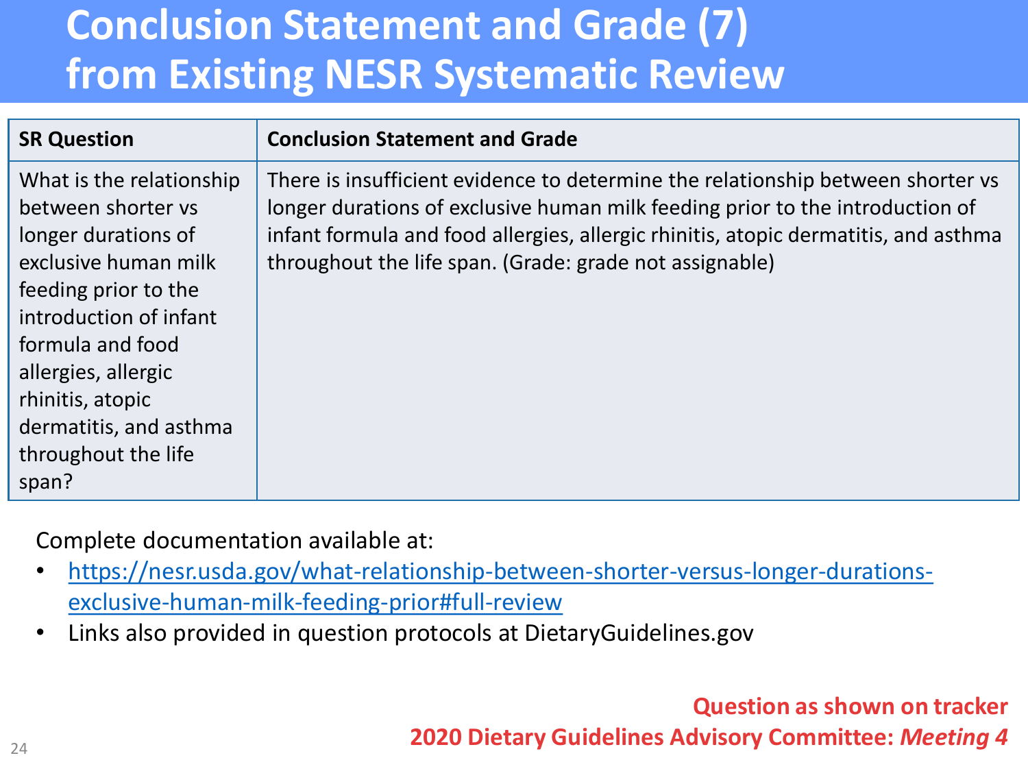# Conclusion Statement and Grade (7) from Existing NESR Systematic Review

| SR Question | Conclusion Statement and Grade |
| --- | --- |
| What is the relationship between shorter vs longer durations of exclusive human milk feeding prior to the introduction of infant formula and food allergies, allergic rhinitis, atopic dermatitis, and asthma throughout the life span? | There is insufficient evidence to determine the relationship between shorter vs longer durations of exclusive human milk feeding prior to the introduction of infant formula and food allergies, allergic rhinitis, atopic dermatitis, and asthma throughout the life span. (Grade: grade not assignable) |

Complete documentation available at:

- https://nesr.usda.gov/what-relationship-between-shorter-versus-longer-durations-exclusive-human-milk-feeding-prior#full-review
- Links also provided in question protocols at DietaryGuidelines.gov

**Question as shown on tracker**

**2020 Dietary Guidelines Advisory Committee: *Meeting 4***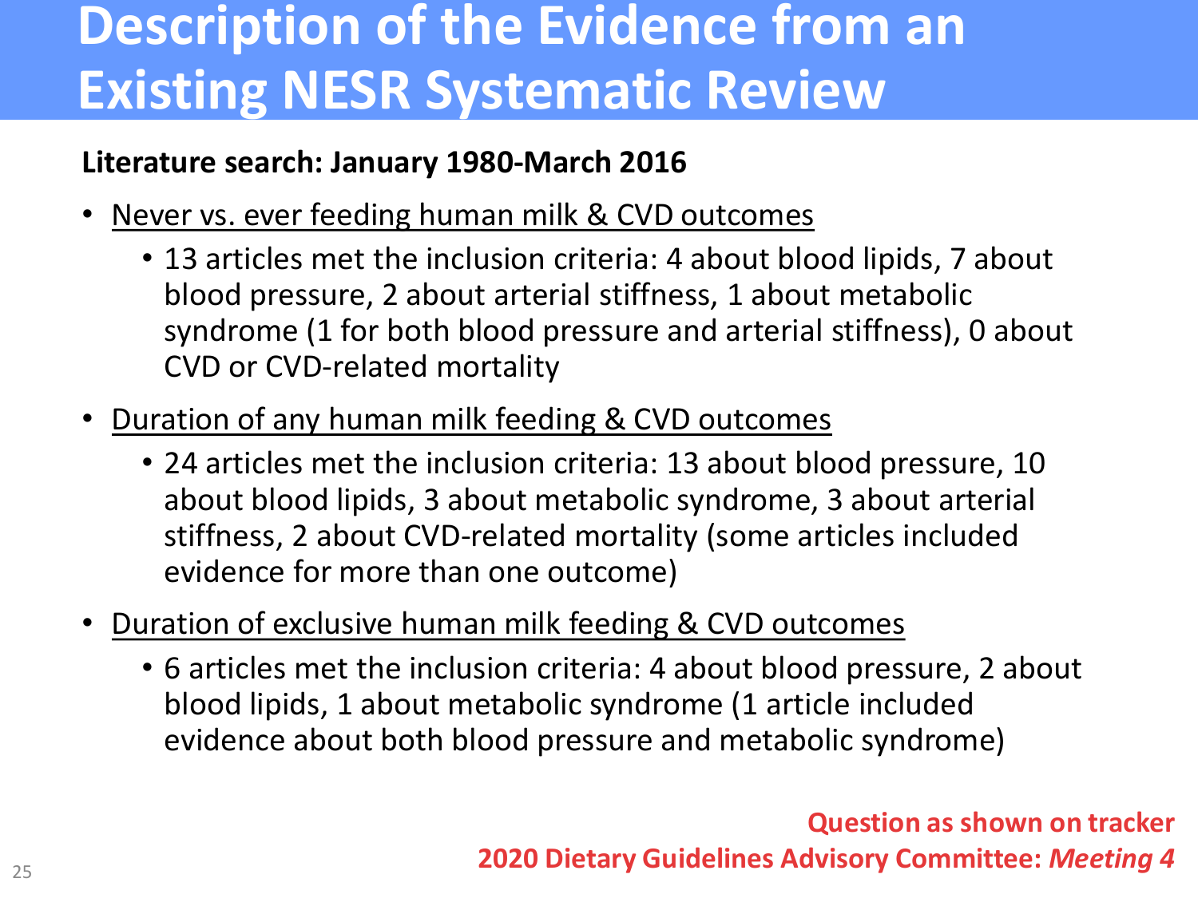# Description of the Evidence from an Existing NESR Systematic Review

**Literature search: January 1980-March 2016**

- Never vs. ever feeding human milk & CVD outcomes
  - 13 articles met the inclusion criteria: 4 about blood lipids, 7 about blood pressure, 2 about arterial stiffness, 1 about metabolic syndrome (1 for both blood pressure and arterial stiffness), 0 about CVD or CVD-related mortality
- Duration of any human milk feeding & CVD outcomes
  - 24 articles met the inclusion criteria: 13 about blood pressure, 10 about blood lipids, 3 about metabolic syndrome, 3 about arterial stiffness, 2 about CVD-related mortality (some articles included evidence for more than one outcome)
- Duration of exclusive human milk feeding & CVD outcomes
  - 6 articles met the inclusion criteria: 4 about blood pressure, 2 about blood lipids, 1 about metabolic syndrome (1 article included evidence about both blood pressure and metabolic syndrome)

**Question as shown on tracker**

**2020 Dietary Guidelines Advisory Committee: *Meeting 4***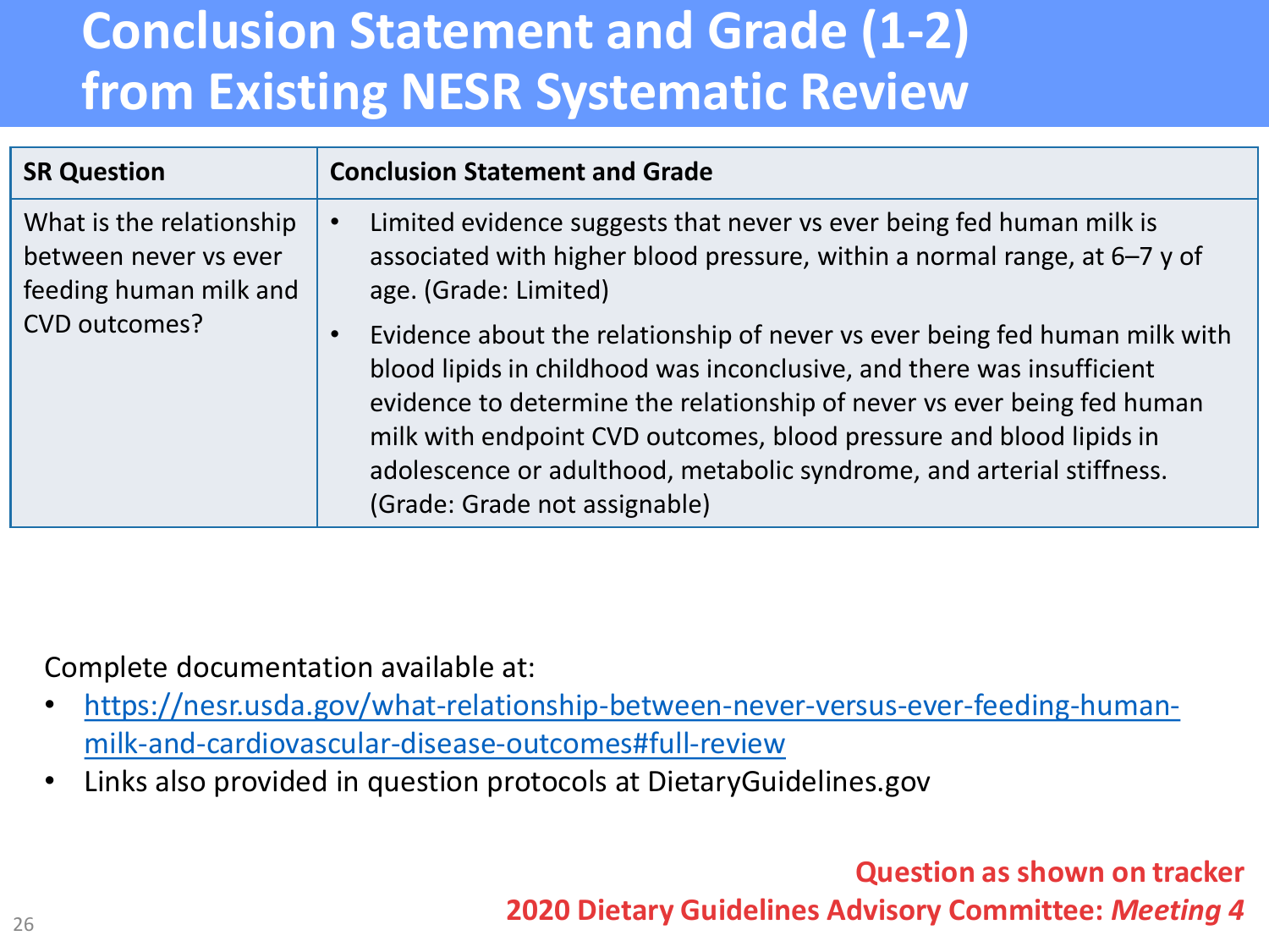# Conclusion Statement and Grade (1-2) from Existing NESR Systematic Review

| SR Question | Conclusion Statement and Grade |
| --- | --- |
| What is the relationship between never vs ever feeding human milk and CVD outcomes? | • Limited evidence suggests that never vs ever being fed human milk is associated with higher blood pressure, within a normal range, at 6–7 y of age. (Grade: Limited)<br>• Evidence about the relationship of never vs ever being fed human milk with blood lipids in childhood was inconclusive, and there was insufficient evidence to determine the relationship of never vs ever being fed human milk with endpoint CVD outcomes, blood pressure and blood lipids in adolescence or adulthood, metabolic syndrome, and arterial stiffness. (Grade: Grade not assignable) |

Complete documentation available at:

- [https://nesr.usda.gov/what-relationship-between-never-versus-ever-feeding-human-milk-and-cardiovascular-disease-outcomes#full-review](https://nesr.usda.gov/what-relationship-between-never-versus-ever-feeding-human-milk-and-cardiovascular-disease-outcomes#full-review)
- Links also provided in question protocols at DietaryGuidelines.gov

**Question as shown on tracker**
**2020 Dietary Guidelines Advisory Committee: *Meeting 4***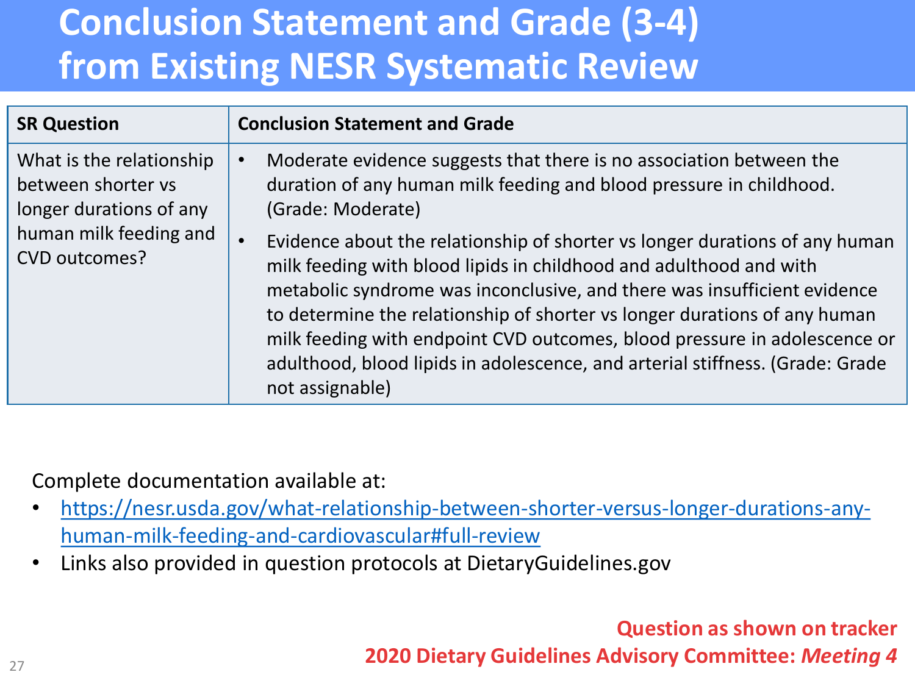# Conclusion Statement and Grade (3-4) from Existing NESR Systematic Review

| SR Question | Conclusion Statement and Grade |
| --- | --- |
| What is the relationship between shorter vs longer durations of any human milk feeding and CVD outcomes? | • Moderate evidence suggests that there is no association between the duration of any human milk feeding and blood pressure in childhood. (Grade: Moderate)<br>• Evidence about the relationship of shorter vs longer durations of any human milk feeding with blood lipids in childhood and adulthood and with metabolic syndrome was inconclusive, and there was insufficient evidence to determine the relationship of shorter vs longer durations of any human milk feeding with endpoint CVD outcomes, blood pressure in adolescence or adulthood, blood lipids in adolescence, and arterial stiffness. (Grade: Grade not assignable) |

Complete documentation available at:

- [https://nesr.usda.gov/what-relationship-between-shorter-versus-longer-durations-any-human-milk-feeding-and-cardiovascular#full-review](https://nesr.usda.gov/what-relationship-between-shorter-versus-longer-durations-any-human-milk-feeding-and-cardiovascular#full-review)
- Links also provided in question protocols at DietaryGuidelines.gov

**Question as shown on tracker**
**2020 Dietary Guidelines Advisory Committee: *Meeting 4***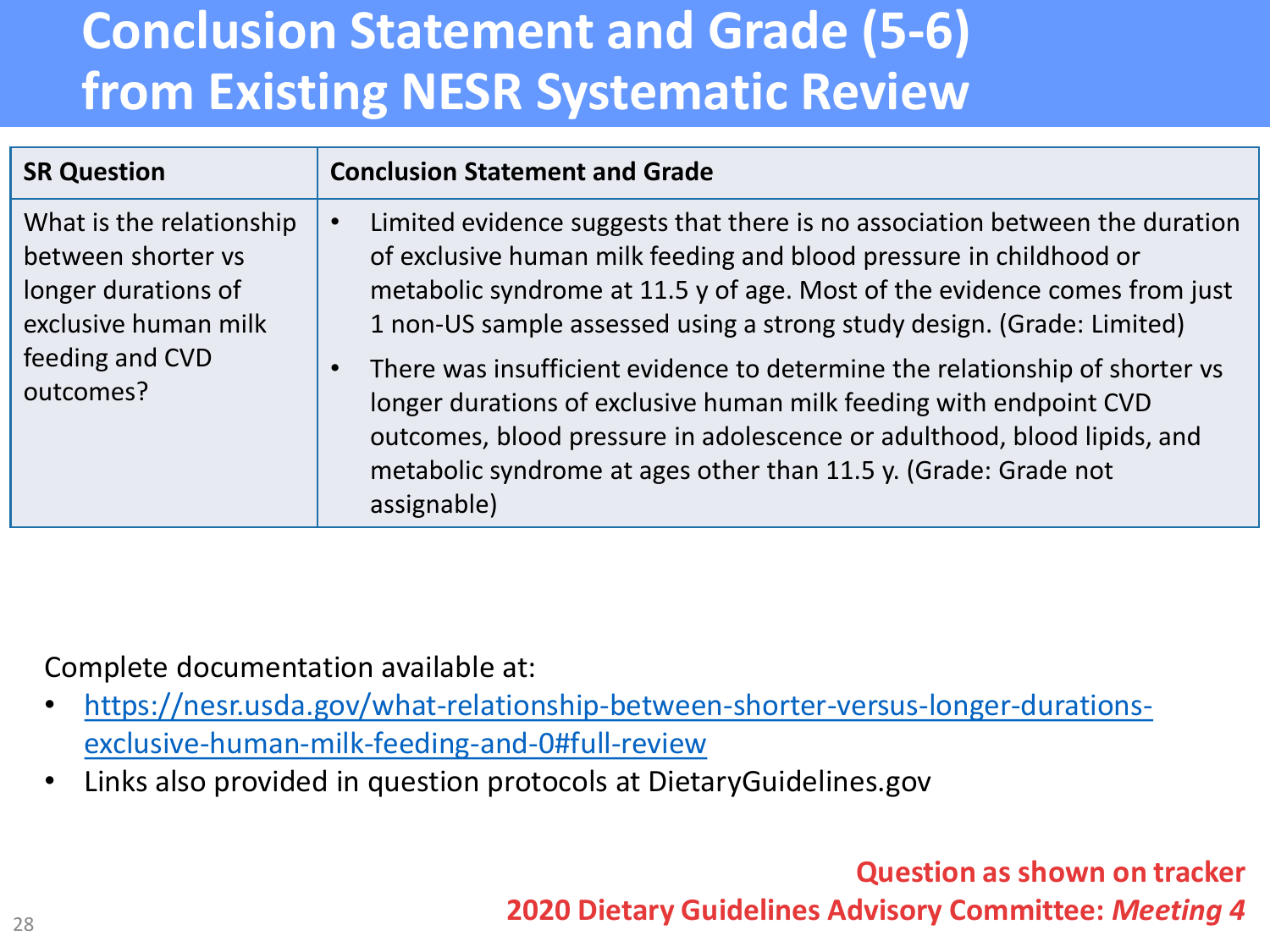# Conclusion Statement and Grade (5-6) from Existing NESR Systematic Review

| SR Question | Conclusion Statement and Grade |
|---|---|
| What is the relationship between shorter vs longer durations of exclusive human milk feeding and CVD outcomes? | • Limited evidence suggests that there is no association between the duration of exclusive human milk feeding and blood pressure in childhood or metabolic syndrome at 11.5 y of age. Most of the evidence comes from just 1 non-US sample assessed using a strong study design. (Grade: Limited)<br>• There was insufficient evidence to determine the relationship of shorter vs longer durations of exclusive human milk feeding with endpoint CVD outcomes, blood pressure in adolescence or adulthood, blood lipids, and metabolic syndrome at ages other than 11.5 y. (Grade: Grade not assignable) |

Complete documentation available at:

- https://nesr.usda.gov/what-relationship-between-shorter-versus-longer-durations-exclusive-human-milk-feeding-and-0#full-review
- Links also provided in question protocols at DietaryGuidelines.gov

**Question as shown on tracker**

**2020 Dietary Guidelines Advisory Committee: *Meeting 4***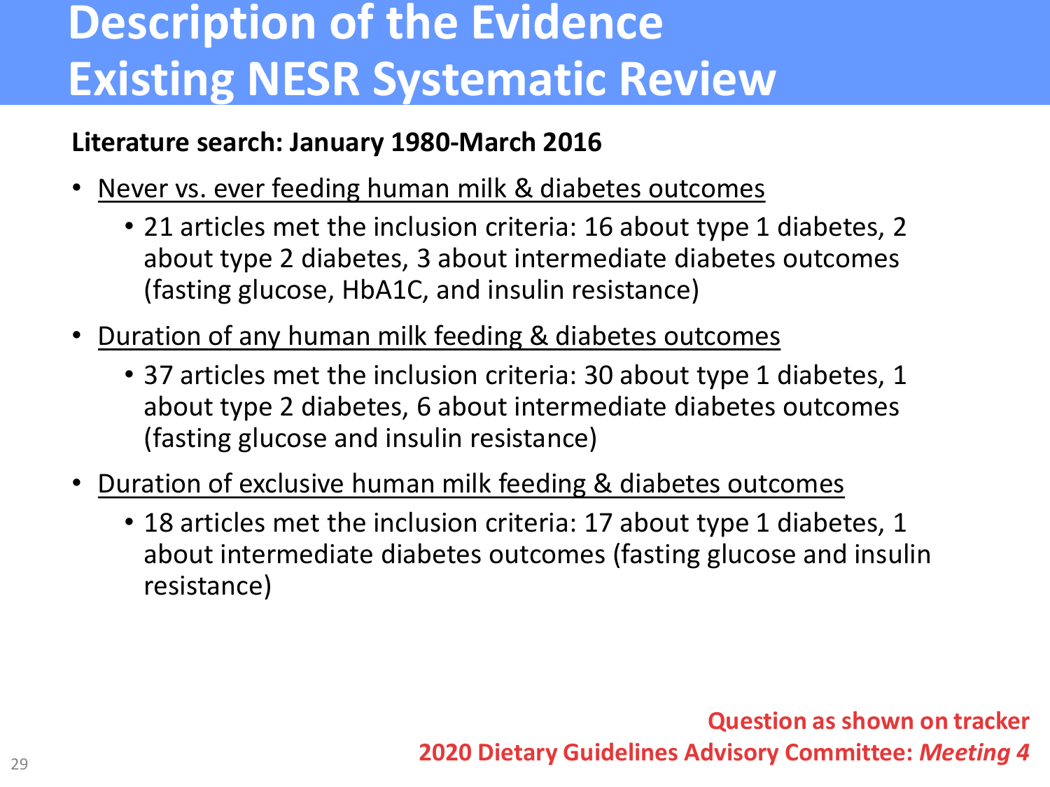# Description of the Evidence
# Existing NESR Systematic Review

**Literature search: January 1980-March 2016**

- Never vs. ever feeding human milk & diabetes outcomes
  - 21 articles met the inclusion criteria: 16 about type 1 diabetes, 2 about type 2 diabetes, 3 about intermediate diabetes outcomes (fasting glucose, HbA1C, and insulin resistance)
- Duration of any human milk feeding & diabetes outcomes
  - 37 articles met the inclusion criteria: 30 about type 1 diabetes, 1 about type 2 diabetes, 6 about intermediate diabetes outcomes (fasting glucose and insulin resistance)
- Duration of exclusive human milk feeding & diabetes outcomes
  - 18 articles met the inclusion criteria: 17 about type 1 diabetes, 1 about intermediate diabetes outcomes (fasting glucose and insulin resistance)

**Question as shown on tracker**
**2020 Dietary Guidelines Advisory Committee: *Meeting 4***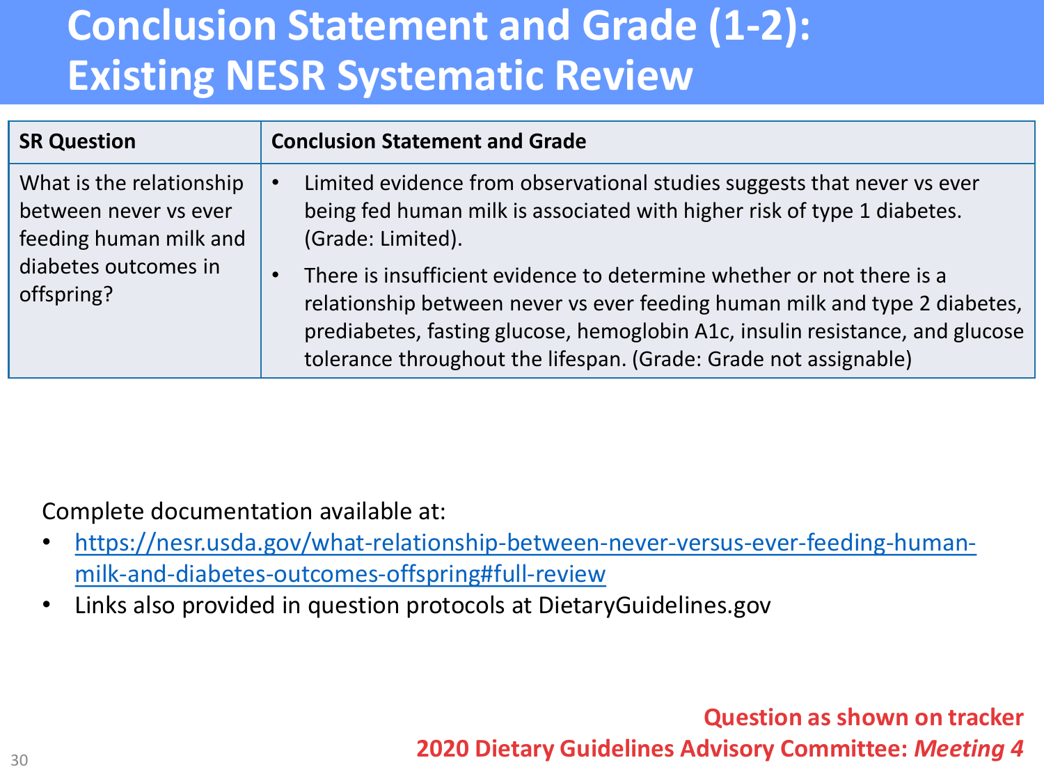# Conclusion Statement and Grade (1-2): Existing NESR Systematic Review

| SR Question | Conclusion Statement and Grade |
|---|---|
| What is the relationship between never vs ever feeding human milk and diabetes outcomes in offspring? | • Limited evidence from observational studies suggests that never vs ever being fed human milk is associated with higher risk of type 1 diabetes. (Grade: Limited).<br>• There is insufficient evidence to determine whether or not there is a relationship between never vs ever feeding human milk and type 2 diabetes, prediabetes, fasting glucose, hemoglobin A1c, insulin resistance, and glucose tolerance throughout the lifespan. (Grade: Grade not assignable) |

Complete documentation available at:

- https://nesr.usda.gov/what-relationship-between-never-versus-ever-feeding-human-milk-and-diabetes-outcomes-offspring#full-review
- Links also provided in question protocols at DietaryGuidelines.gov

**Question as shown on tracker**
**2020 Dietary Guidelines Advisory Committee: *Meeting 4***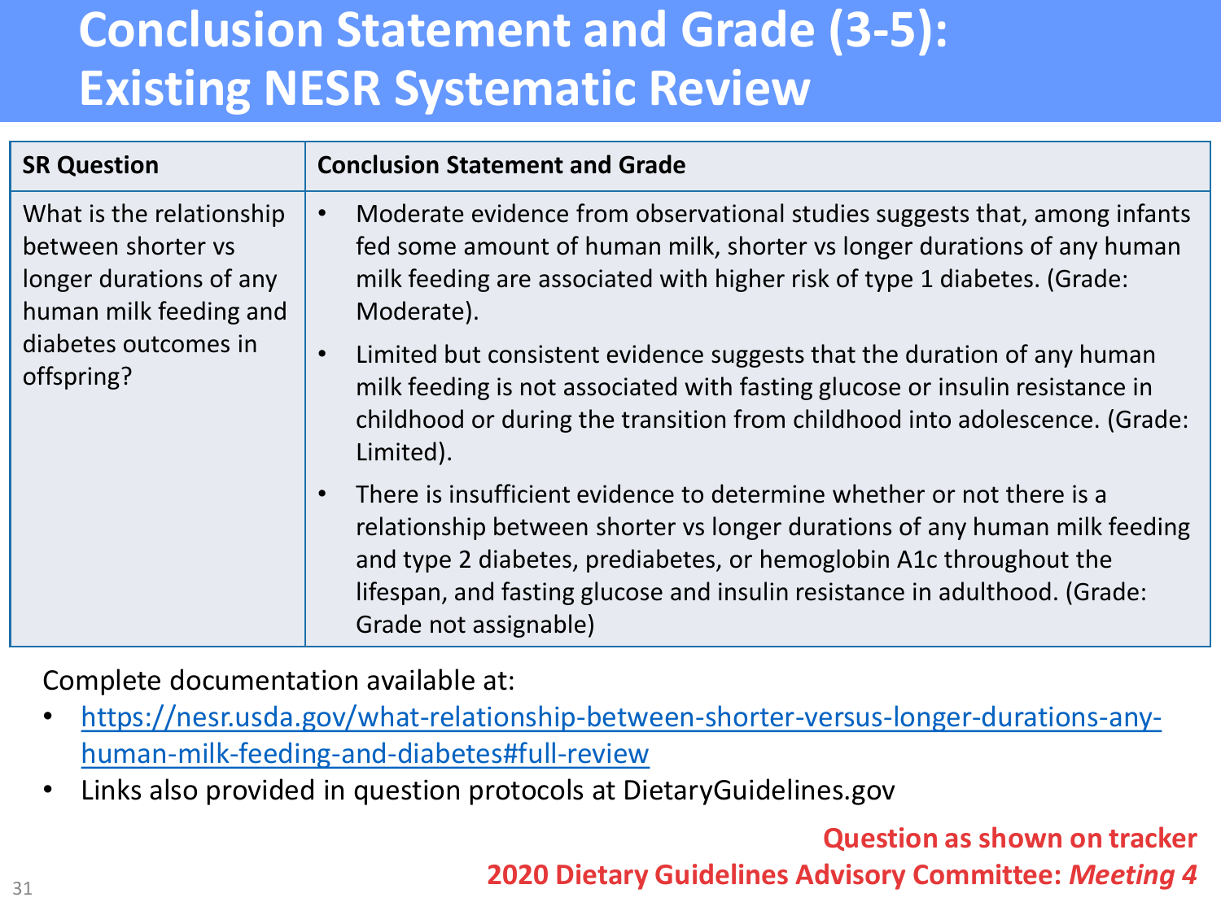# Conclusion Statement and Grade (3-5): Existing NESR Systematic Review

| SR Question | Conclusion Statement and Grade |
|---|---|
| What is the relationship between shorter vs longer durations of any human milk feeding and diabetes outcomes in offspring? | • Moderate evidence from observational studies suggests that, among infants fed some amount of human milk, shorter vs longer durations of any human milk feeding are associated with higher risk of type 1 diabetes. (Grade: Moderate).<br>• Limited but consistent evidence suggests that the duration of any human milk feeding is not associated with fasting glucose or insulin resistance in childhood or during the transition from childhood into adolescence. (Grade: Limited).<br>• There is insufficient evidence to determine whether or not there is a relationship between shorter vs longer durations of any human milk feeding and type 2 diabetes, prediabetes, or hemoglobin A1c throughout the lifespan, and fasting glucose and insulin resistance in adulthood. (Grade: Grade not assignable) |

Complete documentation available at:

- https://nesr.usda.gov/what-relationship-between-shorter-versus-longer-durations-any-human-milk-feeding-and-diabetes#full-review
- Links also provided in question protocols at DietaryGuidelines.gov

**Question as shown on tracker**

**2020 Dietary Guidelines Advisory Committee: *Meeting 4***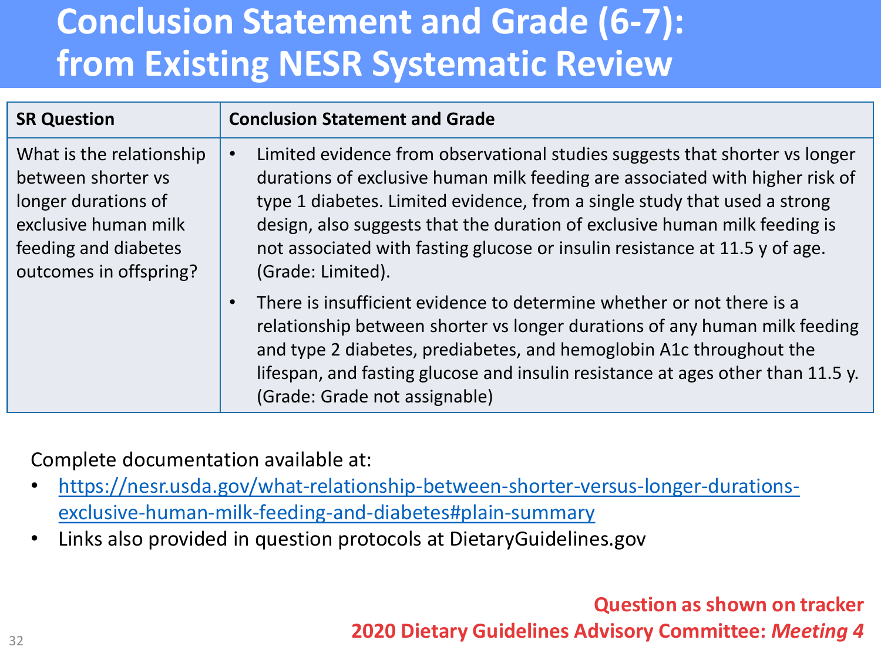# Conclusion Statement and Grade (6-7): from Existing NESR Systematic Review

| SR Question | Conclusion Statement and Grade |
| --- | --- |
| What is the relationship between shorter vs longer durations of exclusive human milk feeding and diabetes outcomes in offspring? | • Limited evidence from observational studies suggests that shorter vs longer durations of exclusive human milk feeding are associated with higher risk of type 1 diabetes. Limited evidence, from a single study that used a strong design, also suggests that the duration of exclusive human milk feeding is not associated with fasting glucose or insulin resistance at 11.5 y of age. (Grade: Limited).<br>• There is insufficient evidence to determine whether or not there is a relationship between shorter vs longer durations of any human milk feeding and type 2 diabetes, prediabetes, and hemoglobin A1c throughout the lifespan, and fasting glucose and insulin resistance at ages other than 11.5 y. (Grade: Grade not assignable) |

Complete documentation available at:

- [https://nesr.usda.gov/what-relationship-between-shorter-versus-longer-durations-exclusive-human-milk-feeding-and-diabetes#plain-summary](https://nesr.usda.gov/what-relationship-between-shorter-versus-longer-durations-exclusive-human-milk-feeding-and-diabetes#plain-summary)
- Links also provided in question protocols at DietaryGuidelines.gov

**Question as shown on tracker**
**2020 Dietary Guidelines Advisory Committee: *Meeting 4***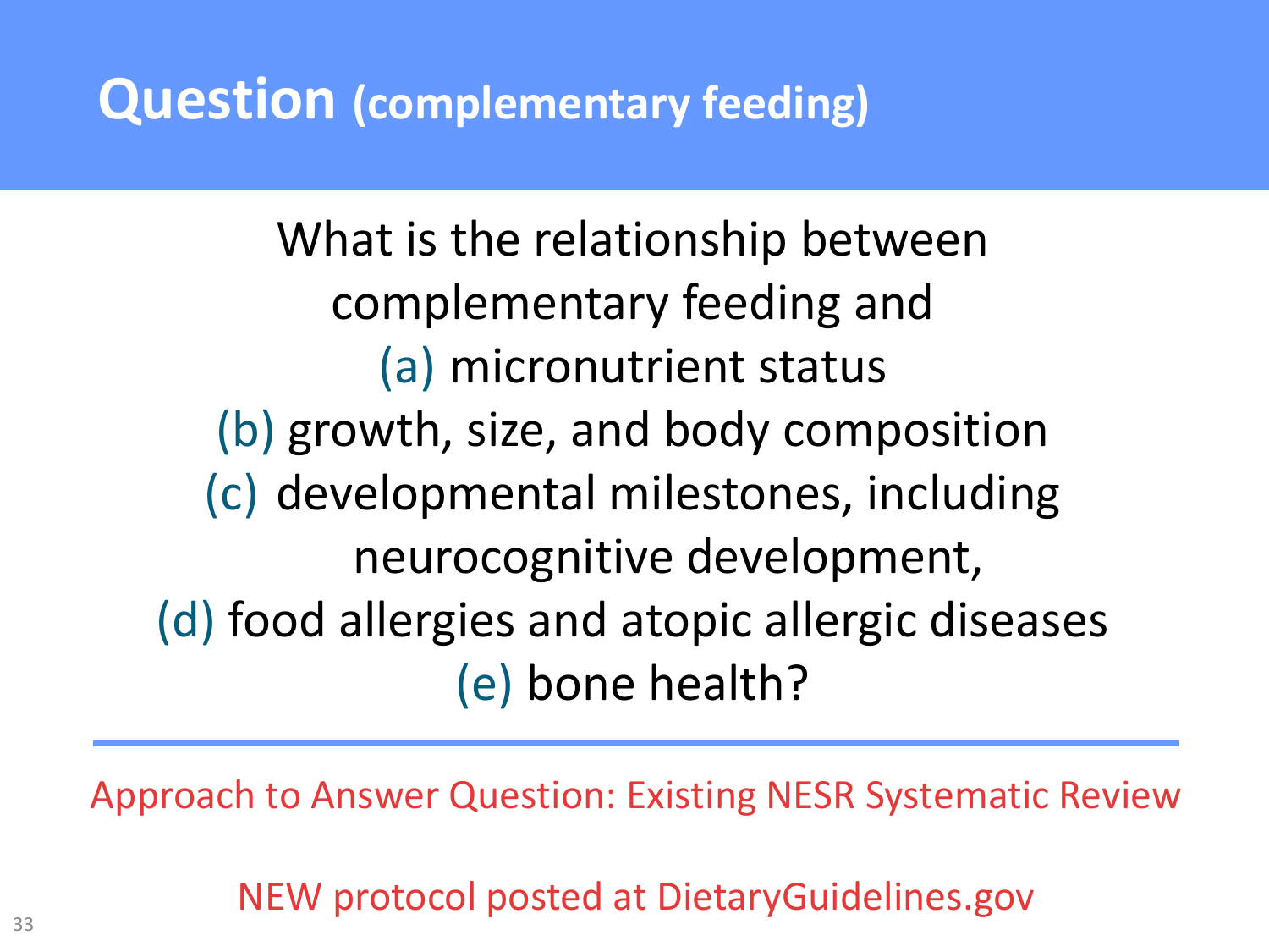# Question (complementary feeding)

What is the relationship between complementary feeding and

(a) micronutrient status

(b) growth, size, and body composition

(c) developmental milestones, including neurocognitive development,

(d) food allergies and atopic allergic diseases

(e) bone health?

---

Approach to Answer Question: Existing NESR Systematic Review

NEW protocol posted at DietaryGuidelines.gov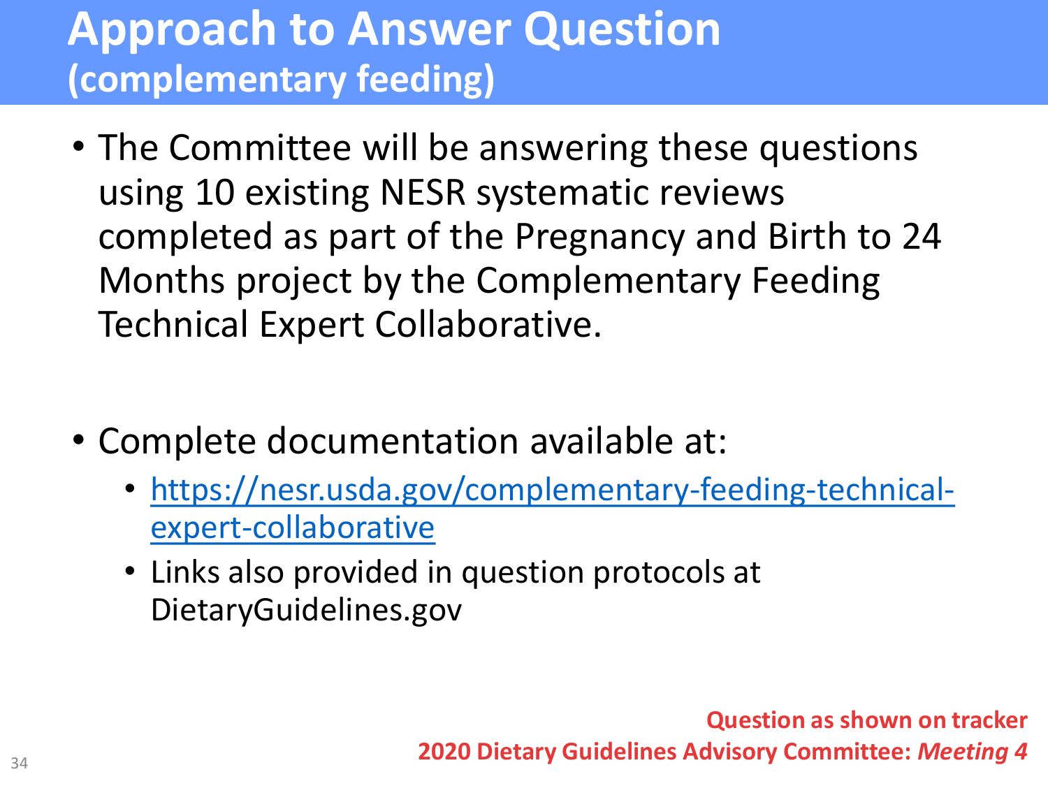# Approach to Answer Question
## (complementary feeding)

- The Committee will be answering these questions using 10 existing NESR systematic reviews completed as part of the Pregnancy and Birth to 24 Months project by the Complementary Feeding Technical Expert Collaborative.

- Complete documentation available at:
  - https://nesr.usda.gov/complementary-feeding-technical-expert-collaborative
  - Links also provided in question protocols at DietaryGuidelines.gov

**Question as shown on tracker**
**2020 Dietary Guidelines Advisory Committee: *Meeting 4***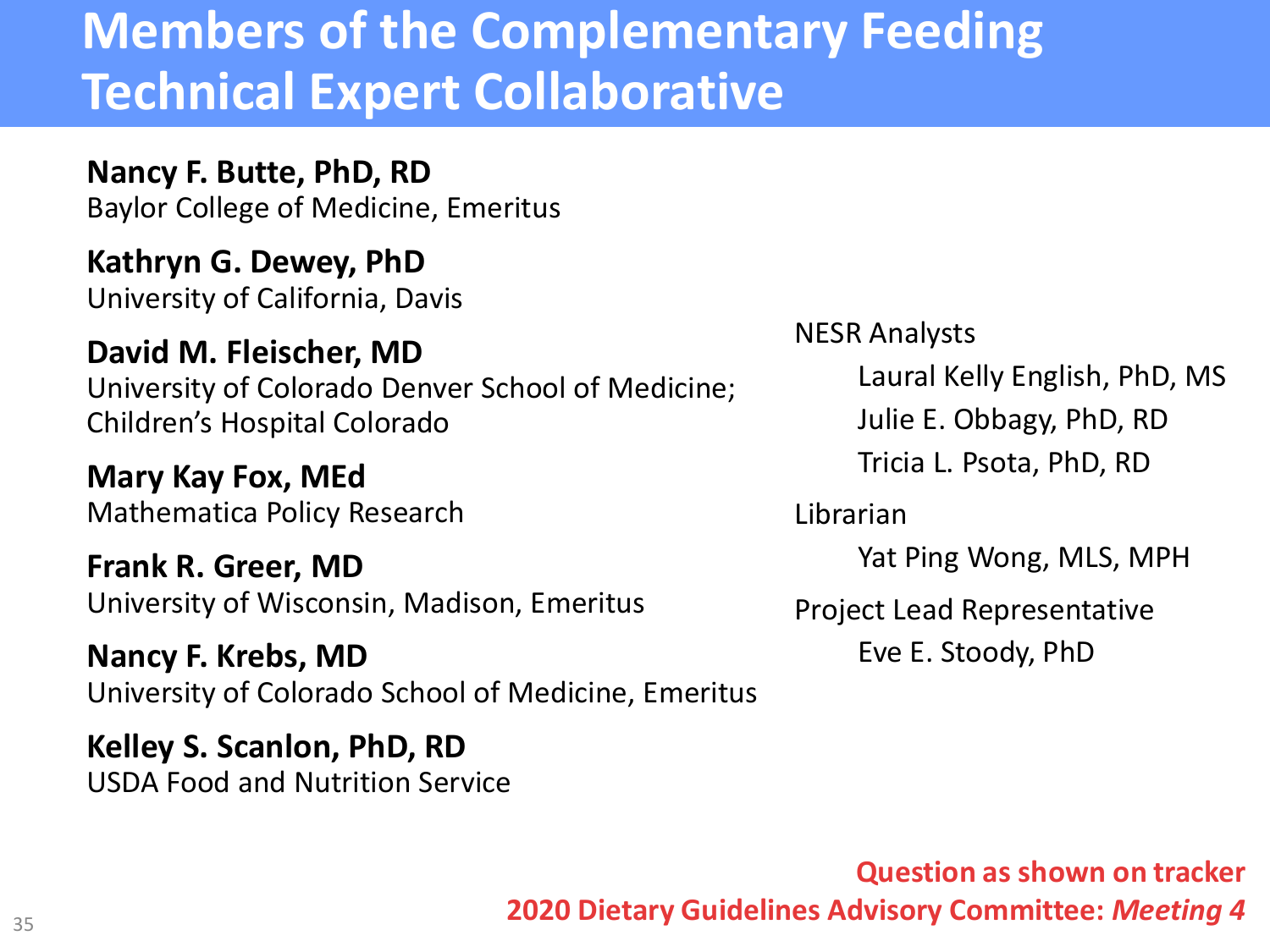# Members of the Complementary Feeding Technical Expert Collaborative

**Nancy F. Butte, PhD, RD**
Baylor College of Medicine, Emeritus

**Kathryn G. Dewey, PhD**
University of California, Davis

**David M. Fleischer, MD**
University of Colorado Denver School of Medicine; Children's Hospital Colorado

**Mary Kay Fox, MEd**
Mathematica Policy Research

**Frank R. Greer, MD**
University of Wisconsin, Madison, Emeritus

**Nancy F. Krebs, MD**
University of Colorado School of Medicine, Emeritus

**Kelley S. Scanlon, PhD, RD**
USDA Food and Nutrition Service

NESR Analysts
- Laural Kelly English, PhD, MS
- Julie E. Obbagy, PhD, RD
- Tricia L. Psota, PhD, RD

Librarian
- Yat Ping Wong, MLS, MPH

Project Lead Representative
- Eve E. Stoody, PhD

**Question as shown on tracker**
**2020 Dietary Guidelines Advisory Committee: *Meeting 4***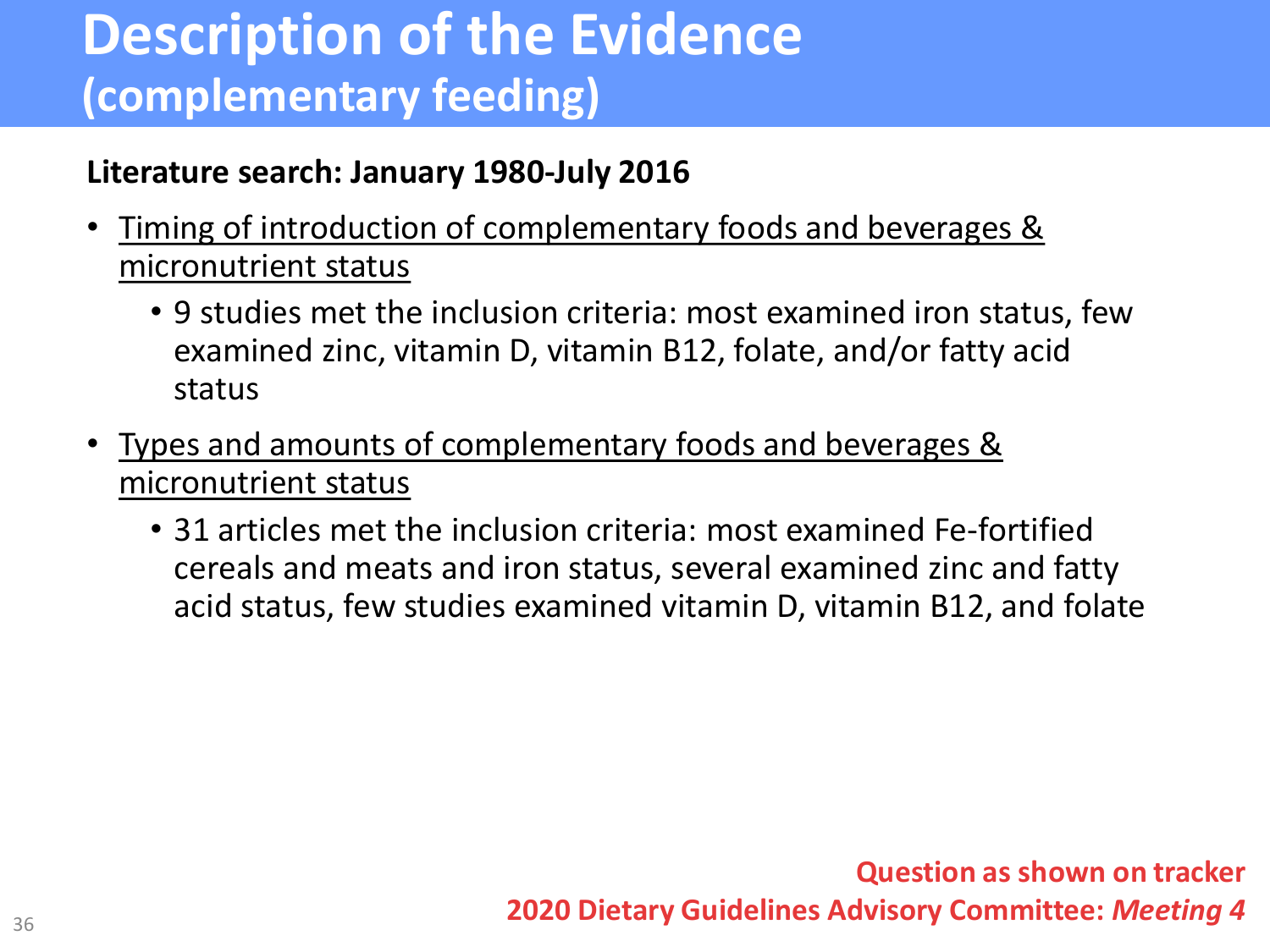# Description of the Evidence
## (complementary feeding)

**Literature search: January 1980-July 2016**

- Timing of introduction of complementary foods and beverages & micronutrient status
  - 9 studies met the inclusion criteria: most examined iron status, few examined zinc, vitamin D, vitamin B12, folate, and/or fatty acid status
- Types and amounts of complementary foods and beverages & micronutrient status
  - 31 articles met the inclusion criteria: most examined Fe-fortified cereals and meats and iron status, several examined zinc and fatty acid status, few studies examined vitamin D, vitamin B12, and folate

**Question as shown on tracker**

**2020 Dietary Guidelines Advisory Committee: *Meeting 4***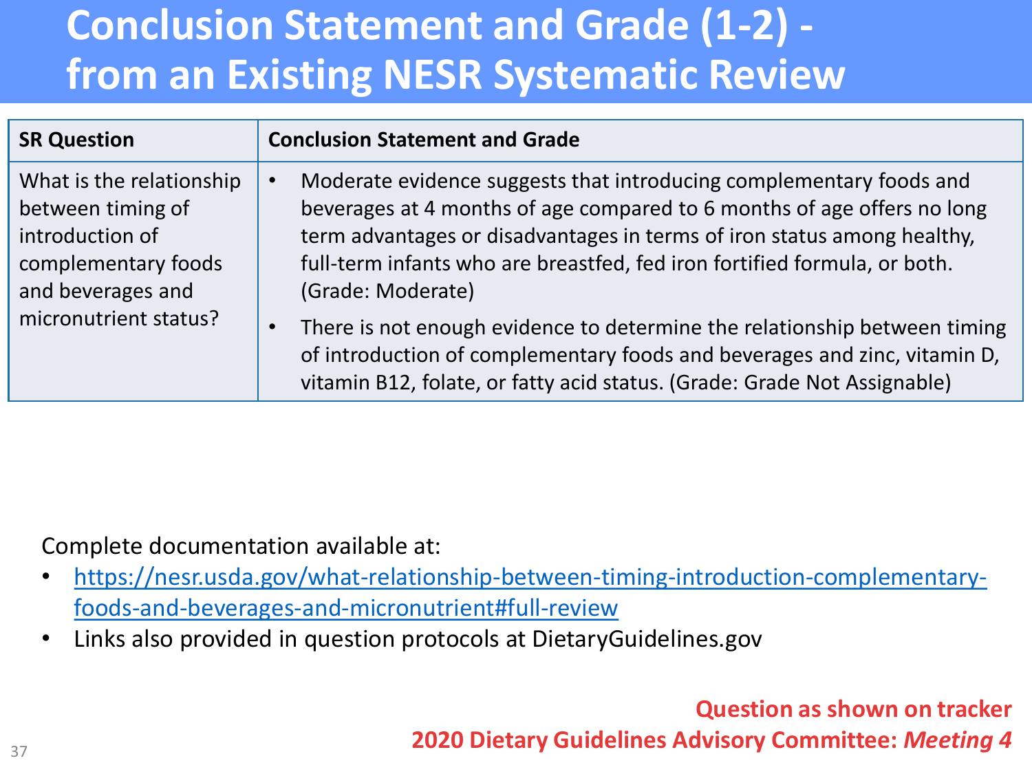# Conclusion Statement and Grade (1-2) - from an Existing NESR Systematic Review

| SR Question | Conclusion Statement and Grade |
| --- | --- |
| What is the relationship between timing of introduction of complementary foods and beverages and micronutrient status? | • Moderate evidence suggests that introducing complementary foods and beverages at 4 months of age compared to 6 months of age offers no long term advantages or disadvantages in terms of iron status among healthy, full-term infants who are breastfed, fed iron fortified formula, or both. (Grade: Moderate)<br>• There is not enough evidence to determine the relationship between timing of introduction of complementary foods and beverages and zinc, vitamin D, vitamin B12, folate, or fatty acid status. (Grade: Grade Not Assignable) |

Complete documentation available at:

- https://nesr.usda.gov/what-relationship-between-timing-introduction-complementary-foods-and-beverages-and-micronutrient#full-review
- Links also provided in question protocols at DietaryGuidelines.gov

**Question as shown on tracker**

**2020 Dietary Guidelines Advisory Committee: *Meeting 4***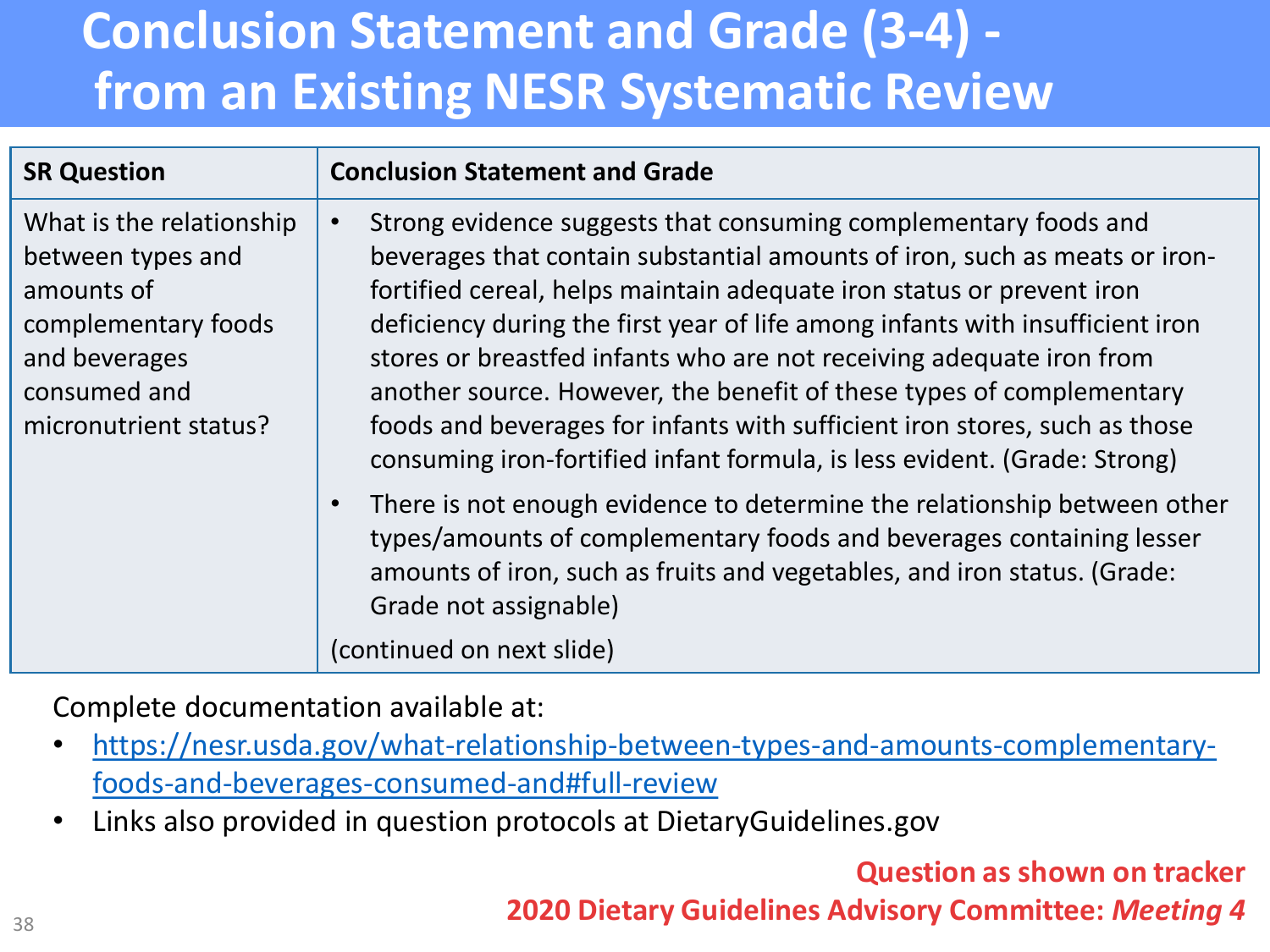# Conclusion Statement and Grade (3-4) - from an Existing NESR Systematic Review

| SR Question | Conclusion Statement and Grade |
| --- | --- |
| What is the relationship between types and amounts of complementary foods and beverages consumed and micronutrient status? | • Strong evidence suggests that consuming complementary foods and beverages that contain substantial amounts of iron, such as meats or iron-fortified cereal, helps maintain adequate iron status or prevent iron deficiency during the first year of life among infants with insufficient iron stores or breastfed infants who are not receiving adequate iron from another source. However, the benefit of these types of complementary foods and beverages for infants with sufficient iron stores, such as those consuming iron-fortified infant formula, is less evident. (Grade: Strong)<br>• There is not enough evidence to determine the relationship between other types/amounts of complementary foods and beverages containing lesser amounts of iron, such as fruits and vegetables, and iron status. (Grade: Grade not assignable)<br>(continued on next slide) |

Complete documentation available at:

- https://nesr.usda.gov/what-relationship-between-types-and-amounts-complementary-foods-and-beverages-consumed-and#full-review
- Links also provided in question protocols at DietaryGuidelines.gov

**Question as shown on tracker**

**2020 Dietary Guidelines Advisory Committee: *Meeting 4***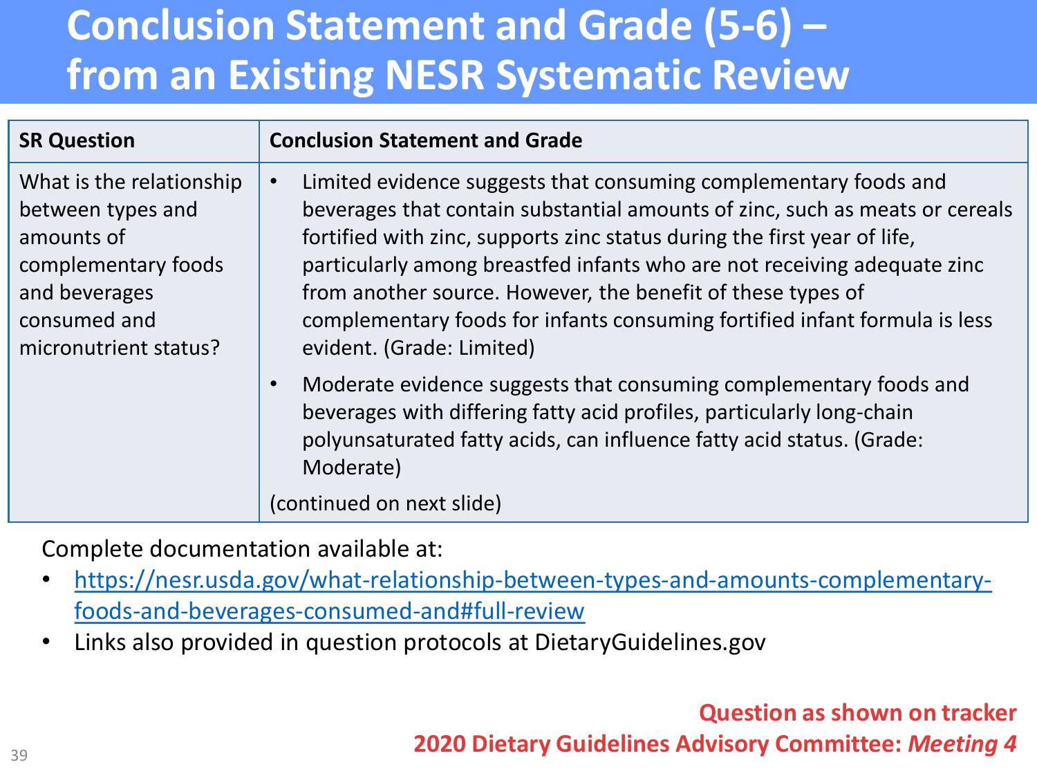# Conclusion Statement and Grade (5-6) – from an Existing NESR Systematic Review

| SR Question | Conclusion Statement and Grade |
| --- | --- |
| What is the relationship between types and amounts of complementary foods and beverages consumed and micronutrient status? | • Limited evidence suggests that consuming complementary foods and beverages that contain substantial amounts of zinc, such as meats or cereals fortified with zinc, supports zinc status during the first year of life, particularly among breastfed infants who are not receiving adequate zinc from another source. However, the benefit of these types of complementary foods for infants consuming fortified infant formula is less evident. (Grade: Limited)<br>• Moderate evidence suggests that consuming complementary foods and beverages with differing fatty acid profiles, particularly long-chain polyunsaturated fatty acids, can influence fatty acid status. (Grade: Moderate)<br>(continued on next slide) |

Complete documentation available at:

- https://nesr.usda.gov/what-relationship-between-types-and-amounts-complementary-foods-and-beverages-consumed-and#full-review
- Links also provided in question protocols at DietaryGuidelines.gov

**Question as shown on tracker**

**2020 Dietary Guidelines Advisory Committee: *Meeting 4***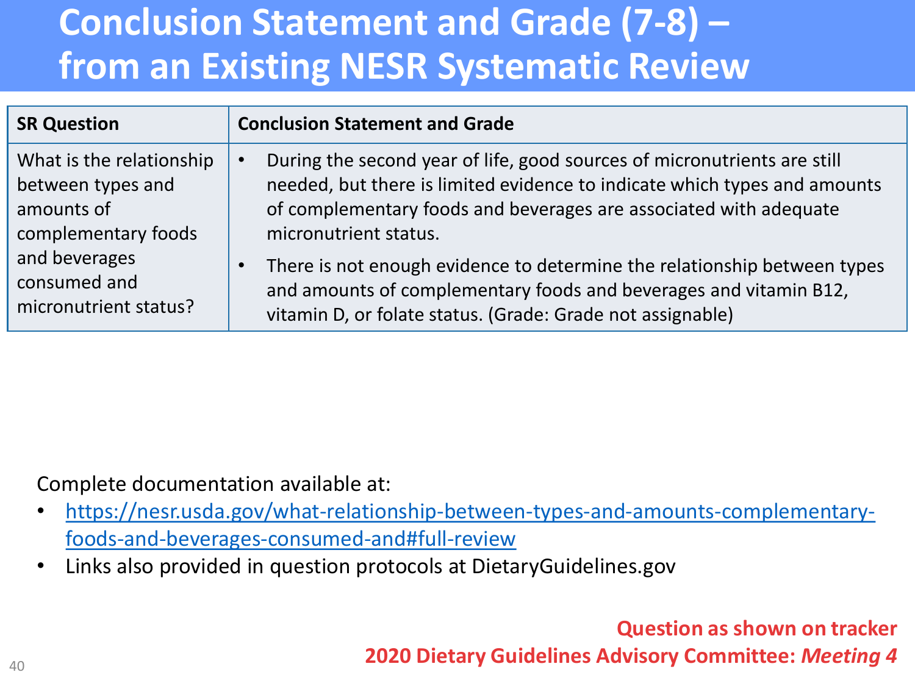# Conclusion Statement and Grade (7-8) – from an Existing NESR Systematic Review

| SR Question | Conclusion Statement and Grade |
|---|---|
| What is the relationship between types and amounts of complementary foods and beverages consumed and micronutrient status? | • During the second year of life, good sources of micronutrients are still needed, but there is limited evidence to indicate which types and amounts of complementary foods and beverages are associated with adequate micronutrient status.<br>• There is not enough evidence to determine the relationship between types and amounts of complementary foods and beverages and vitamin B12, vitamin D, or folate status. (Grade: Grade not assignable) |

Complete documentation available at:

- https://nesr.usda.gov/what-relationship-between-types-and-amounts-complementary-foods-and-beverages-consumed-and#full-review
- Links also provided in question protocols at DietaryGuidelines.gov

**Question as shown on tracker**
**2020 Dietary Guidelines Advisory Committee: *Meeting 4***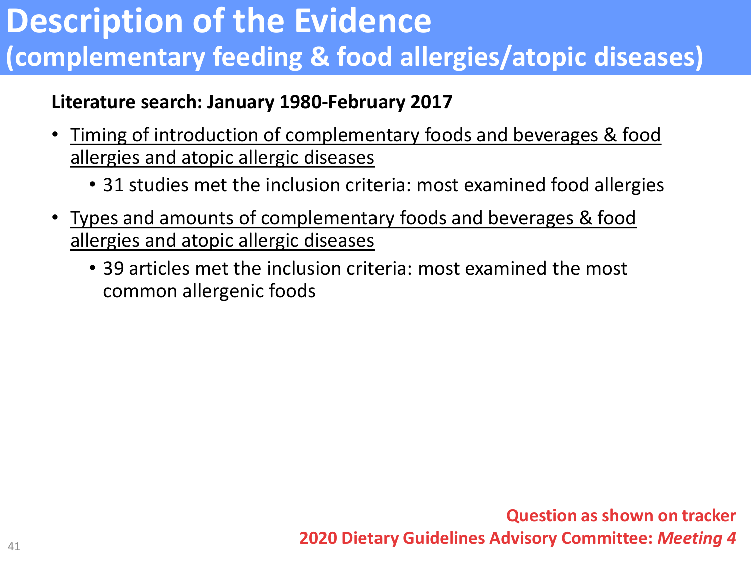# Description of the Evidence
## (complementary feeding & food allergies/atopic diseases)

**Literature search: January 1980-February 2017**

- Timing of introduction of complementary foods and beverages & food allergies and atopic allergic diseases
    - 31 studies met the inclusion criteria: most examined food allergies
- Types and amounts of complementary foods and beverages & food allergies and atopic allergic diseases
    - 39 articles met the inclusion criteria: most examined the most common allergenic foods

**Question as shown on tracker**
**2020 Dietary Guidelines Advisory Committee: *Meeting 4***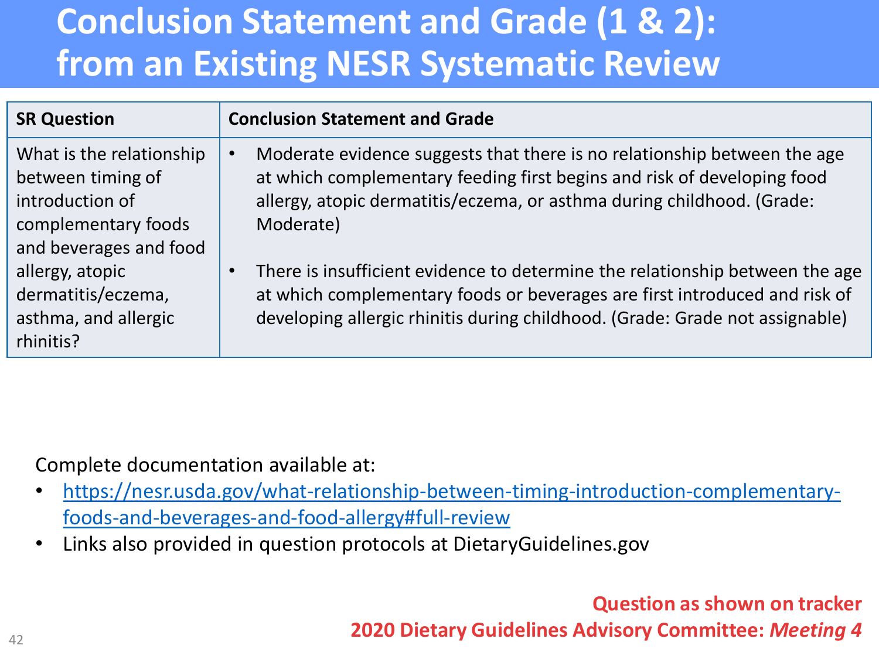# Conclusion Statement and Grade (1 & 2): from an Existing NESR Systematic Review

| SR Question | Conclusion Statement and Grade |
|---|---|
| What is the relationship between timing of introduction of complementary foods and beverages and food allergy, atopic dermatitis/eczema, asthma, and allergic rhinitis? | • Moderate evidence suggests that there is no relationship between the age at which complementary feeding first begins and risk of developing food allergy, atopic dermatitis/eczema, or asthma during childhood. (Grade: Moderate)<br><br>• There is insufficient evidence to determine the relationship between the age at which complementary foods or beverages are first introduced and risk of developing allergic rhinitis during childhood. (Grade: Grade not assignable) |

Complete documentation available at:

- https://nesr.usda.gov/what-relationship-between-timing-introduction-complementary-foods-and-beverages-and-food-allergy#full-review
- Links also provided in question protocols at DietaryGuidelines.gov

**Question as shown on tracker**
**2020 Dietary Guidelines Advisory Committee: *Meeting 4***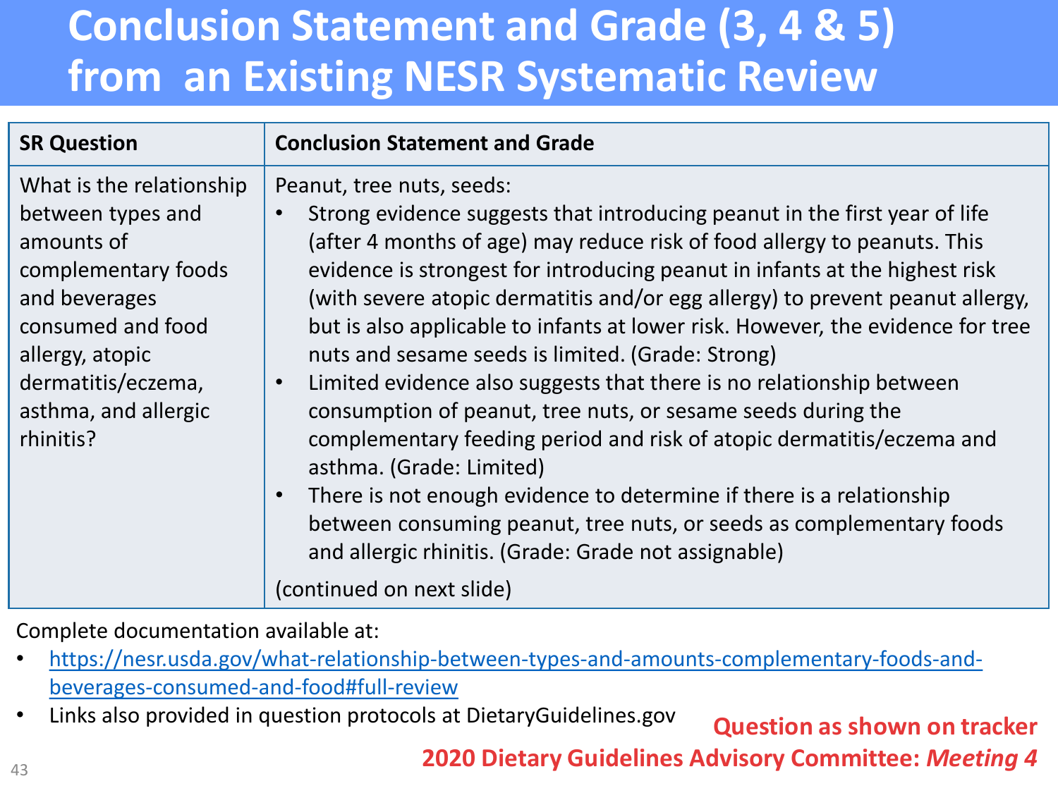# Conclusion Statement and Grade (3, 4 & 5) from an Existing NESR Systematic Review

| SR Question | Conclusion Statement and Grade |
|---|---|
| What is the relationship between types and amounts of complementary foods and beverages consumed and food allergy, atopic dermatitis/eczema, asthma, and allergic rhinitis? | Peanut, tree nuts, seeds:<br>• Strong evidence suggests that introducing peanut in the first year of life (after 4 months of age) may reduce risk of food allergy to peanuts. This evidence is strongest for introducing peanut in infants at the highest risk (with severe atopic dermatitis and/or egg allergy) to prevent peanut allergy, but is also applicable to infants at lower risk. However, the evidence for tree nuts and sesame seeds is limited. (Grade: Strong)<br>• Limited evidence also suggests that there is no relationship between consumption of peanut, tree nuts, or sesame seeds during the complementary feeding period and risk of atopic dermatitis/eczema and asthma. (Grade: Limited)<br>• There is not enough evidence to determine if there is a relationship between consuming peanut, tree nuts, or seeds as complementary foods and allergic rhinitis. (Grade: Grade not assignable)<br>(continued on next slide) |

Complete documentation available at:

- https://nesr.usda.gov/what-relationship-between-types-and-amounts-complementary-foods-and-beverages-consumed-and-food#full-review
- Links also provided in question protocols at DietaryGuidelines.gov

**Question as shown on tracker**

**2020 Dietary Guidelines Advisory Committee: *Meeting 4***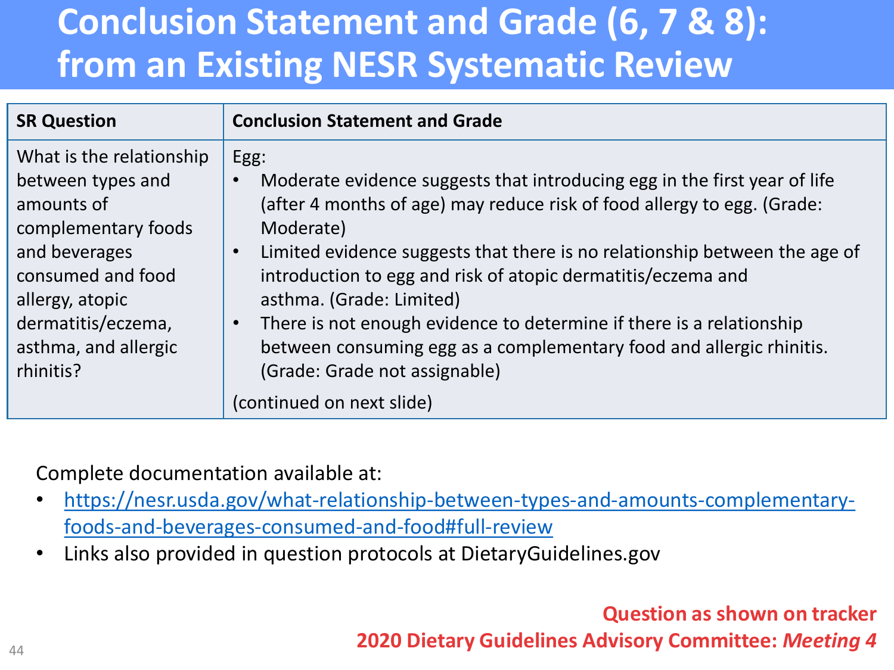# Conclusion Statement and Grade (6, 7 & 8): from an Existing NESR Systematic Review

| SR Question | Conclusion Statement and Grade |
|---|---|
| What is the relationship between types and amounts of complementary foods and beverages consumed and food allergy, atopic dermatitis/eczema, asthma, and allergic rhinitis? | Egg:<br>• Moderate evidence suggests that introducing egg in the first year of life (after 4 months of age) may reduce risk of food allergy to egg. (Grade: Moderate)<br>• Limited evidence suggests that there is no relationship between the age of introduction to egg and risk of atopic dermatitis/eczema and asthma. (Grade: Limited)<br>• There is not enough evidence to determine if there is a relationship between consuming egg as a complementary food and allergic rhinitis. (Grade: Grade not assignable)<br>(continued on next slide) |

Complete documentation available at:

- https://nesr.usda.gov/what-relationship-between-types-and-amounts-complementary-foods-and-beverages-consumed-and-food#full-review
- Links also provided in question protocols at DietaryGuidelines.gov

**Question as shown on tracker**

**2020 Dietary Guidelines Advisory Committee: *Meeting 4***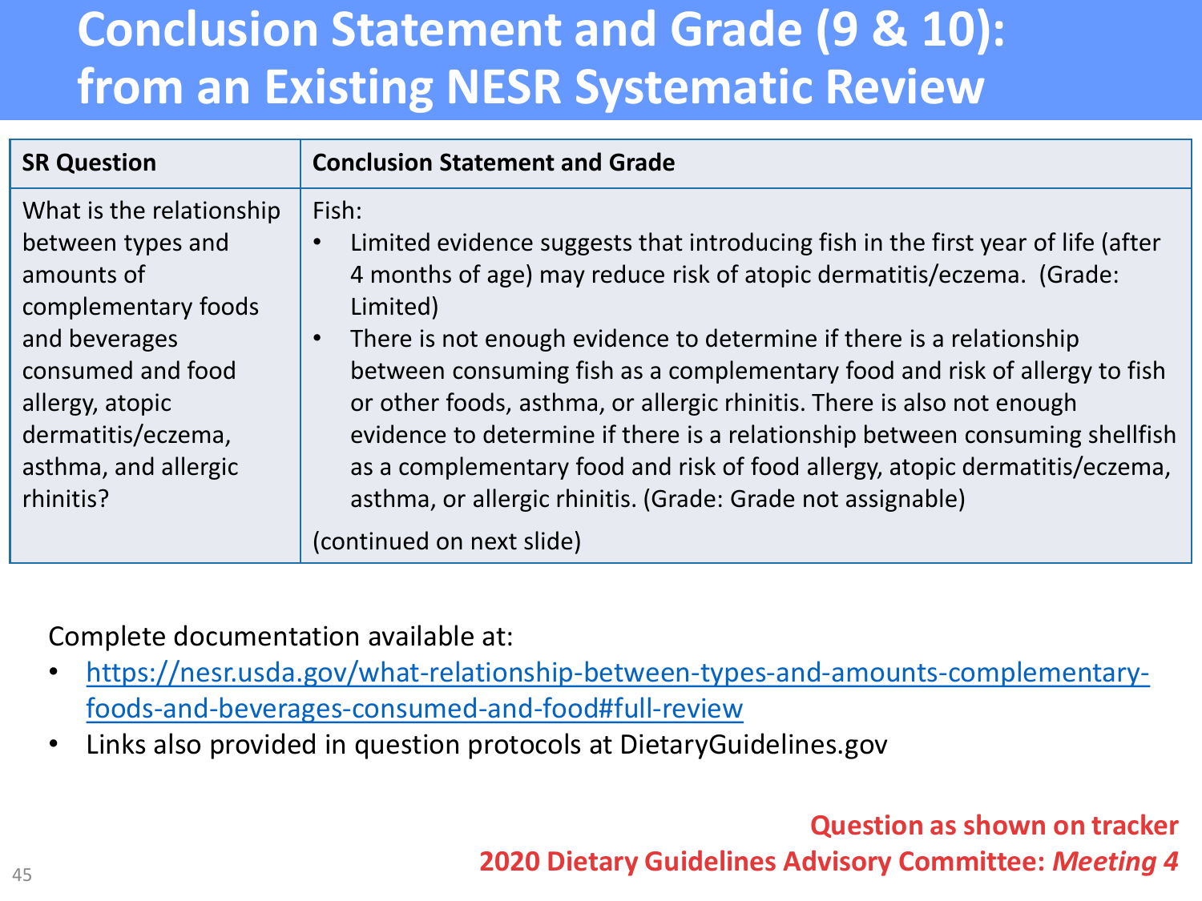# Conclusion Statement and Grade (9 & 10): from an Existing NESR Systematic Review

| SR Question | Conclusion Statement and Grade |
| --- | --- |
| What is the relationship between types and amounts of complementary foods and beverages consumed and food allergy, atopic dermatitis/eczema, asthma, and allergic rhinitis? | Fish:<br>• Limited evidence suggests that introducing fish in the first year of life (after 4 months of age) may reduce risk of atopic dermatitis/eczema. (Grade: Limited)<br>• There is not enough evidence to determine if there is a relationship between consuming fish as a complementary food and risk of allergy to fish or other foods, asthma, or allergic rhinitis. There is also not enough evidence to determine if there is a relationship between consuming shellfish as a complementary food and risk of food allergy, atopic dermatitis/eczema, asthma, or allergic rhinitis. (Grade: Grade not assignable)<br>(continued on next slide) |

Complete documentation available at:

- https://nesr.usda.gov/what-relationship-between-types-and-amounts-complementary-foods-and-beverages-consumed-and-food#full-review
- Links also provided in question protocols at DietaryGuidelines.gov

**Question as shown on tracker**
**2020 Dietary Guidelines Advisory Committee: *Meeting 4***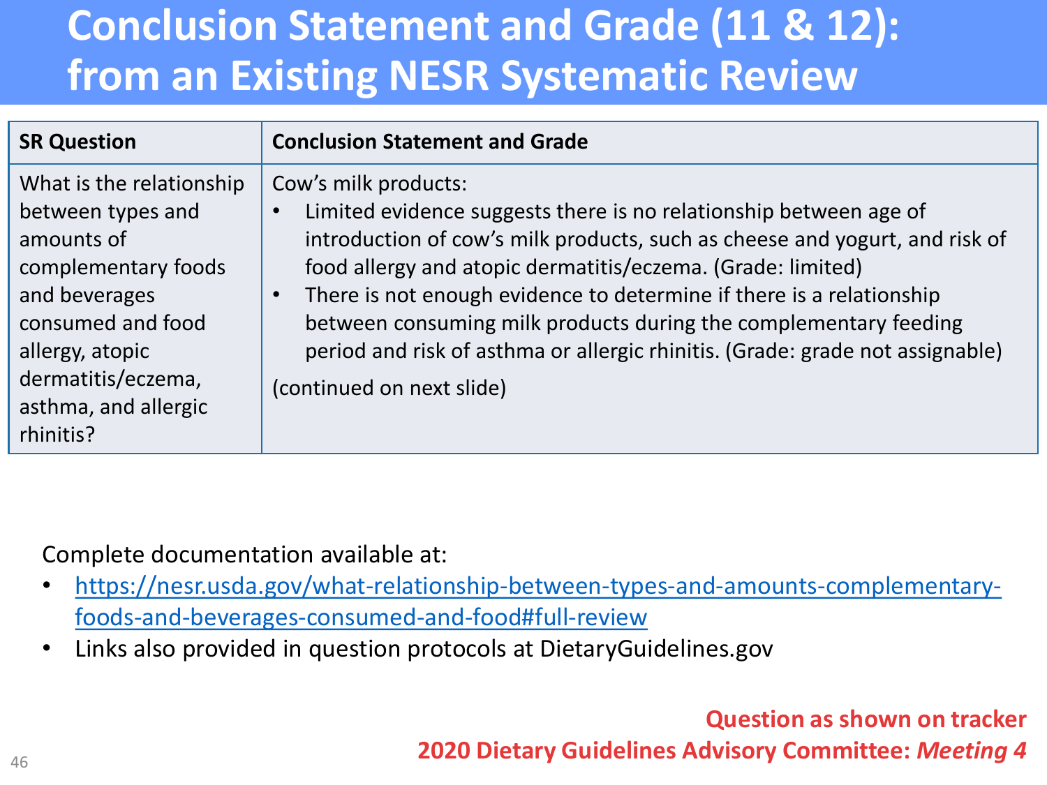# Conclusion Statement and Grade (11 & 12): from an Existing NESR Systematic Review

| SR Question | Conclusion Statement and Grade |
| --- | --- |
| What is the relationship between types and amounts of complementary foods and beverages consumed and food allergy, atopic dermatitis/eczema, asthma, and allergic rhinitis? | Cow's milk products:<br>• Limited evidence suggests there is no relationship between age of introduction of cow's milk products, such as cheese and yogurt, and risk of food allergy and atopic dermatitis/eczema. (Grade: limited)<br>• There is not enough evidence to determine if there is a relationship between consuming milk products during the complementary feeding period and risk of asthma or allergic rhinitis. (Grade: grade not assignable)<br>(continued on next slide) |

Complete documentation available at:

- https://nesr.usda.gov/what-relationship-between-types-and-amounts-complementary-foods-and-beverages-consumed-and-food#full-review
- Links also provided in question protocols at DietaryGuidelines.gov

**Question as shown on tracker**
**2020 Dietary Guidelines Advisory Committee: *Meeting 4***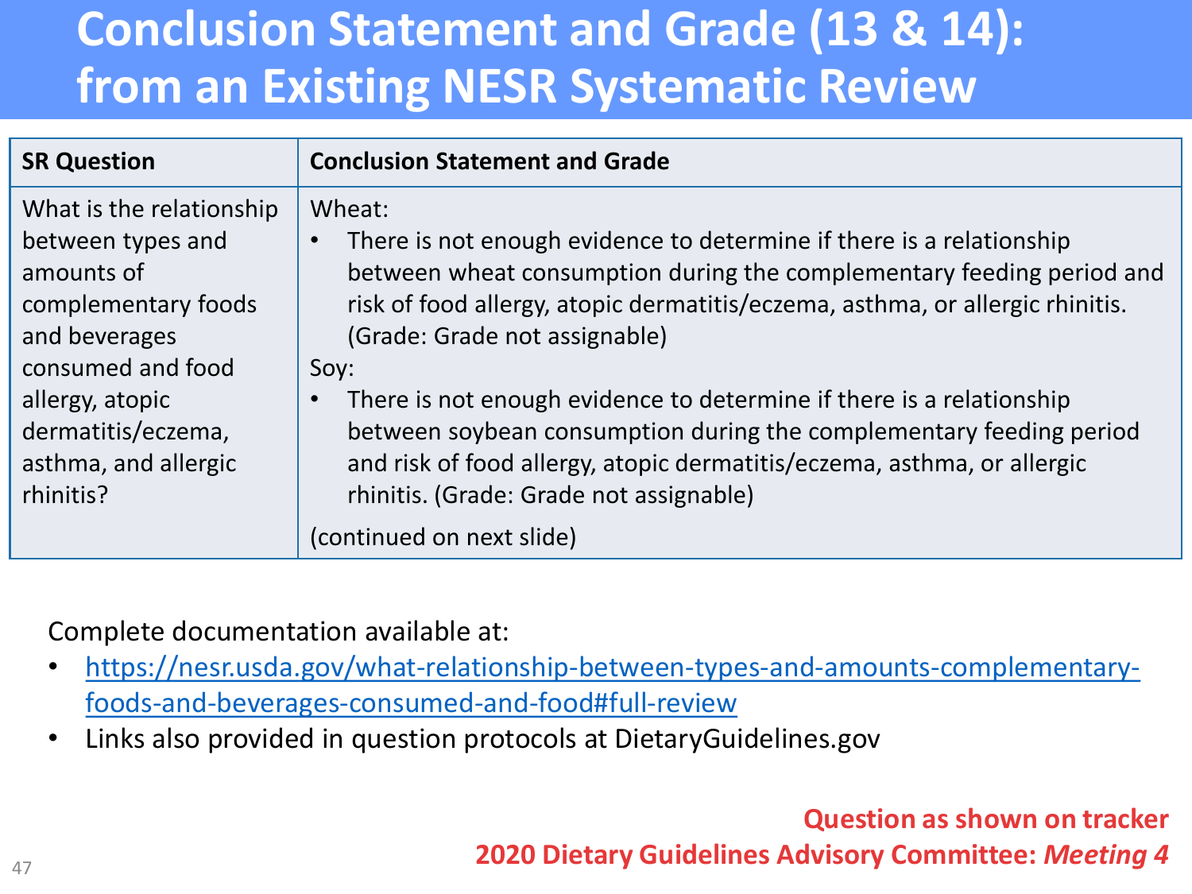# Conclusion Statement and Grade (13 & 14): from an Existing NESR Systematic Review

| SR Question | Conclusion Statement and Grade |
| --- | --- |
| What is the relationship between types and amounts of complementary foods and beverages consumed and food allergy, atopic dermatitis/eczema, asthma, and allergic rhinitis? | Wheat:<br>• There is not enough evidence to determine if there is a relationship between wheat consumption during the complementary feeding period and risk of food allergy, atopic dermatitis/eczema, asthma, or allergic rhinitis. (Grade: Grade not assignable)<br>Soy:<br>• There is not enough evidence to determine if there is a relationship between soybean consumption during the complementary feeding period and risk of food allergy, atopic dermatitis/eczema, asthma, or allergic rhinitis. (Grade: Grade not assignable)<br>(continued on next slide) |

Complete documentation available at:

- https://nesr.usda.gov/what-relationship-between-types-and-amounts-complementary-foods-and-beverages-consumed-and-food#full-review
- Links also provided in question protocols at DietaryGuidelines.gov

**Question as shown on tracker**
**2020 Dietary Guidelines Advisory Committee: *Meeting 4***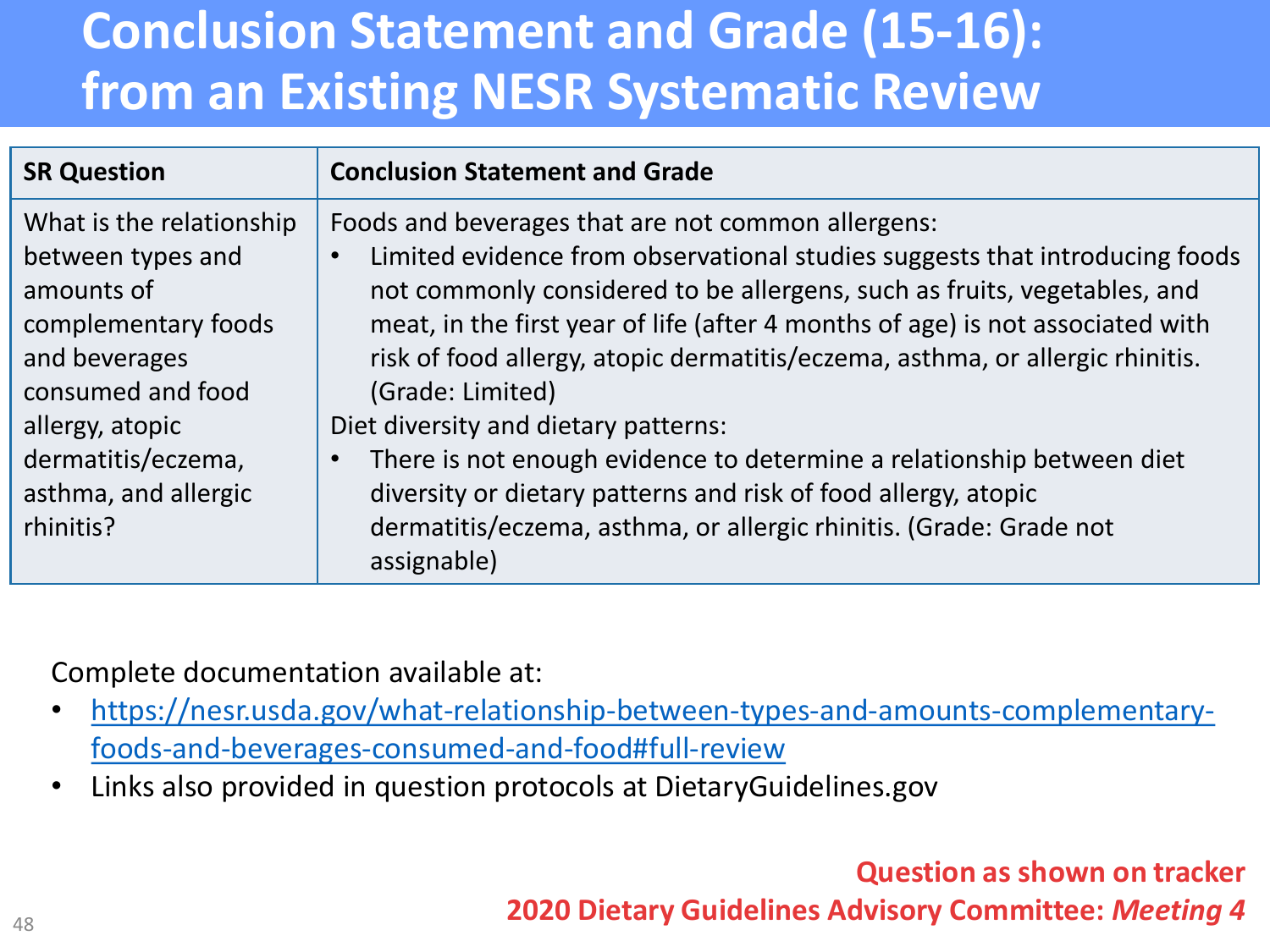# Conclusion Statement and Grade (15-16): from an Existing NESR Systematic Review

| SR Question | Conclusion Statement and Grade |
| --- | --- |
| What is the relationship between types and amounts of complementary foods and beverages consumed and food allergy, atopic dermatitis/eczema, asthma, and allergic rhinitis? | Foods and beverages that are not common allergens: <br>• Limited evidence from observational studies suggests that introducing foods not commonly considered to be allergens, such as fruits, vegetables, and meat, in the first year of life (after 4 months of age) is not associated with risk of food allergy, atopic dermatitis/eczema, asthma, or allergic rhinitis. (Grade: Limited) <br>Diet diversity and dietary patterns: <br>• There is not enough evidence to determine a relationship between diet diversity or dietary patterns and risk of food allergy, atopic dermatitis/eczema, asthma, or allergic rhinitis. (Grade: Grade not assignable) |

Complete documentation available at:

- https://nesr.usda.gov/what-relationship-between-types-and-amounts-complementary-foods-and-beverages-consumed-and-food#full-review
- Links also provided in question protocols at DietaryGuidelines.gov

**Question as shown on tracker**
**2020 Dietary Guidelines Advisory Committee: *Meeting 4***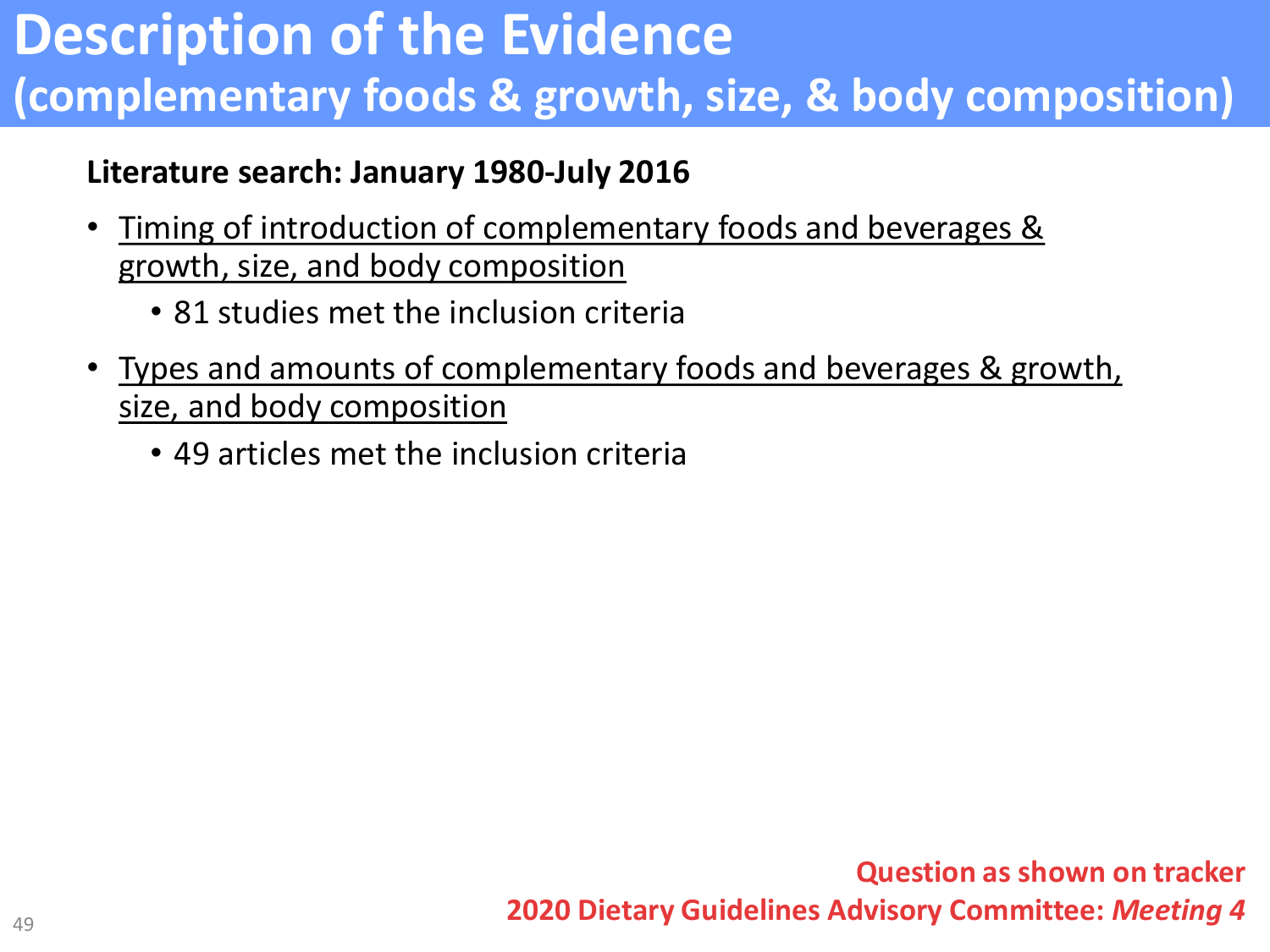# Description of the Evidence
## (complementary foods & growth, size, & body composition)

**Literature search: January 1980-July 2016**

- Timing of introduction of complementary foods and beverages & growth, size, and body composition
  - 81 studies met the inclusion criteria
- Types and amounts of complementary foods and beverages & growth, size, and body composition
  - 49 articles met the inclusion criteria

**Question as shown on tracker**
**2020 Dietary Guidelines Advisory Committee: *Meeting 4***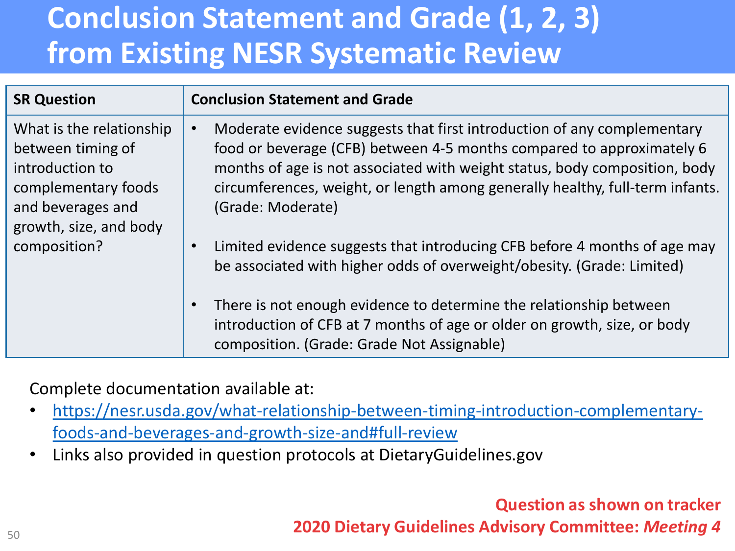# Conclusion Statement and Grade (1, 2, 3) from Existing NESR Systematic Review

| SR Question | Conclusion Statement and Grade |
|---|---|
| What is the relationship between timing of introduction to complementary foods and beverages and growth, size, and body composition? | • Moderate evidence suggests that first introduction of any complementary food or beverage (CFB) between 4-5 months compared to approximately 6 months of age is not associated with weight status, body composition, body circumferences, weight, or length among generally healthy, full-term infants. (Grade: Moderate)<br><br>• Limited evidence suggests that introducing CFB before 4 months of age may be associated with higher odds of overweight/obesity. (Grade: Limited)<br><br>• There is not enough evidence to determine the relationship between introduction of CFB at 7 months of age or older on growth, size, or body composition. (Grade: Grade Not Assignable) |

Complete documentation available at:

- https://nesr.usda.gov/what-relationship-between-timing-introduction-complementary-foods-and-beverages-and-growth-size-and#full-review
- Links also provided in question protocols at DietaryGuidelines.gov

**Question as shown on tracker**
**2020 Dietary Guidelines Advisory Committee: *Meeting 4***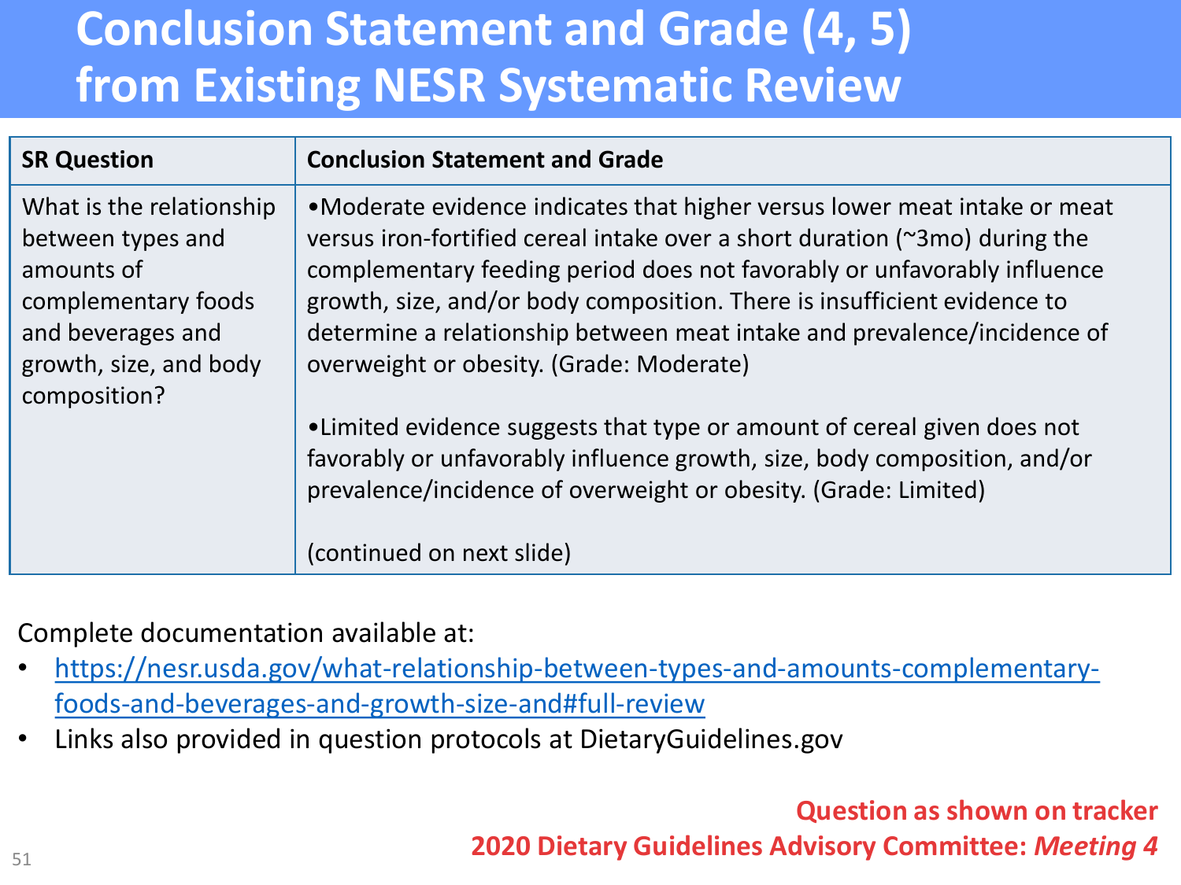# Conclusion Statement and Grade (4, 5) from Existing NESR Systematic Review

| SR Question | Conclusion Statement and Grade |
|---|---|
| What is the relationship between types and amounts of complementary foods and beverages and growth, size, and body composition? | •Moderate evidence indicates that higher versus lower meat intake or meat versus iron-fortified cereal intake over a short duration (~3mo) during the complementary feeding period does not favorably or unfavorably influence growth, size, and/or body composition. There is insufficient evidence to determine a relationship between meat intake and prevalence/incidence of overweight or obesity. (Grade: Moderate)<br><br>•Limited evidence suggests that type or amount of cereal given does not favorably or unfavorably influence growth, size, body composition, and/or prevalence/incidence of overweight or obesity. (Grade: Limited)<br><br>(continued on next slide) |

Complete documentation available at:

- https://nesr.usda.gov/what-relationship-between-types-and-amounts-complementary-foods-and-beverages-and-growth-size-and#full-review
- Links also provided in question protocols at DietaryGuidelines.gov

**Question as shown on tracker**

**2020 Dietary Guidelines Advisory Committee: *Meeting 4***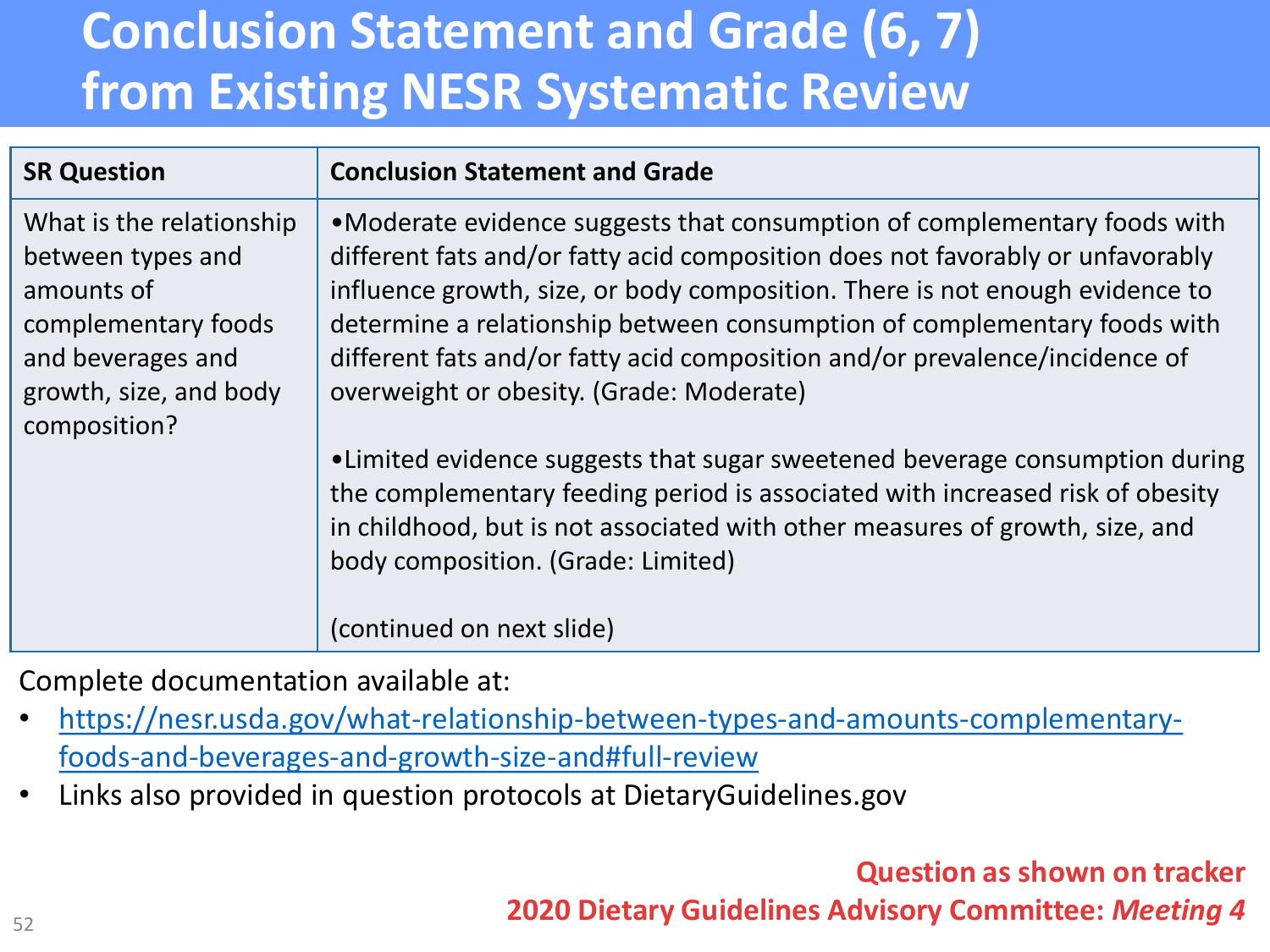# Conclusion Statement and Grade (6, 7) from Existing NESR Systematic Review

| SR Question | Conclusion Statement and Grade |
| --- | --- |
| What is the relationship between types and amounts of complementary foods and beverages and growth, size, and body composition? | •Moderate evidence suggests that consumption of complementary foods with different fats and/or fatty acid composition does not favorably or unfavorably influence growth, size, or body composition. There is not enough evidence to determine a relationship between consumption of complementary foods with different fats and/or fatty acid composition and/or prevalence/incidence of overweight or obesity. (Grade: Moderate)<br><br>•Limited evidence suggests that sugar sweetened beverage consumption during the complementary feeding period is associated with increased risk of obesity in childhood, but is not associated with other measures of growth, size, and body composition. (Grade: Limited)<br><br>(continued on next slide) |

Complete documentation available at:

- https://nesr.usda.gov/what-relationship-between-types-and-amounts-complementary-foods-and-beverages-and-growth-size-and#full-review
- Links also provided in question protocols at DietaryGuidelines.gov

**Question as shown on tracker**
**2020 Dietary Guidelines Advisory Committee: *Meeting 4***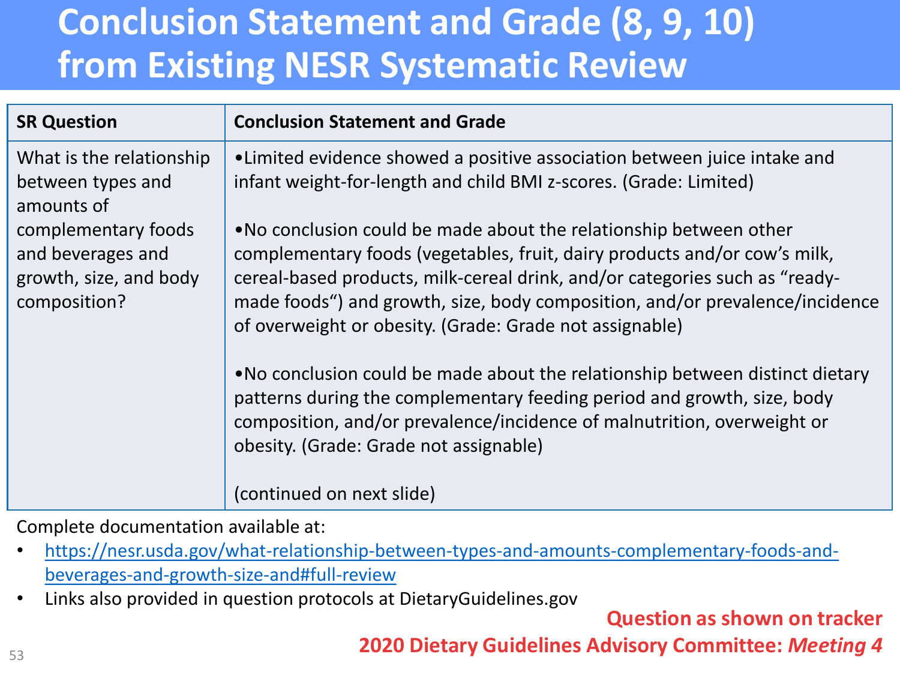# Conclusion Statement and Grade (8, 9, 10) from Existing NESR Systematic Review

| SR Question | Conclusion Statement and Grade |
|---|---|
| What is the relationship between types and amounts of complementary foods and beverages and growth, size, and body composition? | •Limited evidence showed a positive association between juice intake and infant weight-for-length and child BMI z-scores. (Grade: Limited)<br><br>•No conclusion could be made about the relationship between other complementary foods (vegetables, fruit, dairy products and/or cow's milk, cereal-based products, milk-cereal drink, and/or categories such as "ready-made foods") and growth, size, body composition, and/or prevalence/incidence of overweight or obesity. (Grade: Grade not assignable)<br><br>•No conclusion could be made about the relationship between distinct dietary patterns during the complementary feeding period and growth, size, body composition, and/or prevalence/incidence of malnutrition, overweight or obesity. (Grade: Grade not assignable)<br><br>(continued on next slide) |

Complete documentation available at:

- https://nesr.usda.gov/what-relationship-between-types-and-amounts-complementary-foods-and-beverages-and-growth-size-and#full-review
- Links also provided in question protocols at DietaryGuidelines.gov

**Question as shown on tracker**

**2020 Dietary Guidelines Advisory Committee: *Meeting 4***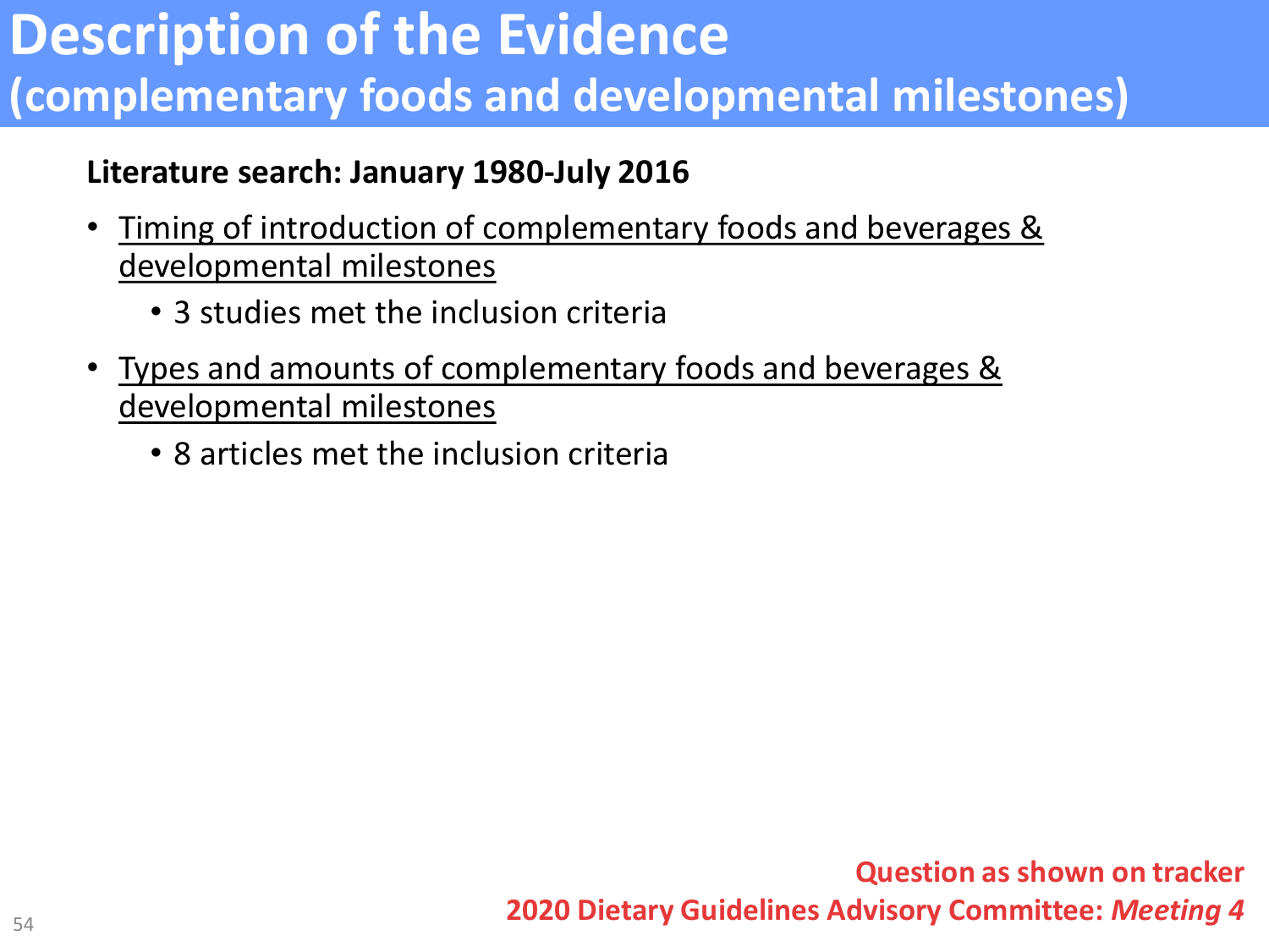# Description of the Evidence
## (complementary foods and developmental milestones)

**Literature search: January 1980-July 2016**

- <u>Timing of introduction of complementary foods and beverages & developmental milestones</u>
  - 3 studies met the inclusion criteria
- <u>Types and amounts of complementary foods and beverages & developmental milestones</u>
  - 8 articles met the inclusion criteria

**Question as shown on tracker**
**2020 Dietary Guidelines Advisory Committee: *Meeting 4***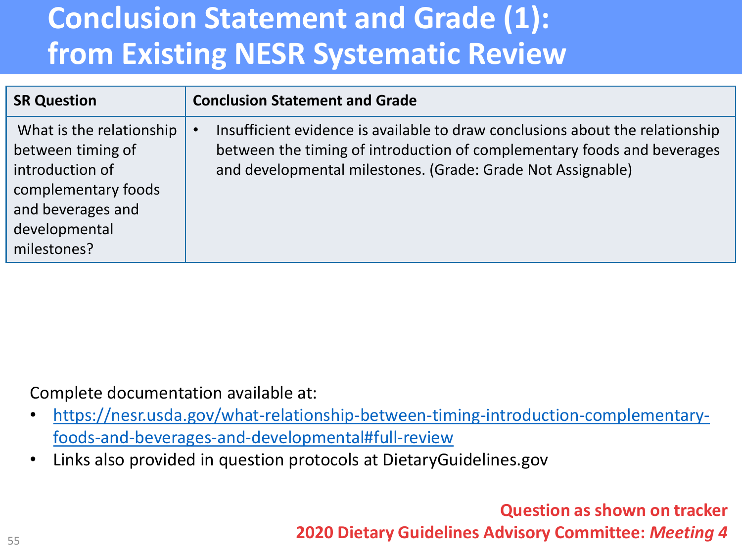# Conclusion Statement and Grade (1): from Existing NESR Systematic Review

| SR Question | Conclusion Statement and Grade |
| --- | --- |
| What is the relationship between timing of introduction of complementary foods and beverages and developmental milestones? | • Insufficient evidence is available to draw conclusions about the relationship between the timing of introduction of complementary foods and beverages and developmental milestones. (Grade: Grade Not Assignable) |

Complete documentation available at:

- https://nesr.usda.gov/what-relationship-between-timing-introduction-complementary-foods-and-beverages-and-developmental#full-review
- Links also provided in question protocols at DietaryGuidelines.gov

**Question as shown on tracker**

**2020 Dietary Guidelines Advisory Committee: *Meeting 4***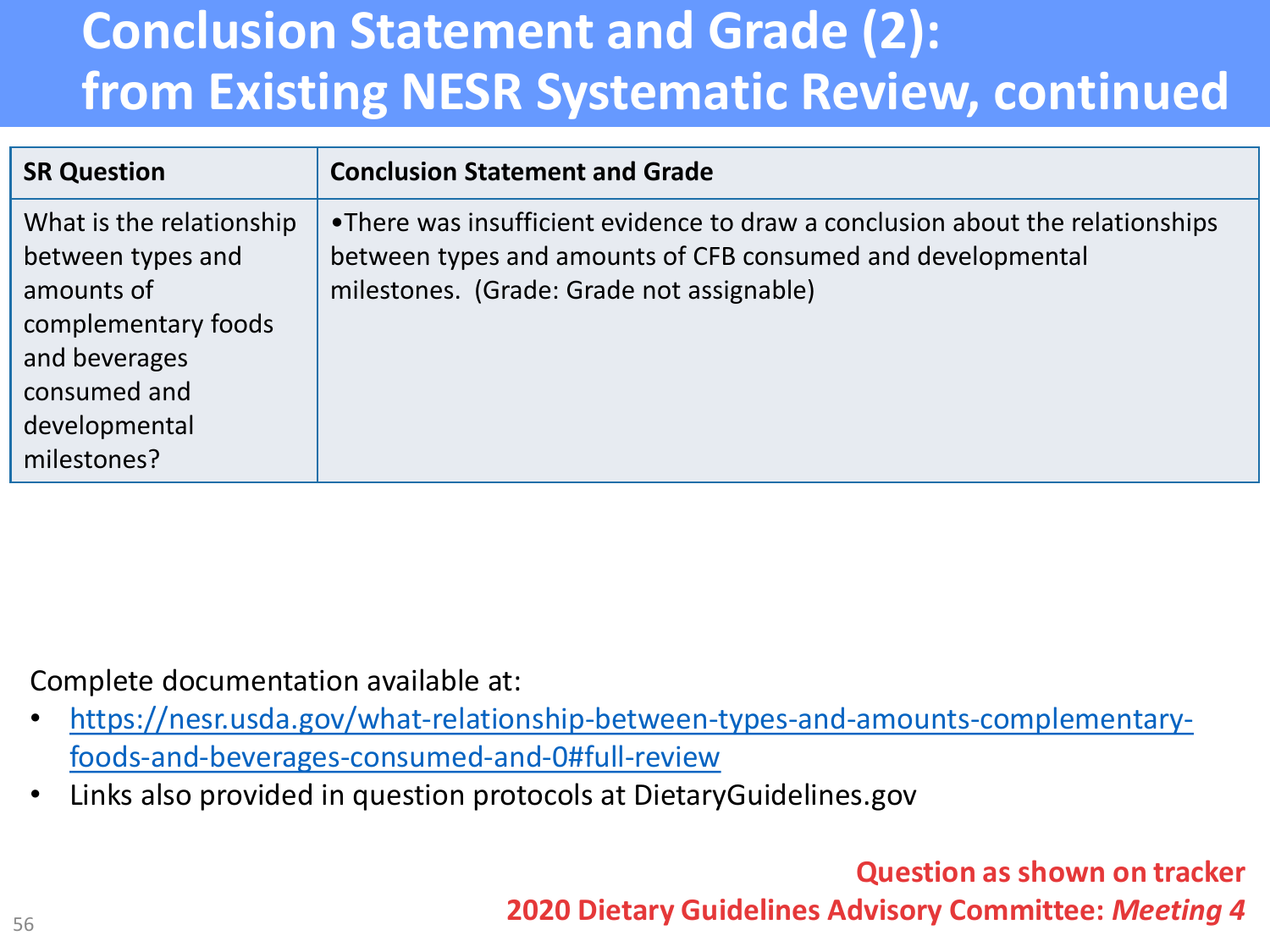# Conclusion Statement and Grade (2): from Existing NESR Systematic Review, continued

| SR Question | Conclusion Statement and Grade |
| --- | --- |
| What is the relationship between types and amounts of complementary foods and beverages consumed and developmental milestones? | •There was insufficient evidence to draw a conclusion about the relationships between types and amounts of CFB consumed and developmental milestones. (Grade: Grade not assignable) |

Complete documentation available at:

- https://nesr.usda.gov/what-relationship-between-types-and-amounts-complementary-foods-and-beverages-consumed-and-0#full-review
- Links also provided in question protocols at DietaryGuidelines.gov

**Question as shown on tracker**

**2020 Dietary Guidelines Advisory Committee: *Meeting 4***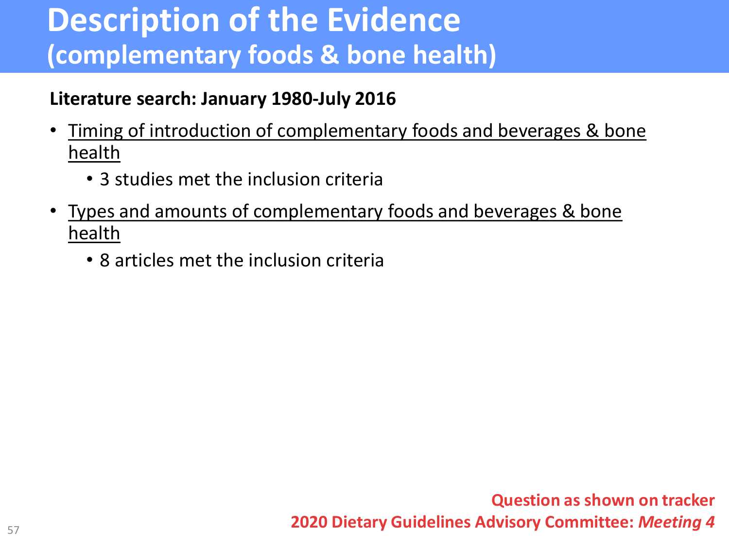# Description of the Evidence
## (complementary foods & bone health)

**Literature search: January 1980-July 2016**

- Timing of introduction of complementary foods and beverages & bone health
  - 3 studies met the inclusion criteria
- Types and amounts of complementary foods and beverages & bone health
  - 8 articles met the inclusion criteria

**Question as shown on tracker**
**2020 Dietary Guidelines Advisory Committee: *Meeting 4***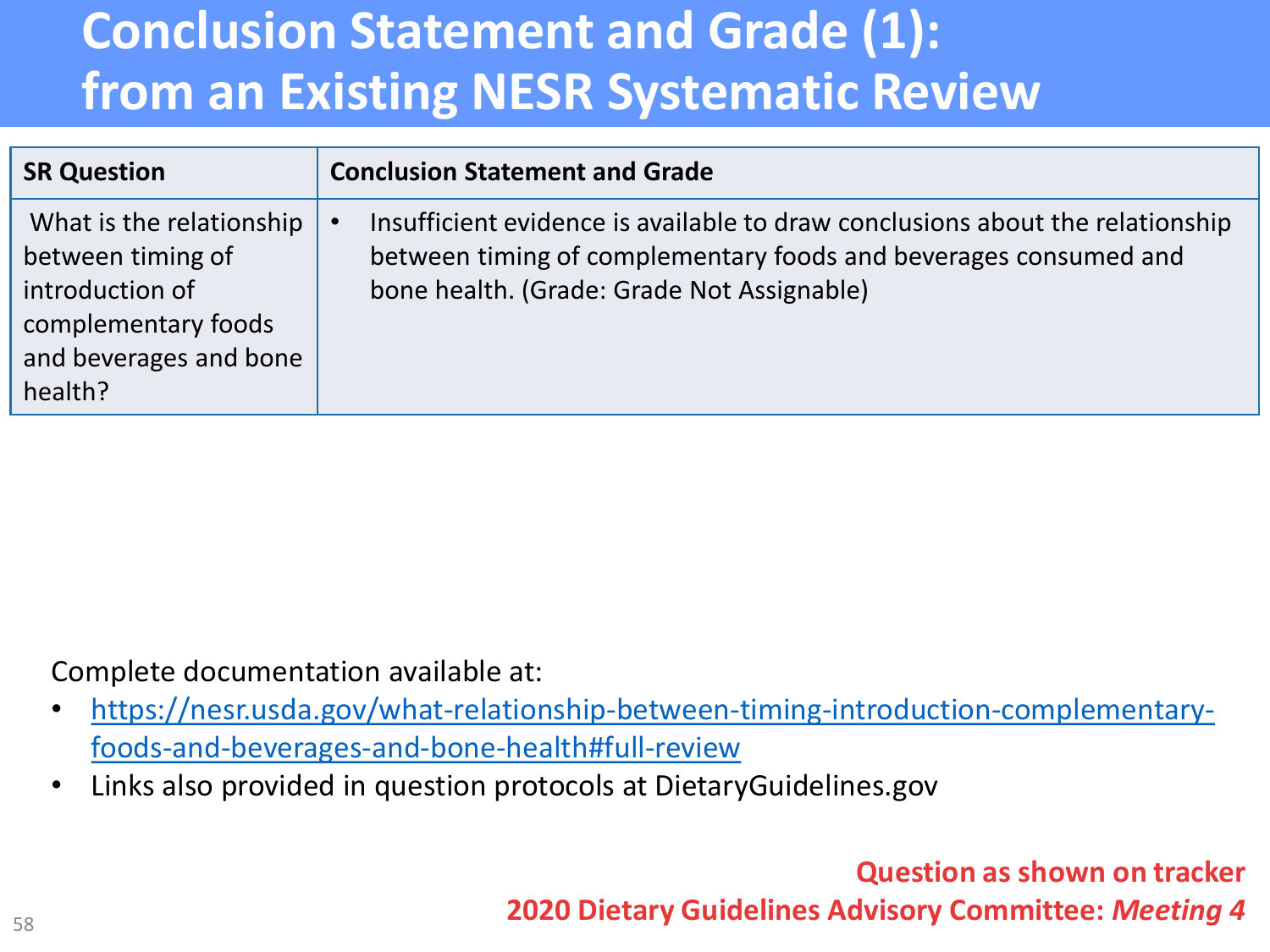# Conclusion Statement and Grade (1): from an Existing NESR Systematic Review

| SR Question | Conclusion Statement and Grade |
| --- | --- |
| What is the relationship between timing of introduction of complementary foods and beverages and bone health? | • Insufficient evidence is available to draw conclusions about the relationship between timing of complementary foods and beverages consumed and bone health. (Grade: Grade Not Assignable) |

Complete documentation available at:

- https://nesr.usda.gov/what-relationship-between-timing-introduction-complementary-foods-and-beverages-and-bone-health#full-review
- Links also provided in question protocols at DietaryGuidelines.gov

**Question as shown on tracker**

**2020 Dietary Guidelines Advisory Committee: *Meeting 4***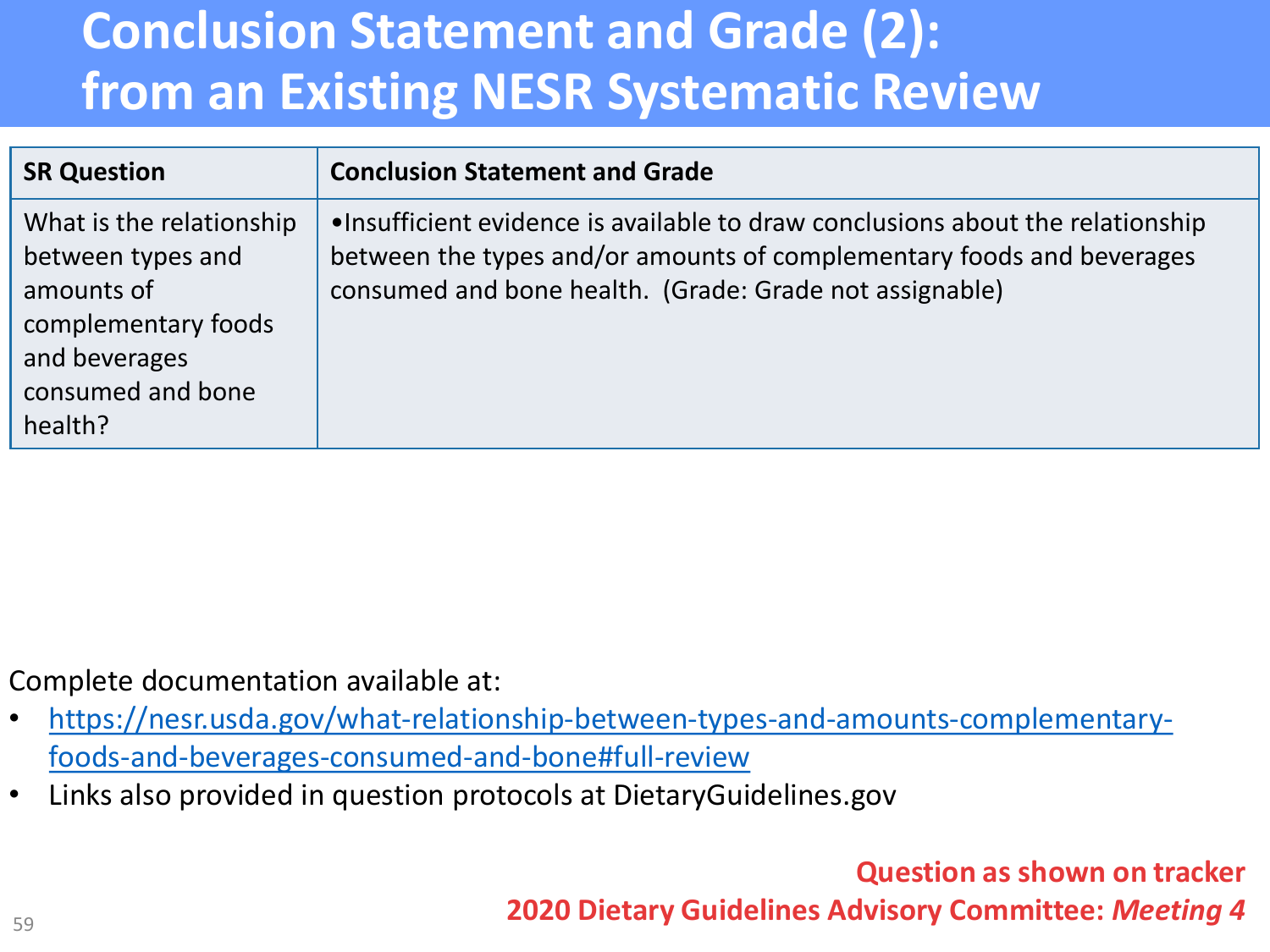# Conclusion Statement and Grade (2): from an Existing NESR Systematic Review

| SR Question | Conclusion Statement and Grade |
| --- | --- |
| What is the relationship between types and amounts of complementary foods and beverages consumed and bone health? | •Insufficient evidence is available to draw conclusions about the relationship between the types and/or amounts of complementary foods and beverages consumed and bone health. (Grade: Grade not assignable) |

Complete documentation available at:

- https://nesr.usda.gov/what-relationship-between-types-and-amounts-complementary-foods-and-beverages-consumed-and-bone#full-review
- Links also provided in question protocols at DietaryGuidelines.gov

**Question as shown on tracker**

**2020 Dietary Guidelines Advisory Committee: *Meeting 4***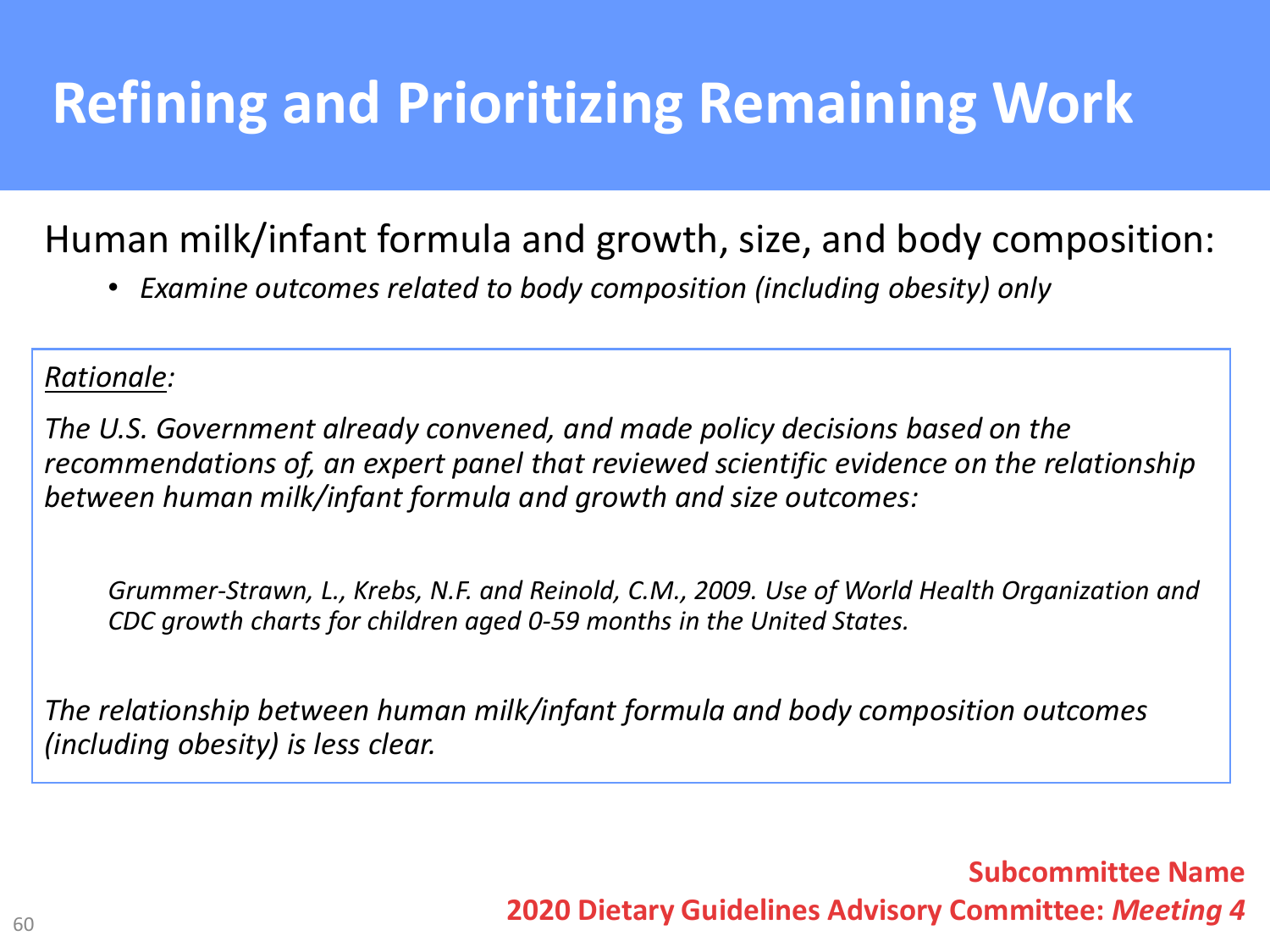# Refining and Prioritizing Remaining Work

Human milk/infant formula and growth, size, and body composition:

- *Examine outcomes related to body composition (including obesity) only*

*Rationale:*

*The U.S. Government already convened, and made policy decisions based on the recommendations of, an expert panel that reviewed scientific evidence on the relationship between human milk/infant formula and growth and size outcomes:*

> *Grummer-Strawn, L., Krebs, N.F. and Reinold, C.M., 2009. Use of World Health Organization and CDC growth charts for children aged 0-59 months in the United States.*

*The relationship between human milk/infant formula and body composition outcomes (including obesity) is less clear.*

**Subcommittee Name**
**2020 Dietary Guidelines Advisory Committee: *Meeting 4***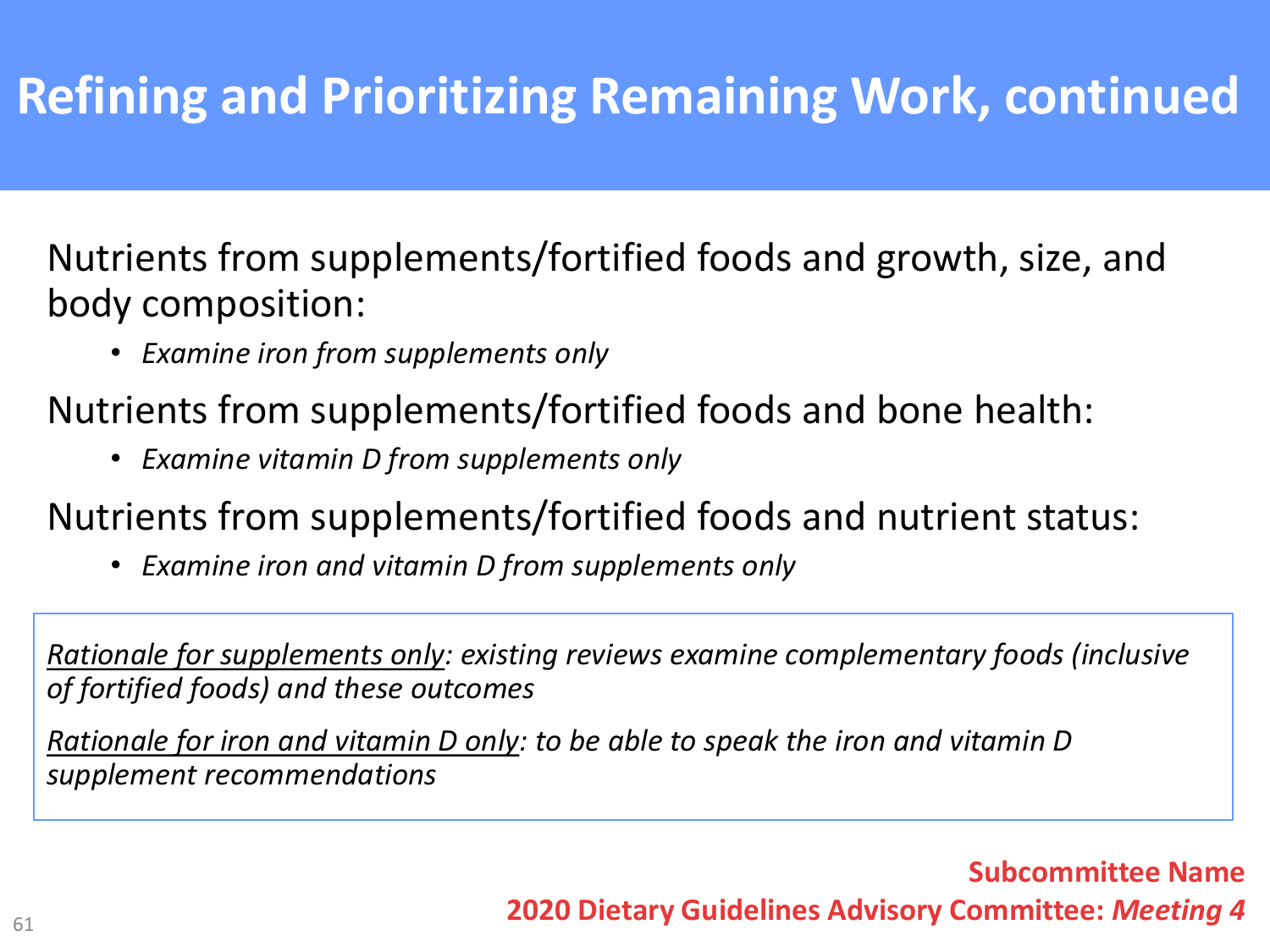# Refining and Prioritizing Remaining Work, continued

Nutrients from supplements/fortified foods and growth, size, and body composition:

- *Examine iron from supplements only*

Nutrients from supplements/fortified foods and bone health:

- *Examine vitamin D from supplements only*

Nutrients from supplements/fortified foods and nutrient status:

- *Examine iron and vitamin D from supplements only*

*<u>Rationale for supplements only</u>: existing reviews examine complementary foods (inclusive of fortified foods) and these outcomes*

*<u>Rationale for iron and vitamin D only</u>: to be able to speak the iron and vitamin D supplement recommendations*

**Subcommittee Name**

**2020 Dietary Guidelines Advisory Committee: *Meeting 4***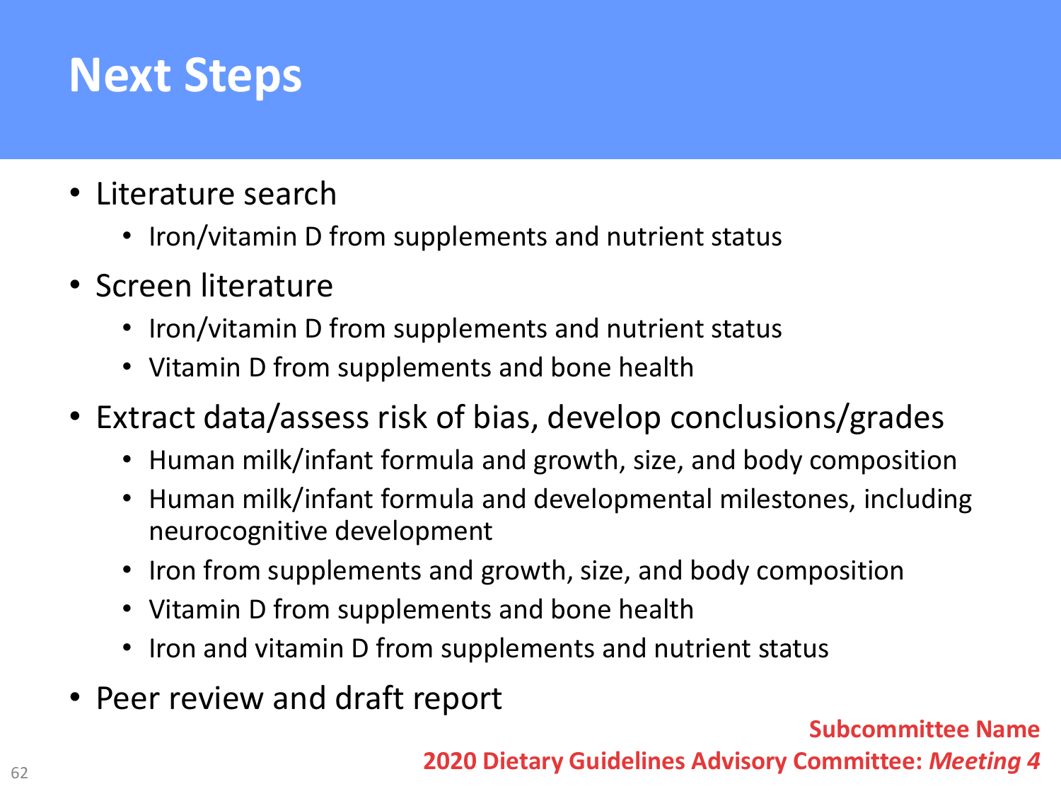# Next Steps

- Literature search
  - Iron/vitamin D from supplements and nutrient status
- Screen literature
  - Iron/vitamin D from supplements and nutrient status
  - Vitamin D from supplements and bone health
- Extract data/assess risk of bias, develop conclusions/grades
  - Human milk/infant formula and growth, size, and body composition
  - Human milk/infant formula and developmental milestones, including neurocognitive development
  - Iron from supplements and growth, size, and body composition
  - Vitamin D from supplements and bone health
  - Iron and vitamin D from supplements and nutrient status
- Peer review and draft report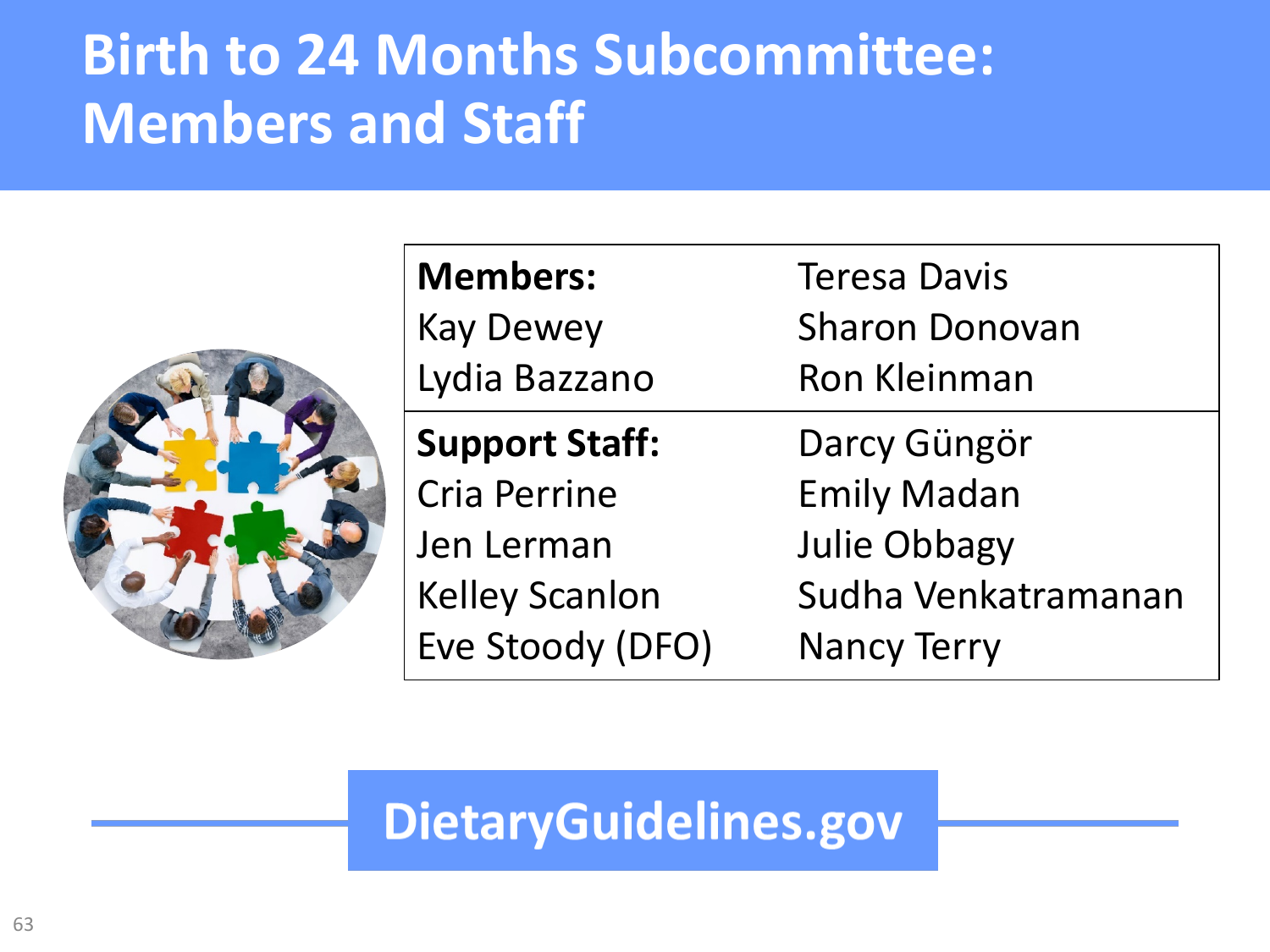# Birth to 24 Months Subcommittee: Members and Staff

| | |
|---|---|
| **Members:** | Teresa Davis |
| Kay Dewey | Sharon Donovan |
| Lydia Bazzano | Ron Kleinman |
| **Support Staff:** | Darcy Güngör |
| Cria Perrine | Emily Madan |
| Jen Lerman | Julie Obbagy |
| Kelley Scanlon | Sudha Venkatramanan |
| Eve Stoody (DFO) | Nancy Terry |

DietaryGuidelines.gov